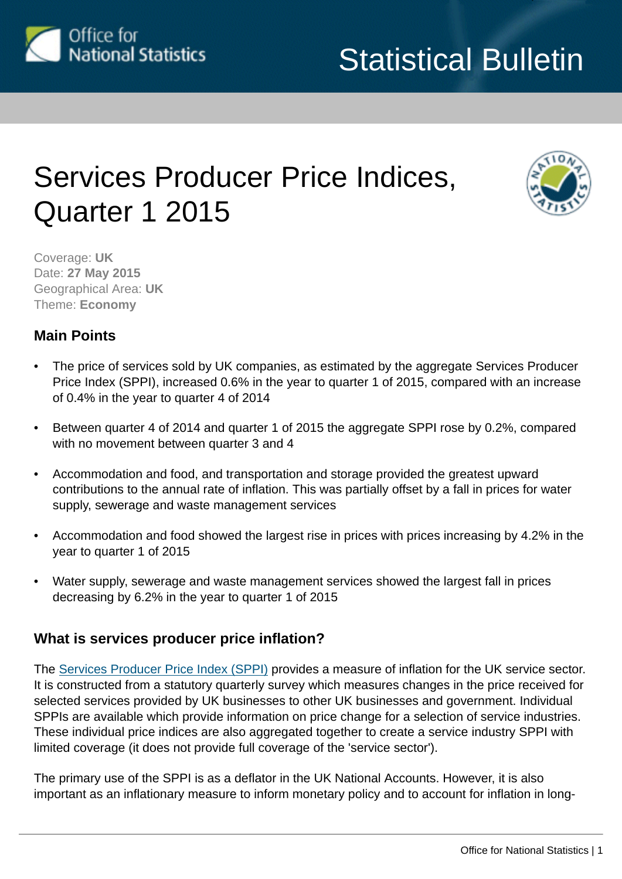Office for National Statistics

Statistical Bulletin

# Services Producer Price Indices, Quarter 1 2015

Coverage: **UK**
Date: **27 May 2015**
Geographical Area: **UK**
Theme: **Economy**

## Main Points

- The price of services sold by UK companies, as estimated by the aggregate Services Producer Price Index (SPPI), increased 0.6% in the year to quarter 1 of 2015, compared with an increase of 0.4% in the year to quarter 4 of 2014
- Between quarter 4 of 2014 and quarter 1 of 2015 the aggregate SPPI rose by 0.2%, compared with no movement between quarter 3 and 4
- Accommodation and food, and transportation and storage provided the greatest upward contributions to the annual rate of inflation. This was partially offset by a fall in prices for water supply, sewerage and waste management services
- Accommodation and food showed the largest rise in prices with prices increasing by 4.2% in the year to quarter 1 of 2015
- Water supply, sewerage and waste management services showed the largest fall in prices decreasing by 6.2% in the year to quarter 1 of 2015

## What is services producer price inflation?

The Services Producer Price Index (SPPI) provides a measure of inflation for the UK service sector. It is constructed from a statutory quarterly survey which measures changes in the price received for selected services provided by UK businesses to other UK businesses and government. Individual SPPIs are available which provide information on price change for a selection of service industries. These individual price indices are also aggregated together to create a service industry SPPI with limited coverage (it does not provide full coverage of the 'service sector').

The primary use of the SPPI is as a deflator in the UK National Accounts. However, it is also important as an inflationary measure to inform monetary policy and to account for inflation in long-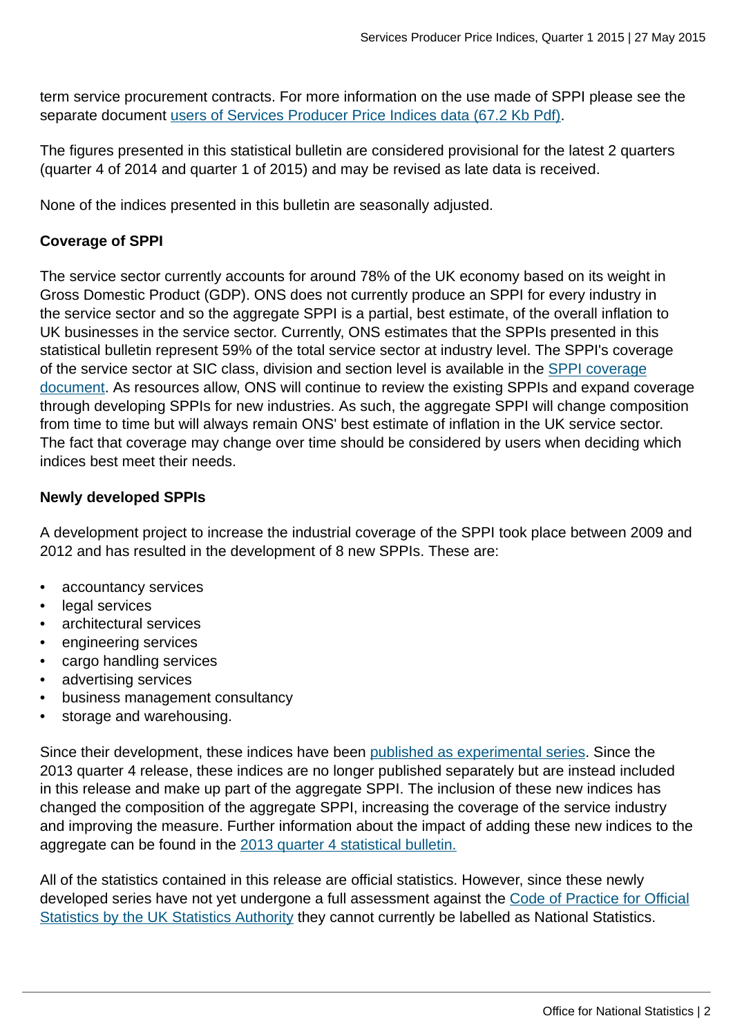term service procurement contracts. For more information on the use made of SPPI please see the separate document users of Services Producer Price Indices data (67.2 Kb Pdf).

The figures presented in this statistical bulletin are considered provisional for the latest 2 quarters (quarter 4 of 2014 and quarter 1 of 2015) and may be revised as late data is received.

None of the indices presented in this bulletin are seasonally adjusted.

**Coverage of SPPI**

The service sector currently accounts for around 78% of the UK economy based on its weight in Gross Domestic Product (GDP). ONS does not currently produce an SPPI for every industry in the service sector and so the aggregate SPPI is a partial, best estimate, of the overall inflation to UK businesses in the service sector. Currently, ONS estimates that the SPPIs presented in this statistical bulletin represent 59% of the total service sector at industry level. The SPPI's coverage of the service sector at SIC class, division and section level is available in the SPPI coverage document. As resources allow, ONS will continue to review the existing SPPIs and expand coverage through developing SPPIs for new industries. As such, the aggregate SPPI will change composition from time to time but will always remain ONS' best estimate of inflation in the UK service sector. The fact that coverage may change over time should be considered by users when deciding which indices best meet their needs.

**Newly developed SPPIs**

A development project to increase the industrial coverage of the SPPI took place between 2009 and 2012 and has resulted in the development of 8 new SPPIs. These are:

- accountancy services
- legal services
- architectural services
- engineering services
- cargo handling services
- advertising services
- business management consultancy
- storage and warehousing.

Since their development, these indices have been published as experimental series. Since the 2013 quarter 4 release, these indices are no longer published separately but are instead included in this release and make up part of the aggregate SPPI. The inclusion of these new indices has changed the composition of the aggregate SPPI, increasing the coverage of the service industry and improving the measure. Further information about the impact of adding these new indices to the aggregate can be found in the 2013 quarter 4 statistical bulletin.

All of the statistics contained in this release are official statistics. However, since these newly developed series have not yet undergone a full assessment against the Code of Practice for Official Statistics by the UK Statistics Authority they cannot currently be labelled as National Statistics.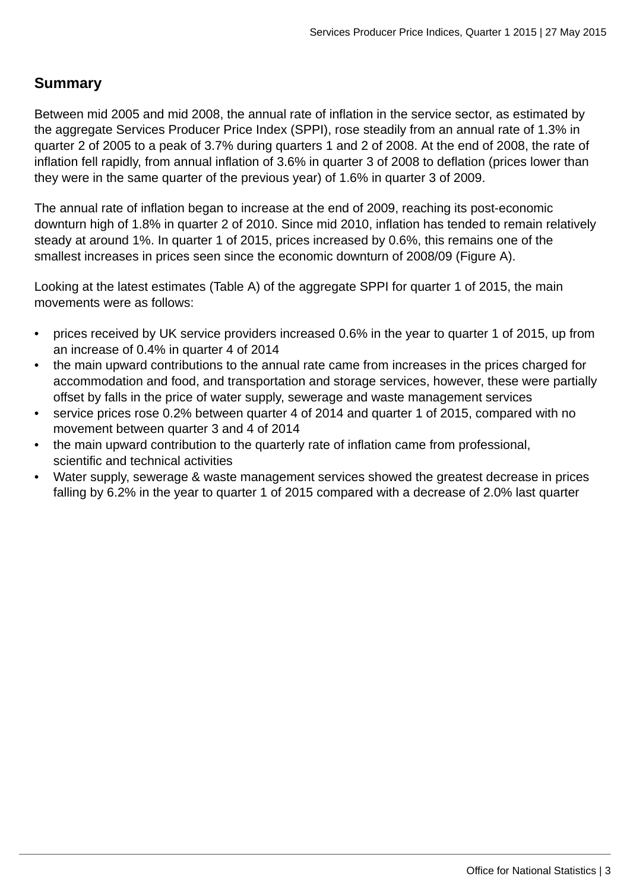## Summary

Between mid 2005 and mid 2008, the annual rate of inflation in the service sector, as estimated by the aggregate Services Producer Price Index (SPPI), rose steadily from an annual rate of 1.3% in quarter 2 of 2005 to a peak of 3.7% during quarters 1 and 2 of 2008. At the end of 2008, the rate of inflation fell rapidly, from annual inflation of 3.6% in quarter 3 of 2008 to deflation (prices lower than they were in the same quarter of the previous year) of 1.6% in quarter 3 of 2009.

The annual rate of inflation began to increase at the end of 2009, reaching its post-economic downturn high of 1.8% in quarter 2 of 2010. Since mid 2010, inflation has tended to remain relatively steady at around 1%. In quarter 1 of 2015, prices increased by 0.6%, this remains one of the smallest increases in prices seen since the economic downturn of 2008/09 (Figure A).

Looking at the latest estimates (Table A) of the aggregate SPPI for quarter 1 of 2015, the main movements were as follows:

- prices received by UK service providers increased 0.6% in the year to quarter 1 of 2015, up from an increase of 0.4% in quarter 4 of 2014
- the main upward contributions to the annual rate came from increases in the prices charged for accommodation and food, and transportation and storage services, however, these were partially offset by falls in the price of water supply, sewerage and waste management services
- service prices rose 0.2% between quarter 4 of 2014 and quarter 1 of 2015, compared with no movement between quarter 3 and 4 of 2014
- the main upward contribution to the quarterly rate of inflation came from professional, scientific and technical activities
- Water supply, sewerage & waste management services showed the greatest decrease in prices falling by 6.2% in the year to quarter 1 of 2015 compared with a decrease of 2.0% last quarter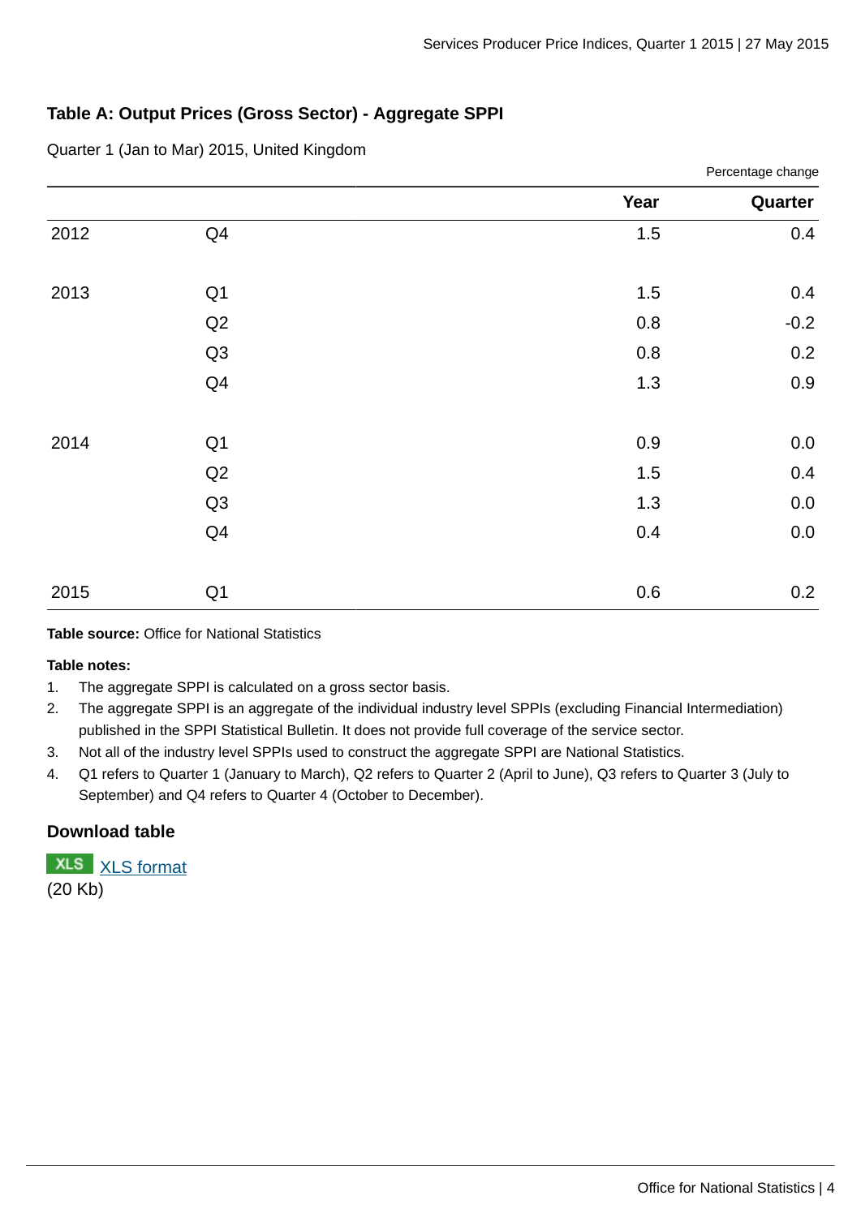### Table A: Output Prices (Gross Sector) - Aggregate SPPI

Quarter 1 (Jan to Mar) 2015, United Kingdom

Percentage change

| | | Year | Quarter |
|---|---|---|---|
| 2012 | Q4 | 1.5 | 0.4 |
| | | | |
| 2013 | Q1 | 1.5 | 0.4 |
| | Q2 | 0.8 | -0.2 |
| | Q3 | 0.8 | 0.2 |
| | Q4 | 1.3 | 0.9 |
| | | | |
| 2014 | Q1 | 0.9 | 0.0 |
| | Q2 | 1.5 | 0.4 |
| | Q3 | 1.3 | 0.0 |
| | Q4 | 0.4 | 0.0 |
| | | | |
| 2015 | Q1 | 0.6 | 0.2 |

**Table source:** Office for National Statistics

**Table notes:**

1. The aggregate SPPI is calculated on a gross sector basis.
2. The aggregate SPPI is an aggregate of the individual industry level SPPIs (excluding Financial Intermediation) published in the SPPI Statistical Bulletin. It does not provide full coverage of the service sector.
3. Not all of the industry level SPPIs used to construct the aggregate SPPI are National Statistics.
4. Q1 refers to Quarter 1 (January to March), Q2 refers to Quarter 2 (April to June), Q3 refers to Quarter 3 (July to September) and Q4 refers to Quarter 4 (October to December).

### Download table

XLS XLS format
(20 Kb)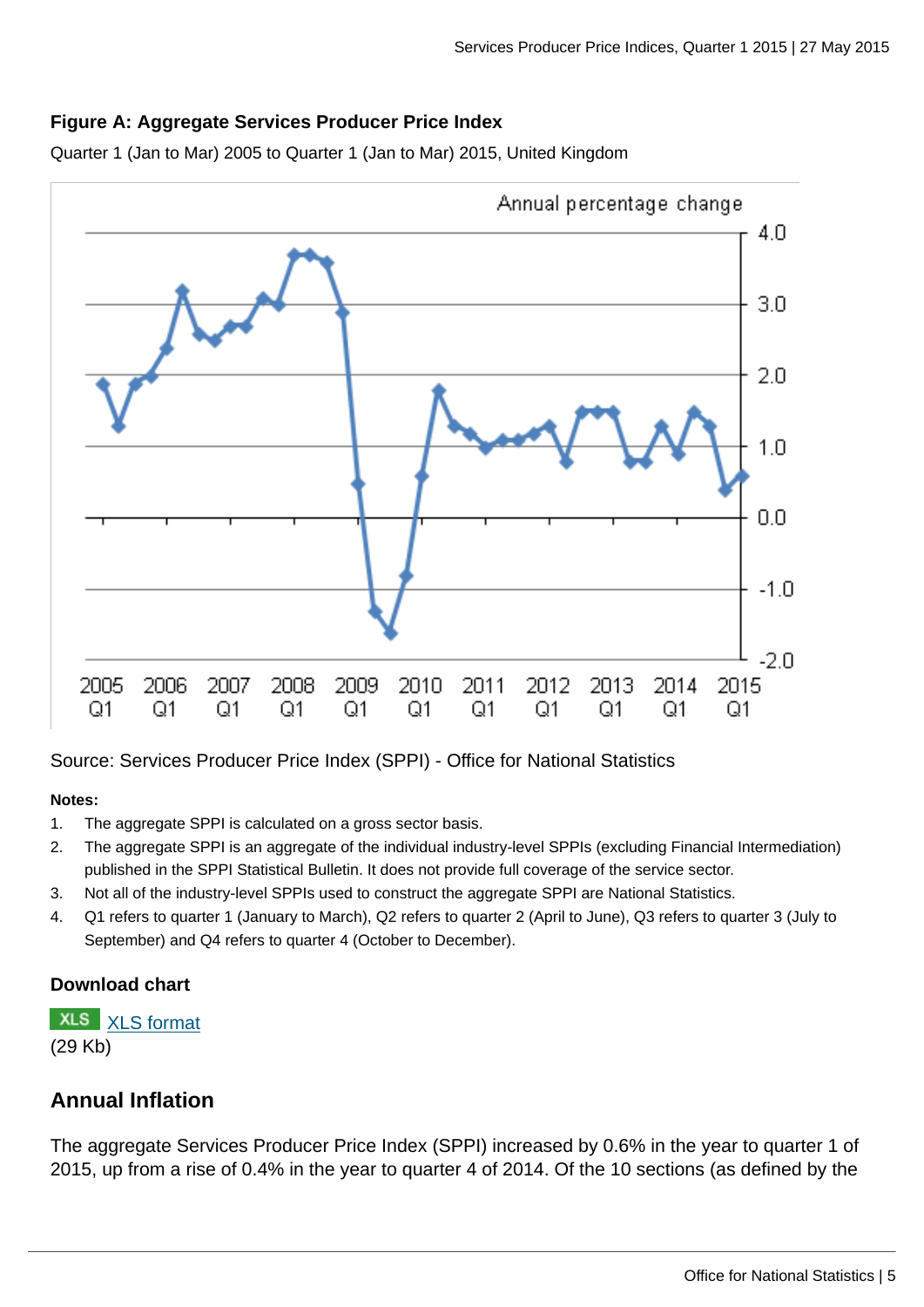### Figure A: Aggregate Services Producer Price Index

Quarter 1 (Jan to Mar) 2005 to Quarter 1 (Jan to Mar) 2015, United Kingdom

Source: Services Producer Price Index (SPPI) - Office for National Statistics

**Notes:**

1. The aggregate SPPI is calculated on a gross sector basis.
2. The aggregate SPPI is an aggregate of the individual industry-level SPPIs (excluding Financial Intermediation) published in the SPPI Statistical Bulletin. It does not provide full coverage of the service sector.
3. Not all of the industry-level SPPIs used to construct the aggregate SPPI are National Statistics.
4. Q1 refers to quarter 1 (January to March), Q2 refers to quarter 2 (April to June), Q3 refers to quarter 3 (July to September) and Q4 refers to quarter 4 (October to December).

**Download chart**

XLS [XLS format](XLS format)
(29 Kb)

## Annual Inflation

The aggregate Services Producer Price Index (SPPI) increased by 0.6% in the year to quarter 1 of 2015, up from a rise of 0.4% in the year to quarter 4 of 2014. Of the 10 sections (as defined by the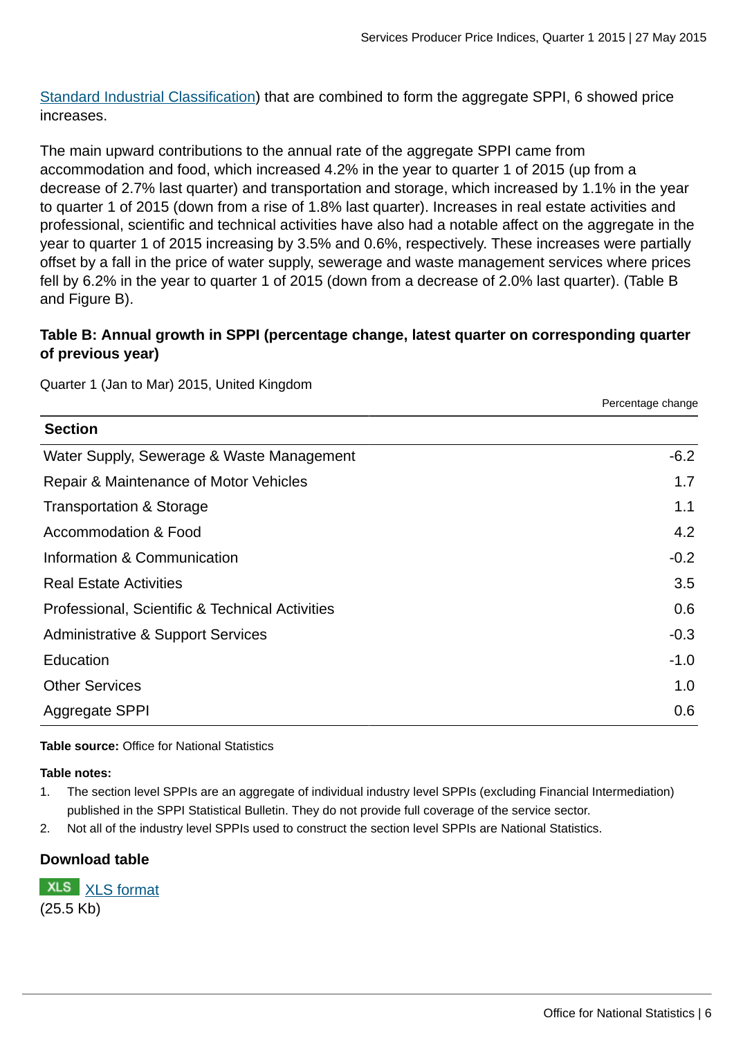[Standard Industrial Classification](#)) that are combined to form the aggregate SPPI, 6 showed price increases.

The main upward contributions to the annual rate of the aggregate SPPI came from accommodation and food, which increased 4.2% in the year to quarter 1 of 2015 (up from a decrease of 2.7% last quarter) and transportation and storage, which increased by 1.1% in the year to quarter 1 of 2015 (down from a rise of 1.8% last quarter). Increases in real estate activities and professional, scientific and technical activities have also had a notable affect on the aggregate in the year to quarter 1 of 2015 increasing by 3.5% and 0.6%, respectively. These increases were partially offset by a fall in the price of water supply, sewerage and waste management services where prices fell by 6.2% in the year to quarter 1 of 2015 (down from a decrease of 2.0% last quarter). (Table B and Figure B).

### Table B: Annual growth in SPPI (percentage change, latest quarter on corresponding quarter of previous year)

Quarter 1 (Jan to Mar) 2015, United Kingdom

| Section | Percentage change |
|---|---|
| Water Supply, Sewerage & Waste Management | -6.2 |
| Repair & Maintenance of Motor Vehicles | 1.7 |
| Transportation & Storage | 1.1 |
| Accommodation & Food | 4.2 |
| Information & Communication | -0.2 |
| Real Estate Activities | 3.5 |
| Professional, Scientific & Technical Activities | 0.6 |
| Administrative & Support Services | -0.3 |
| Education | -1.0 |
| Other Services | 1.0 |
| Aggregate SPPI | 0.6 |

**Table source:** Office for National Statistics

**Table notes:**

1. The section level SPPIs are an aggregate of individual industry level SPPIs (excluding Financial Intermediation) published in the SPPI Statistical Bulletin. They do not provide full coverage of the service sector.
2. Not all of the industry level SPPIs used to construct the section level SPPIs are National Statistics.

**Download table**

XLS [XLS format](#)
(25.5 Kb)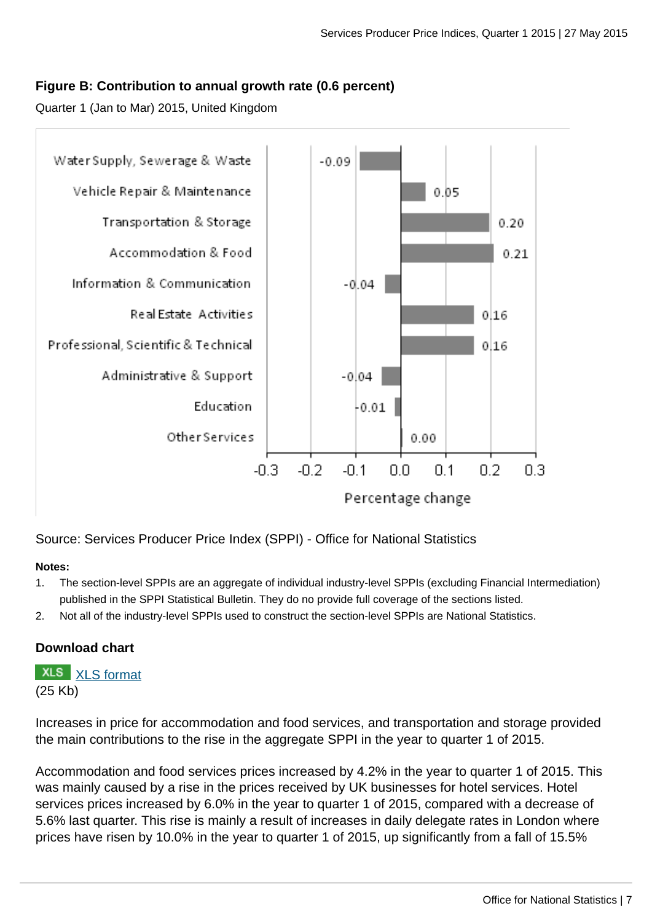**Figure B: Contribution to annual growth rate (0.6 percent)**

Quarter 1 (Jan to Mar) 2015, United Kingdom

| Section | Percentage change |
|---|---|
| Water Supply, Sewerage & Waste | -0.09 |
| Vehicle Repair & Maintenance | 0.05 |
| Transportation & Storage | 0.20 |
| Accommodation & Food | 0.21 |
| Information & Communication | -0.04 |
| Real Estate Activities | 0.16 |
| Professional, Scientific & Technical | 0.16 |
| Administrative & Support | -0.04 |
| Education | -0.01 |
| Other Services | 0.00 |

Source: Services Producer Price Index (SPPI) - Office for National Statistics

**Notes:**

1. The section-level SPPIs are an aggregate of individual industry-level SPPIs (excluding Financial Intermediation) published in the SPPI Statistical Bulletin. They do no provide full coverage of the sections listed.
2. Not all of the industry-level SPPIs used to construct the section-level SPPIs are National Statistics.

**Download chart**

XLS [XLS format](#)
(25 Kb)

Increases in price for accommodation and food services, and transportation and storage provided the main contributions to the rise in the aggregate SPPI in the year to quarter 1 of 2015.

Accommodation and food services prices increased by 4.2% in the year to quarter 1 of 2015. This was mainly caused by a rise in the prices received by UK businesses for hotel services. Hotel services prices increased by 6.0% in the year to quarter 1 of 2015, compared with a decrease of 5.6% last quarter. This rise is mainly a result of increases in daily delegate rates in London where prices have risen by 10.0% in the year to quarter 1 of 2015, up significantly from a fall of 15.5%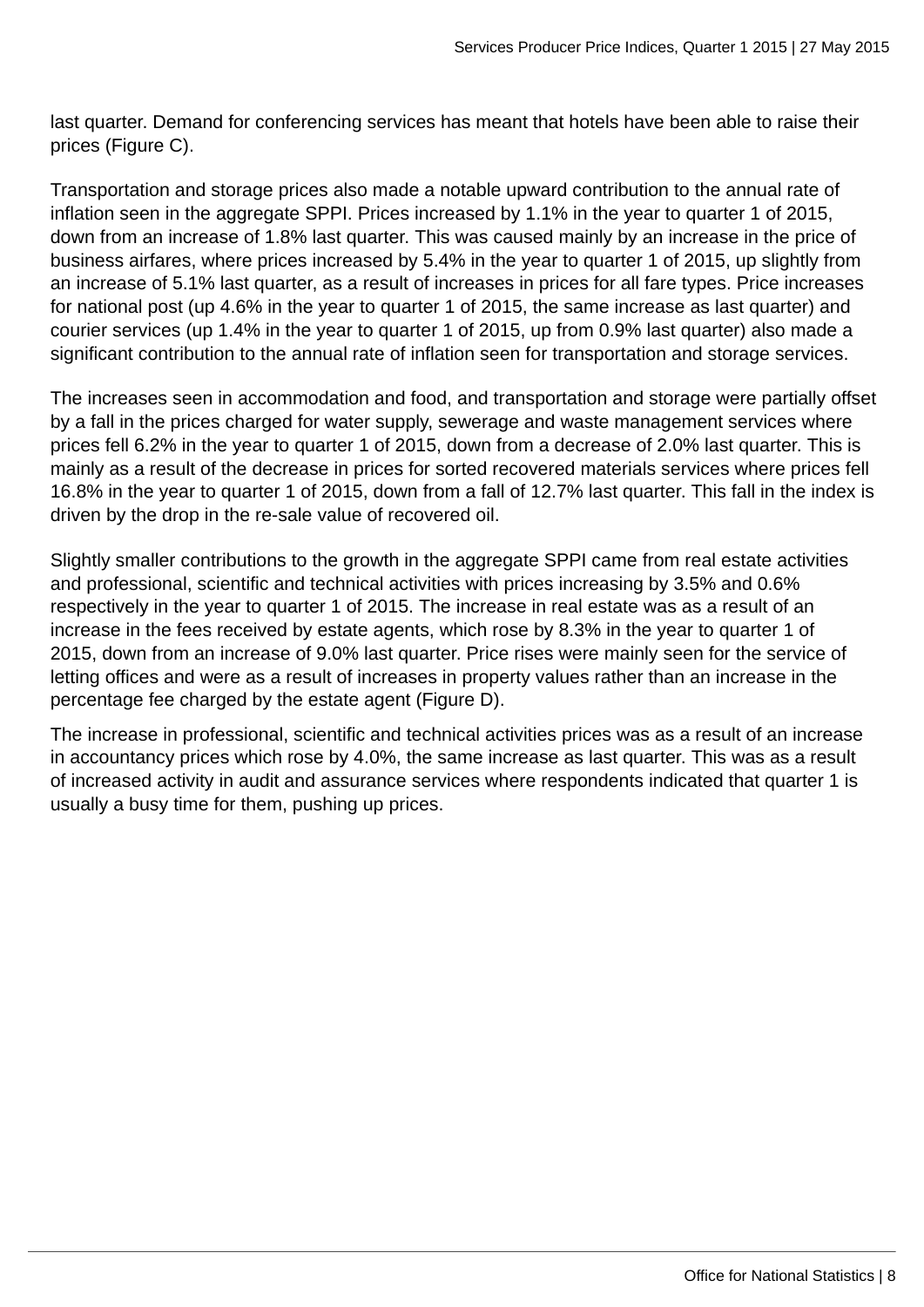last quarter. Demand for conferencing services has meant that hotels have been able to raise their prices (Figure C).

Transportation and storage prices also made a notable upward contribution to the annual rate of inflation seen in the aggregate SPPI. Prices increased by 1.1% in the year to quarter 1 of 2015, down from an increase of 1.8% last quarter. This was caused mainly by an increase in the price of business airfares, where prices increased by 5.4% in the year to quarter 1 of 2015, up slightly from an increase of 5.1% last quarter, as a result of increases in prices for all fare types. Price increases for national post (up 4.6% in the year to quarter 1 of 2015, the same increase as last quarter) and courier services (up 1.4% in the year to quarter 1 of 2015, up from 0.9% last quarter) also made a significant contribution to the annual rate of inflation seen for transportation and storage services.

The increases seen in accommodation and food, and transportation and storage were partially offset by a fall in the prices charged for water supply, sewerage and waste management services where prices fell 6.2% in the year to quarter 1 of 2015, down from a decrease of 2.0% last quarter. This is mainly as a result of the decrease in prices for sorted recovered materials services where prices fell 16.8% in the year to quarter 1 of 2015, down from a fall of 12.7% last quarter. This fall in the index is driven by the drop in the re-sale value of recovered oil.

Slightly smaller contributions to the growth in the aggregate SPPI came from real estate activities and professional, scientific and technical activities with prices increasing by 3.5% and 0.6% respectively in the year to quarter 1 of 2015. The increase in real estate was as a result of an increase in the fees received by estate agents, which rose by 8.3% in the year to quarter 1 of 2015, down from an increase of 9.0% last quarter. Price rises were mainly seen for the service of letting offices and were as a result of increases in property values rather than an increase in the percentage fee charged by the estate agent (Figure D).

The increase in professional, scientific and technical activities prices was as a result of an increase in accountancy prices which rose by 4.0%, the same increase as last quarter. This was as a result of increased activity in audit and assurance services where respondents indicated that quarter 1 is usually a busy time for them, pushing up prices.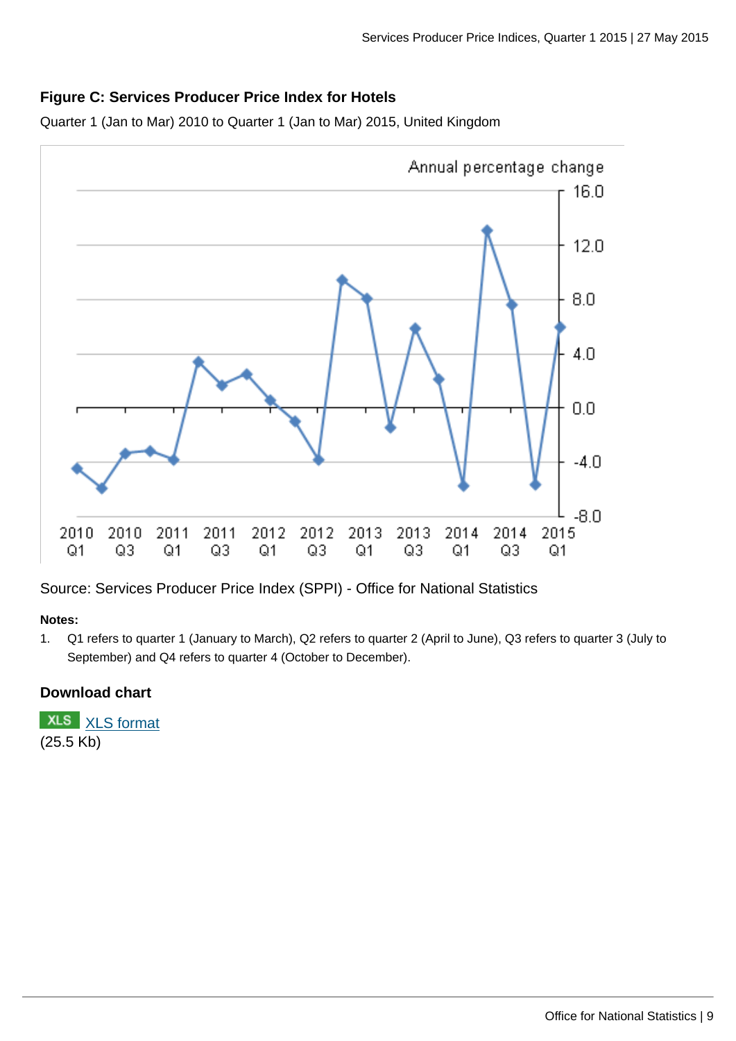### Figure C: Services Producer Price Index for Hotels

Quarter 1 (Jan to Mar) 2010 to Quarter 1 (Jan to Mar) 2015, United Kingdom

Source: Services Producer Price Index (SPPI) - Office for National Statistics

**Notes:**

1. Q1 refers to quarter 1 (January to March), Q2 refers to quarter 2 (April to June), Q3 refers to quarter 3 (July to September) and Q4 refers to quarter 4 (October to December).

### Download chart

XLS [XLS format](XLS format)
(25.5 Kb)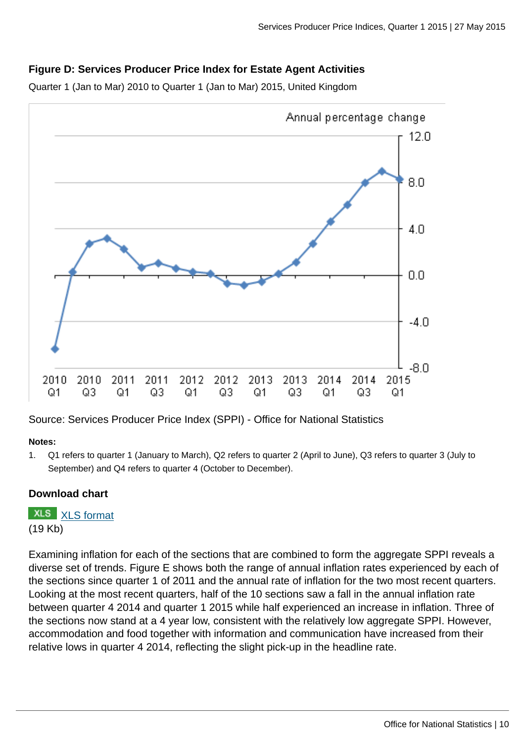### Figure D: Services Producer Price Index for Estate Agent Activities

Quarter 1 (Jan to Mar) 2010 to Quarter 1 (Jan to Mar) 2015, United Kingdom

Source: Services Producer Price Index (SPPI) - Office for National Statistics

**Notes:**

1. Q1 refers to quarter 1 (January to March), Q2 refers to quarter 2 (April to June), Q3 refers to quarter 3 (July to September) and Q4 refers to quarter 4 (October to December).

**Download chart**

XLS [XLS format](#)
(19 Kb)

Examining inflation for each of the sections that are combined to form the aggregate SPPI reveals a diverse set of trends. Figure E shows both the range of annual inflation rates experienced by each of the sections since quarter 1 of 2011 and the annual rate of inflation for the two most recent quarters. Looking at the most recent quarters, half of the 10 sections saw a fall in the annual inflation rate between quarter 4 2014 and quarter 1 2015 while half experienced an increase in inflation. Three of the sections now stand at a 4 year low, consistent with the relatively low aggregate SPPI. However, accommodation and food together with information and communication have increased from their relative lows in quarter 4 2014, reflecting the slight pick-up in the headline rate.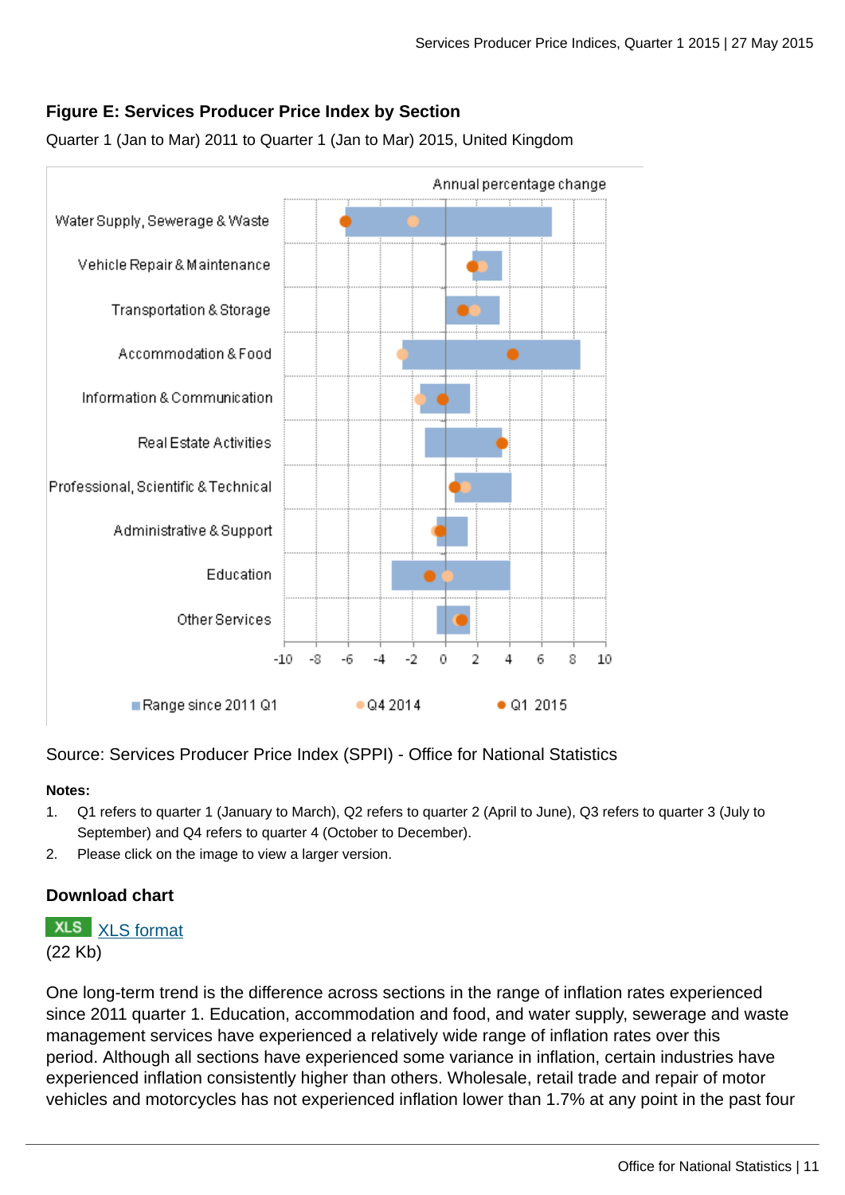### Figure E: Services Producer Price Index by Section

Quarter 1 (Jan to Mar) 2011 to Quarter 1 (Jan to Mar) 2015, United Kingdom

Source: Services Producer Price Index (SPPI) - Office for National Statistics

**Notes:**

1. Q1 refers to quarter 1 (January to March), Q2 refers to quarter 2 (April to June), Q3 refers to quarter 3 (July to September) and Q4 refers to quarter 4 (October to December).
2. Please click on the image to view a larger version.

### Download chart

XLS [XLS format](#)
(22 Kb)

One long-term trend is the difference across sections in the range of inflation rates experienced since 2011 quarter 1. Education, accommodation and food, and water supply, sewerage and waste management services have experienced a relatively wide range of inflation rates over this period. Although all sections have experienced some variance in inflation, certain industries have experienced inflation consistently higher than others. Wholesale, retail trade and repair of motor vehicles and motorcycles has not experienced inflation lower than 1.7% at any point in the past four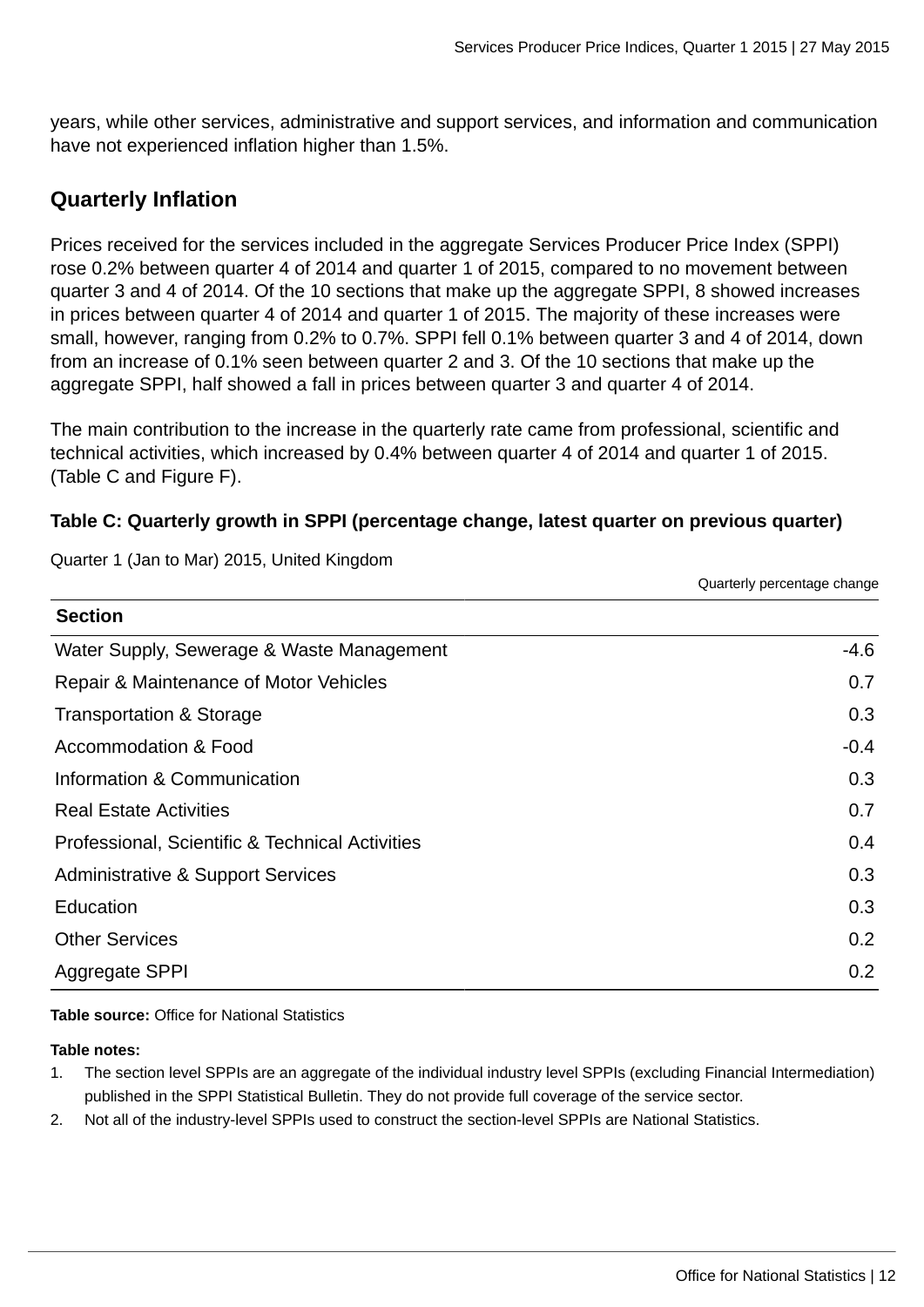years, while other services, administrative and support services, and information and communication have not experienced inflation higher than 1.5%.

## Quarterly Inflation

Prices received for the services included in the aggregate Services Producer Price Index (SPPI) rose 0.2% between quarter 4 of 2014 and quarter 1 of 2015, compared to no movement between quarter 3 and 4 of 2014. Of the 10 sections that make up the aggregate SPPI, 8 showed increases in prices between quarter 4 of 2014 and quarter 1 of 2015. The majority of these increases were small, however, ranging from 0.2% to 0.7%. SPPI fell 0.1% between quarter 3 and 4 of 2014, down from an increase of 0.1% seen between quarter 2 and 3. Of the 10 sections that make up the aggregate SPPI, half showed a fall in prices between quarter 3 and quarter 4 of 2014.

The main contribution to the increase in the quarterly rate came from professional, scientific and technical activities, which increased by 0.4% between quarter 4 of 2014 and quarter 1 of 2015. (Table C and Figure F).

**Table C: Quarterly growth in SPPI (percentage change, latest quarter on previous quarter)**

Quarter 1 (Jan to Mar) 2015, United Kingdom

| Section | Quarterly percentage change |
|---|---|
| Water Supply, Sewerage & Waste Management | -4.6 |
| Repair & Maintenance of Motor Vehicles | 0.7 |
| Transportation & Storage | 0.3 |
| Accommodation & Food | -0.4 |
| Information & Communication | 0.3 |
| Real Estate Activities | 0.7 |
| Professional, Scientific & Technical Activities | 0.4 |
| Administrative & Support Services | 0.3 |
| Education | 0.3 |
| Other Services | 0.2 |
| Aggregate SPPI | 0.2 |

**Table source:** Office for National Statistics

**Table notes:**

1. The section level SPPIs are an aggregate of the individual industry level SPPIs (excluding Financial Intermediation) published in the SPPI Statistical Bulletin. They do not provide full coverage of the service sector.
2. Not all of the industry-level SPPIs used to construct the section-level SPPIs are National Statistics.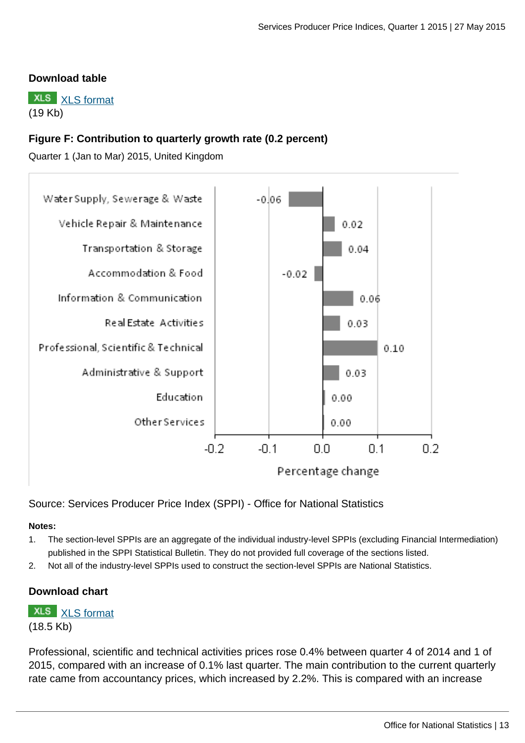**Download table**

XLS [XLS format](#)
(19 Kb)

**Figure F: Contribution to quarterly growth rate (0.2 percent)**

Quarter 1 (Jan to Mar) 2015, United Kingdom

| Section | Percentage change |
|---|---|
| Water Supply, Sewerage & Waste | -0.06 |
| Vehicle Repair & Maintenance | 0.02 |
| Transportation & Storage | 0.04 |
| Accommodation & Food | -0.02 |
| Information & Communication | 0.06 |
| Real Estate Activities | 0.03 |
| Professional, Scientific & Technical | 0.10 |
| Administrative & Support | 0.03 |
| Education | 0.00 |
| Other Services | 0.00 |

Source: Services Producer Price Index (SPPI) - Office for National Statistics

**Notes:**

1. The section-level SPPIs are an aggregate of the individual industry-level SPPIs (excluding Financial Intermediation) published in the SPPI Statistical Bulletin. They do not provided full coverage of the sections listed.
2. Not all of the industry-level SPPIs used to construct the section-level SPPIs are National Statistics.

**Download chart**

XLS [XLS format](#)
(18.5 Kb)

Professional, scientific and technical activities prices rose 0.4% between quarter 4 of 2014 and 1 of 2015, compared with an increase of 0.1% last quarter. The main contribution to the current quarterly rate came from accountancy prices, which increased by 2.2%. This is compared with an increase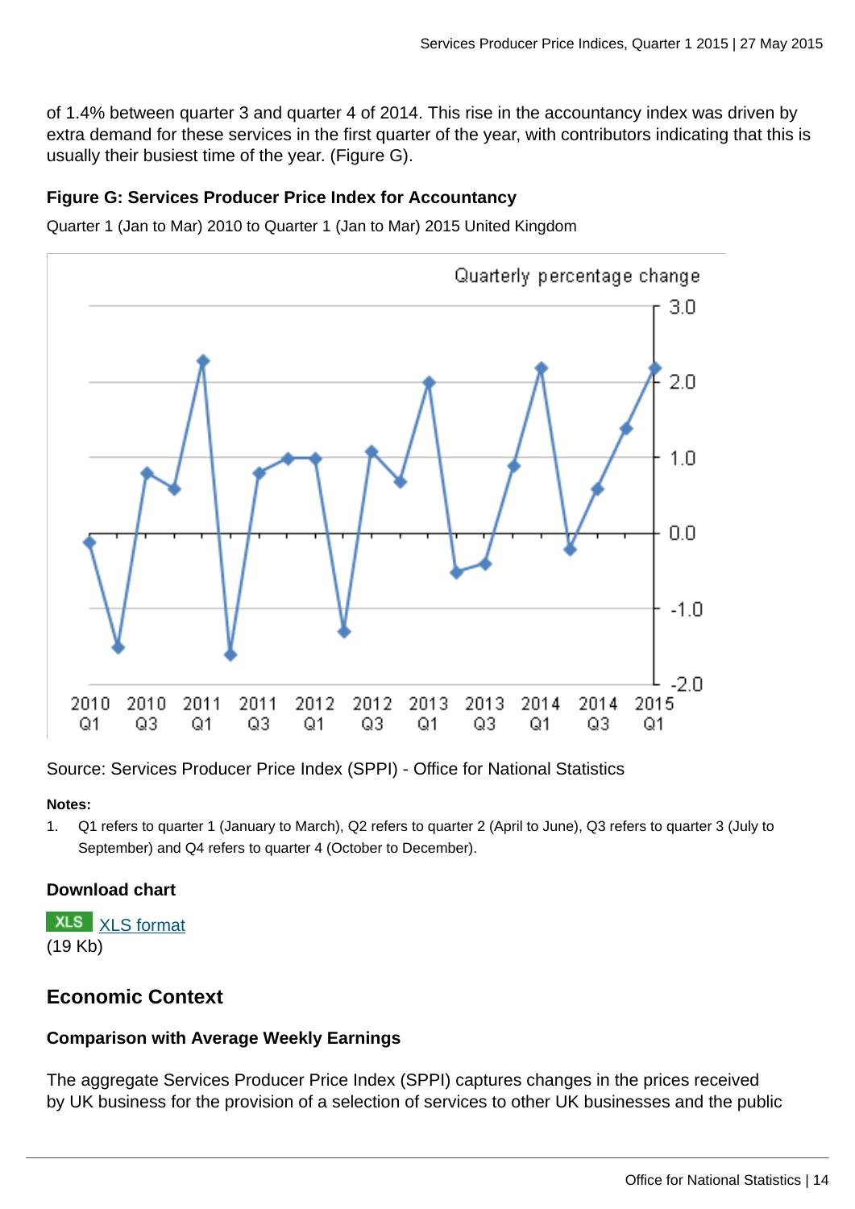of 1.4% between quarter 3 and quarter 4 of 2014. This rise in the accountancy index was driven by extra demand for these services in the first quarter of the year, with contributors indicating that this is usually their busiest time of the year. (Figure G).

**Figure G: Services Producer Price Index for Accountancy**

Quarter 1 (Jan to Mar) 2010 to Quarter 1 (Jan to Mar) 2015 United Kingdom

Source: Services Producer Price Index (SPPI) - Office for National Statistics

**Notes:**

1. Q1 refers to quarter 1 (January to March), Q2 refers to quarter 2 (April to June), Q3 refers to quarter 3 (July to September) and Q4 refers to quarter 4 (October to December).

**Download chart**

XLS [XLS format](#)
(19 Kb)

## Economic Context

### Comparison with Average Weekly Earnings

The aggregate Services Producer Price Index (SPPI) captures changes in the prices received by UK business for the provision of a selection of services to other UK businesses and the public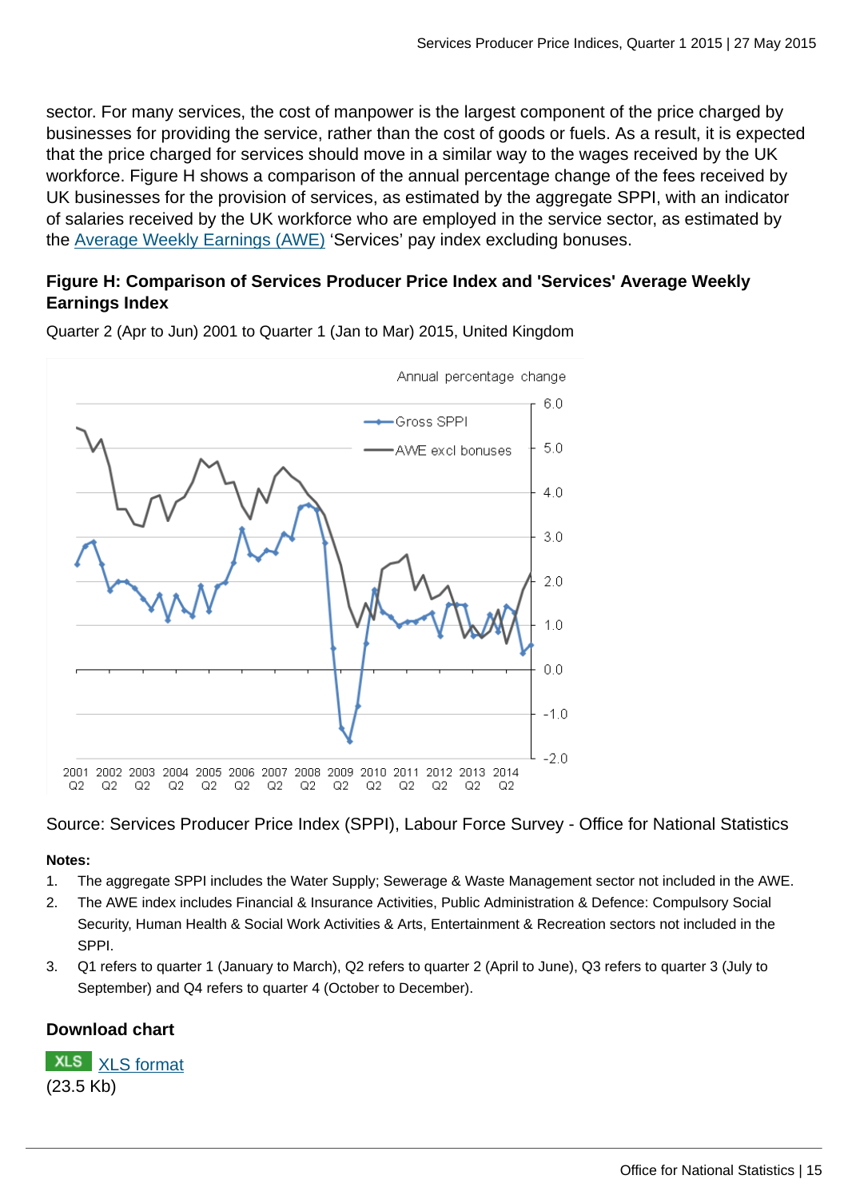sector. For many services, the cost of manpower is the largest component of the price charged by businesses for providing the service, rather than the cost of goods or fuels. As a result, it is expected that the price charged for services should move in a similar way to the wages received by the UK workforce. Figure H shows a comparison of the annual percentage change of the fees received by UK businesses for the provision of services, as estimated by the aggregate SPPI, with an indicator of salaries received by the UK workforce who are employed in the service sector, as estimated by the Average Weekly Earnings (AWE) 'Services' pay index excluding bonuses.

### Figure H: Comparison of Services Producer Price Index and 'Services' Average Weekly Earnings Index

Quarter 2 (Apr to Jun) 2001 to Quarter 1 (Jan to Mar) 2015, United Kingdom

Source: Services Producer Price Index (SPPI), Labour Force Survey - Office for National Statistics

**Notes:**

1. The aggregate SPPI includes the Water Supply; Sewerage & Waste Management sector not included in the AWE.
2. The AWE index includes Financial & Insurance Activities, Public Administration & Defence: Compulsory Social Security, Human Health & Social Work Activities & Arts, Entertainment & Recreation sectors not included in the SPPI.
3. Q1 refers to quarter 1 (January to March), Q2 refers to quarter 2 (April to June), Q3 refers to quarter 3 (July to September) and Q4 refers to quarter 4 (October to December).

### Download chart

XLS XLS format
(23.5 Kb)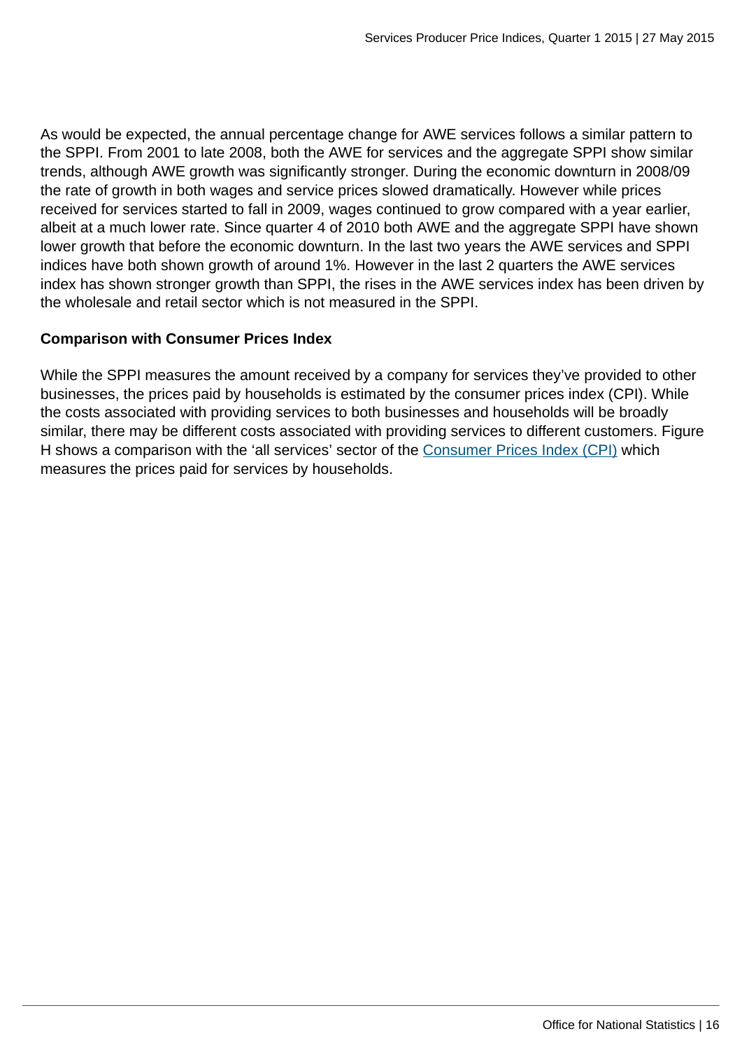As would be expected, the annual percentage change for AWE services follows a similar pattern to the SPPI. From 2001 to late 2008, both the AWE for services and the aggregate SPPI show similar trends, although AWE growth was significantly stronger. During the economic downturn in 2008/09 the rate of growth in both wages and service prices slowed dramatically. However while prices received for services started to fall in 2009, wages continued to grow compared with a year earlier, albeit at a much lower rate. Since quarter 4 of 2010 both AWE and the aggregate SPPI have shown lower growth that before the economic downturn. In the last two years the AWE services and SPPI indices have both shown growth of around 1%. However in the last 2 quarters the AWE services index has shown stronger growth than SPPI, the rises in the AWE services index has been driven by the wholesale and retail sector which is not measured in the SPPI.

**Comparison with Consumer Prices Index**

While the SPPI measures the amount received by a company for services they've provided to other businesses, the prices paid by households is estimated by the consumer prices index (CPI). While the costs associated with providing services to both businesses and households will be broadly similar, there may be different costs associated with providing services to different customers. Figure H shows a comparison with the 'all services' sector of the Consumer Prices Index (CPI) which measures the prices paid for services by households.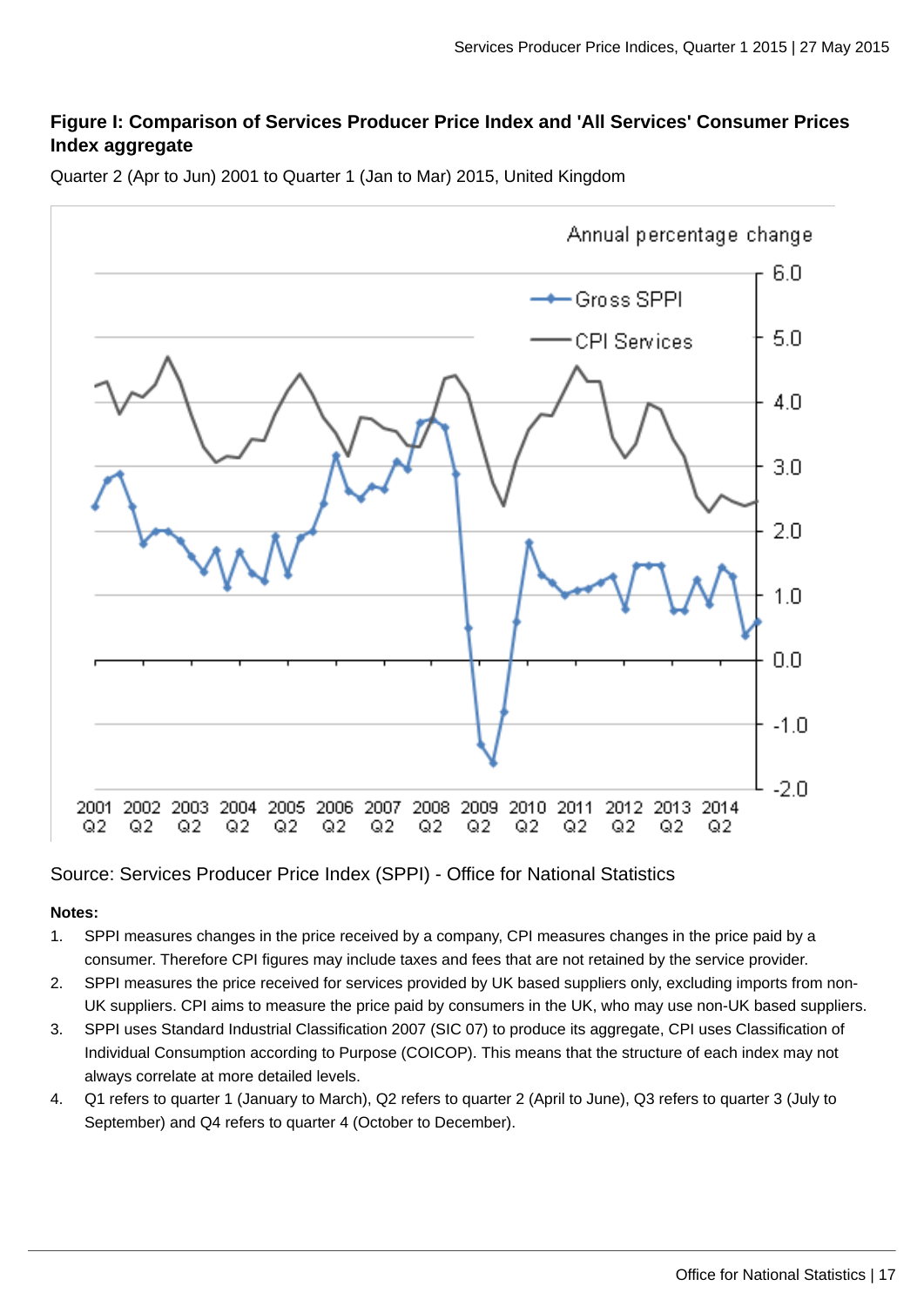**Figure I: Comparison of Services Producer Price Index and 'All Services' Consumer Prices Index aggregate**

Quarter 2 (Apr to Jun) 2001 to Quarter 1 (Jan to Mar) 2015, United Kingdom

Source: Services Producer Price Index (SPPI) - Office for National Statistics

**Notes:**

1. SPPI measures changes in the price received by a company, CPI measures changes in the price paid by a consumer. Therefore CPI figures may include taxes and fees that are not retained by the service provider.
2. SPPI measures the price received for services provided by UK based suppliers only, excluding imports from non-UK suppliers. CPI aims to measure the price paid by consumers in the UK, who may use non-UK based suppliers.
3. SPPI uses Standard Industrial Classification 2007 (SIC 07) to produce its aggregate, CPI uses Classification of Individual Consumption according to Purpose (COICOP). This means that the structure of each index may not always correlate at more detailed levels.
4. Q1 refers to quarter 1 (January to March), Q2 refers to quarter 2 (April to June), Q3 refers to quarter 3 (July to September) and Q4 refers to quarter 4 (October to December).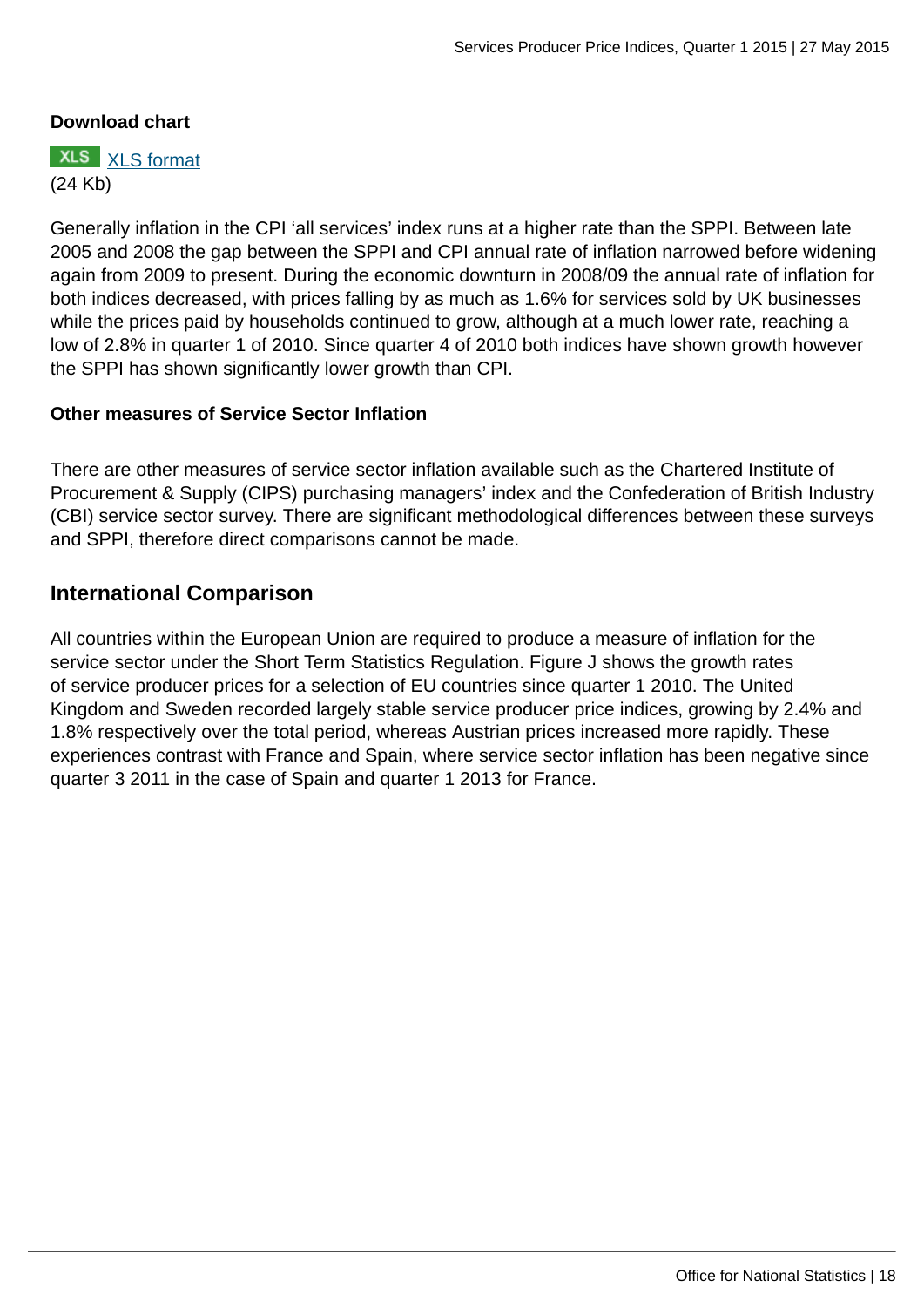**Download chart**

XLS [XLS format](#)
(24 Kb)

Generally inflation in the CPI ‘all services’ index runs at a higher rate than the SPPI. Between late 2005 and 2008 the gap between the SPPI and CPI annual rate of inflation narrowed before widening again from 2009 to present. During the economic downturn in 2008/09 the annual rate of inflation for both indices decreased, with prices falling by as much as 1.6% for services sold by UK businesses while the prices paid by households continued to grow, although at a much lower rate, reaching a low of 2.8% in quarter 1 of 2010. Since quarter 4 of 2010 both indices have shown growth however the SPPI has shown significantly lower growth than CPI.

**Other measures of Service Sector Inflation**

There are other measures of service sector inflation available such as the Chartered Institute of Procurement & Supply (CIPS) purchasing managers’ index and the Confederation of British Industry (CBI) service sector survey. There are significant methodological differences between these surveys and SPPI, therefore direct comparisons cannot be made.

## International Comparison

All countries within the European Union are required to produce a measure of inflation for the service sector under the Short Term Statistics Regulation. Figure J shows the growth rates of service producer prices for a selection of EU countries since quarter 1 2010. The United Kingdom and Sweden recorded largely stable service producer price indices, growing by 2.4% and 1.8% respectively over the total period, whereas Austrian prices increased more rapidly. These experiences contrast with France and Spain, where service sector inflation has been negative since quarter 3 2011 in the case of Spain and quarter 1 2013 for France.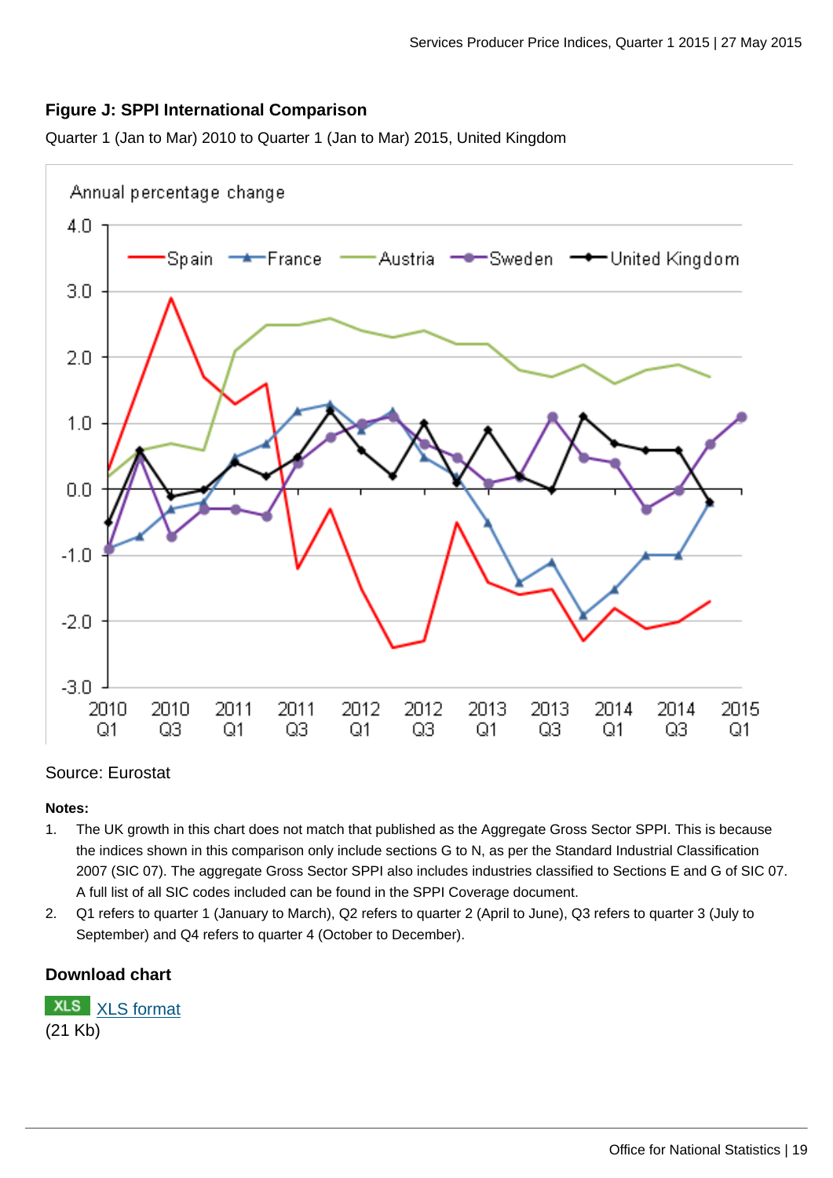### Figure J: SPPI International Comparison

Quarter 1 (Jan to Mar) 2010 to Quarter 1 (Jan to Mar) 2015, United Kingdom

Source: Eurostat

**Notes:**

1. The UK growth in this chart does not match that published as the Aggregate Gross Sector SPPI. This is because the indices shown in this comparison only include sections G to N, as per the Standard Industrial Classification 2007 (SIC 07). The aggregate Gross Sector SPPI also includes industries classified to Sections E and G of SIC 07. A full list of all SIC codes included can be found in the SPPI Coverage document.
2. Q1 refers to quarter 1 (January to March), Q2 refers to quarter 2 (April to June), Q3 refers to quarter 3 (July to September) and Q4 refers to quarter 4 (October to December).

**Download chart**

XLS format
(21 Kb)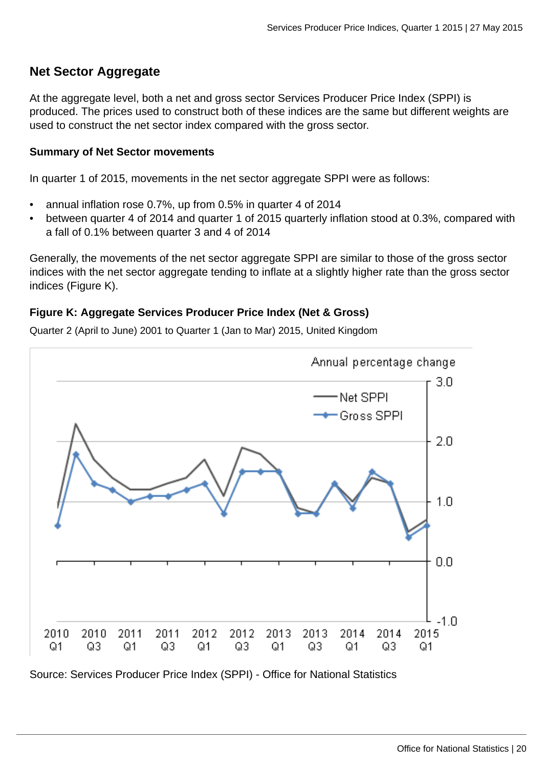## Net Sector Aggregate

At the aggregate level, both a net and gross sector Services Producer Price Index (SPPI) is produced. The prices used to construct both of these indices are the same but different weights are used to construct the net sector index compared with the gross sector.

### Summary of Net Sector movements

In quarter 1 of 2015, movements in the net sector aggregate SPPI were as follows:

- annual inflation rose 0.7%, up from 0.5% in quarter 4 of 2014
- between quarter 4 of 2014 and quarter 1 of 2015 quarterly inflation stood at 0.3%, compared with a fall of 0.1% between quarter 3 and 4 of 2014

Generally, the movements of the net sector aggregate SPPI are similar to those of the gross sector indices with the net sector aggregate tending to inflate at a slightly higher rate than the gross sector indices (Figure K).

**Figure K: Aggregate Services Producer Price Index (Net & Gross)**

Quarter 2 (April to June) 2001 to Quarter 1 (Jan to Mar) 2015, United Kingdom

Source: Services Producer Price Index (SPPI) - Office for National Statistics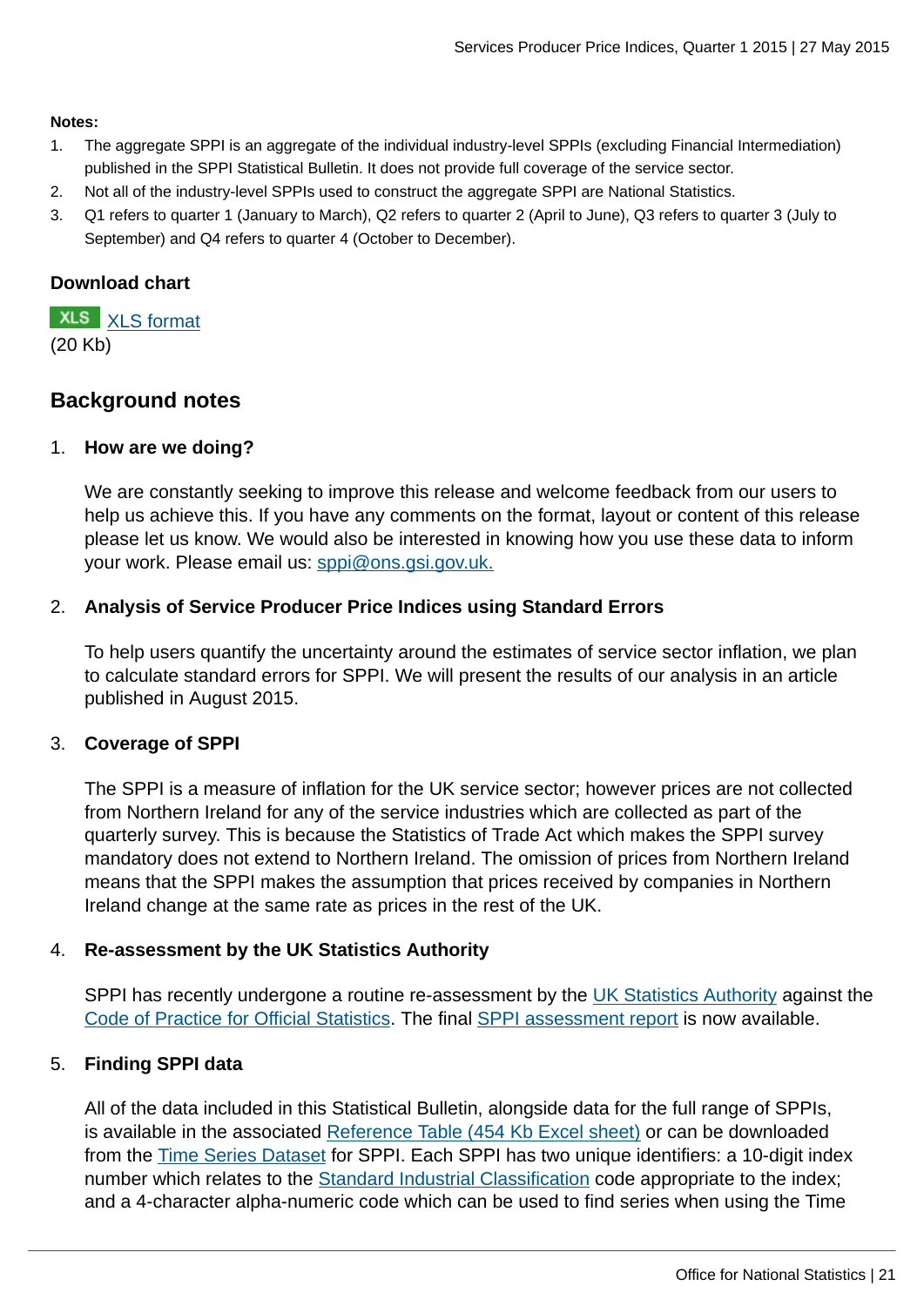**Notes:**

1. The aggregate SPPI is an aggregate of the individual industry-level SPPIs (excluding Financial Intermediation) published in the SPPI Statistical Bulletin. It does not provide full coverage of the service sector.
2. Not all of the industry-level SPPIs used to construct the aggregate SPPI are National Statistics.
3. Q1 refers to quarter 1 (January to March), Q2 refers to quarter 2 (April to June), Q3 refers to quarter 3 (July to September) and Q4 refers to quarter 4 (October to December).

**Download chart**

XLS [XLS format](#)
(20 Kb)

## Background notes

1. **How are we doing?**

   We are constantly seeking to improve this release and welcome feedback from our users to help us achieve this. If you have any comments on the format, layout or content of this release please let us know. We would also be interested in knowing how you use these data to inform your work. Please email us: [sppi@ons.gsi.gov.uk.](mailto:sppi@ons.gsi.gov.uk)

2. **Analysis of Service Producer Price Indices using Standard Errors**

   To help users quantify the uncertainty around the estimates of service sector inflation, we plan to calculate standard errors for SPPI. We will present the results of our analysis in an article published in August 2015.

3. **Coverage of SPPI**

   The SPPI is a measure of inflation for the UK service sector; however prices are not collected from Northern Ireland for any of the service industries which are collected as part of the quarterly survey. This is because the Statistics of Trade Act which makes the SPPI survey mandatory does not extend to Northern Ireland. The omission of prices from Northern Ireland means that the SPPI makes the assumption that prices received by companies in Northern Ireland change at the same rate as prices in the rest of the UK.

4. **Re-assessment by the UK Statistics Authority**

   SPPI has recently undergone a routine re-assessment by the [UK Statistics Authority](#) against the [Code of Practice for Official Statistics](#). The final [SPPI assessment report](#) is now available.

5. **Finding SPPI data**

   All of the data included in this Statistical Bulletin, alongside data for the full range of SPPIs, is available in the associated [Reference Table (454 Kb Excel sheet)](#) or can be downloaded from the [Time Series Dataset](#) for SPPI. Each SPPI has two unique identifiers: a 10-digit index number which relates to the [Standard Industrial Classification](#) code appropriate to the index; and a 4-character alpha-numeric code which can be used to find series when using the Time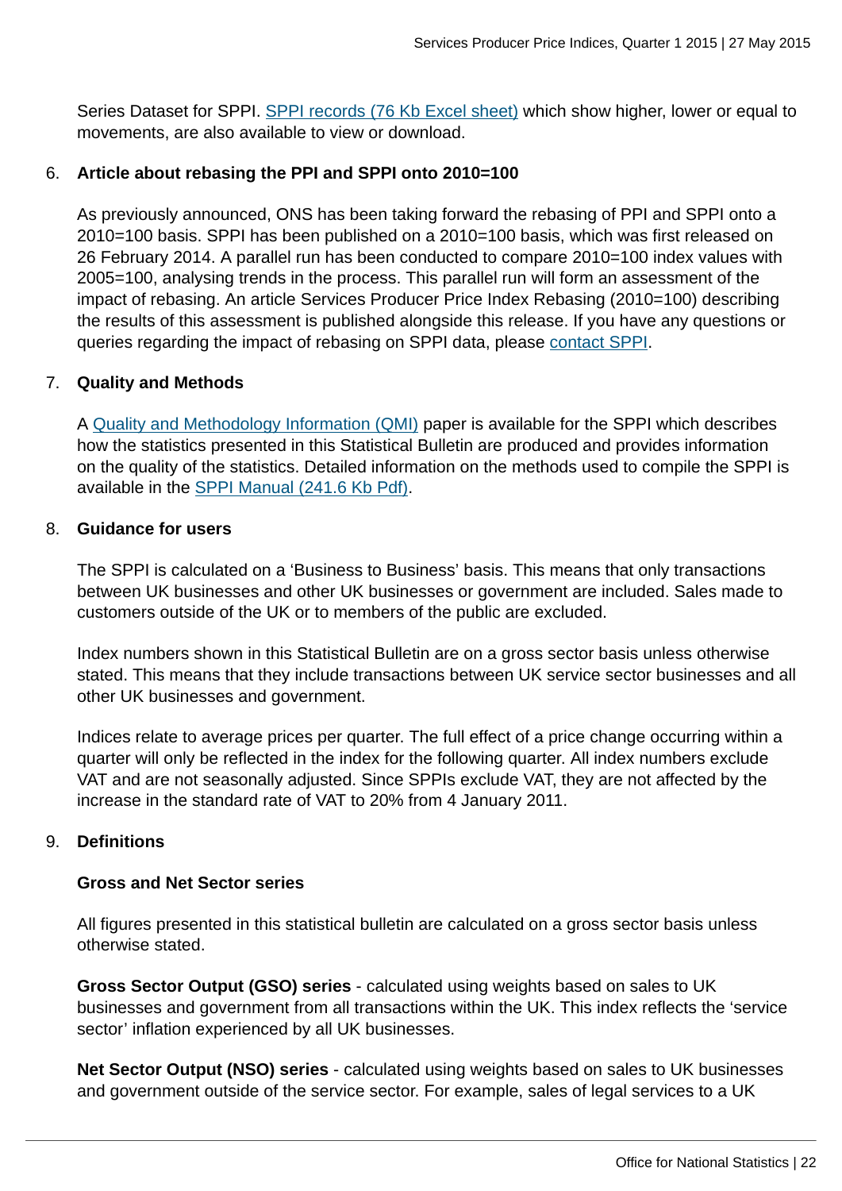Series Dataset for SPPI. [SPPI records (76 Kb Excel sheet)]() which show higher, lower or equal to movements, are also available to view or download.

6. **Article about rebasing the PPI and SPPI onto 2010=100**

   As previously announced, ONS has been taking forward the rebasing of PPI and SPPI onto a 2010=100 basis. SPPI has been published on a 2010=100 basis, which was first released on 26 February 2014. A parallel run has been conducted to compare 2010=100 index values with 2005=100, analysing trends in the process. This parallel run will form an assessment of the impact of rebasing. An article Services Producer Price Index Rebasing (2010=100) describing the results of this assessment is published alongside this release. If you have any questions or queries regarding the impact of rebasing on SPPI data, please contact SPPI.

7. **Quality and Methods**

   A Quality and Methodology Information (QMI) paper is available for the SPPI which describes how the statistics presented in this Statistical Bulletin are produced and provides information on the quality of the statistics. Detailed information on the methods used to compile the SPPI is available in the SPPI Manual (241.6 Kb Pdf).

8. **Guidance for users**

   The SPPI is calculated on a 'Business to Business' basis. This means that only transactions between UK businesses and other UK businesses or government are included. Sales made to customers outside of the UK or to members of the public are excluded.

   Index numbers shown in this Statistical Bulletin are on a gross sector basis unless otherwise stated. This means that they include transactions between UK service sector businesses and all other UK businesses and government.

   Indices relate to average prices per quarter. The full effect of a price change occurring within a quarter will only be reflected in the index for the following quarter. All index numbers exclude VAT and are not seasonally adjusted. Since SPPIs exclude VAT, they are not affected by the increase in the standard rate of VAT to 20% from 4 January 2011.

9. **Definitions**

   **Gross and Net Sector series**

   All figures presented in this statistical bulletin are calculated on a gross sector basis unless otherwise stated.

   **Gross Sector Output (GSO) series** - calculated using weights based on sales to UK businesses and government from all transactions within the UK. This index reflects the 'service sector' inflation experienced by all UK businesses.

   **Net Sector Output (NSO) series** - calculated using weights based on sales to UK businesses and government outside of the service sector. For example, sales of legal services to a UK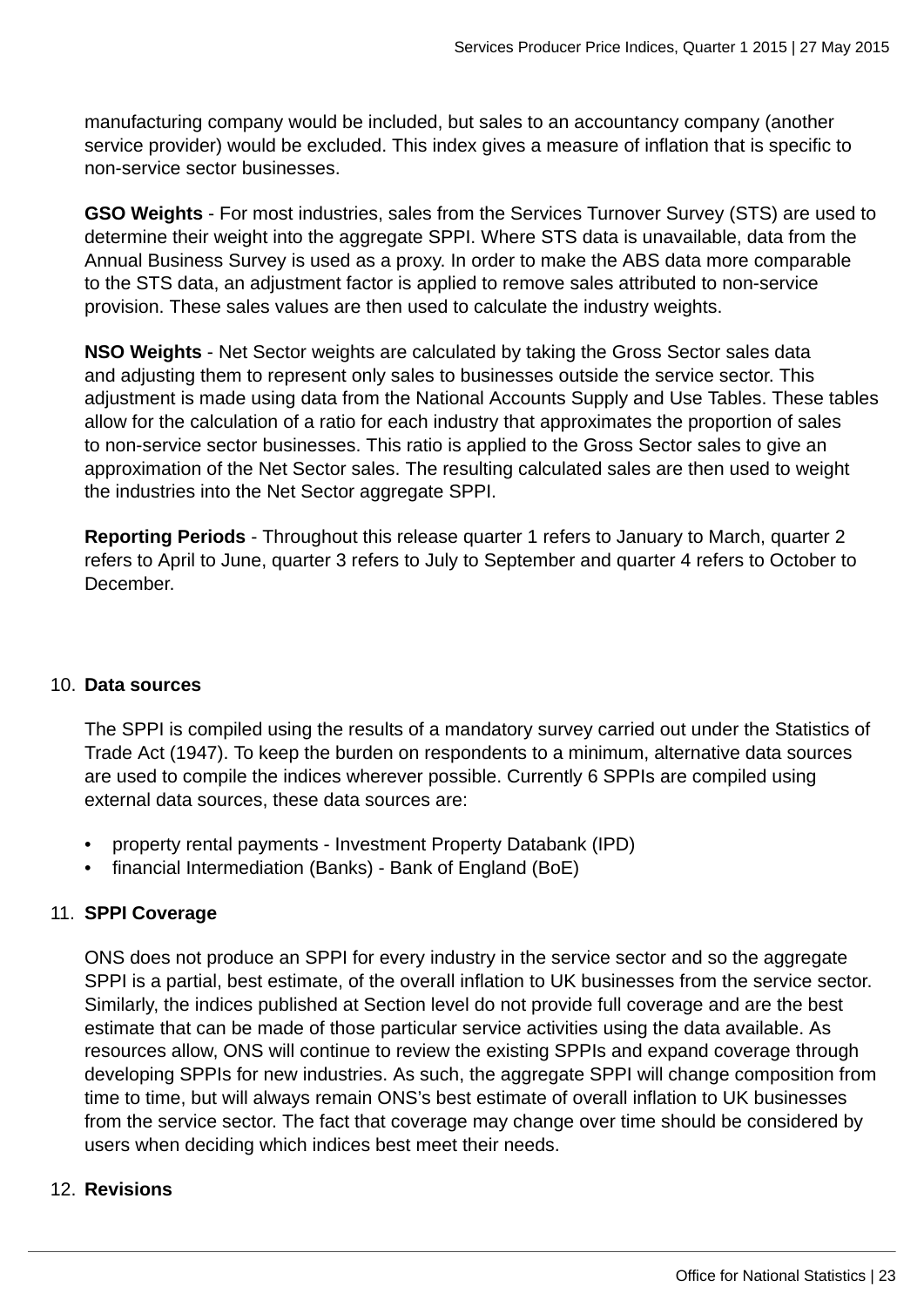manufacturing company would be included, but sales to an accountancy company (another service provider) would be excluded. This index gives a measure of inflation that is specific to non-service sector businesses.

**GSO Weights** - For most industries, sales from the Services Turnover Survey (STS) are used to determine their weight into the aggregate SPPI. Where STS data is unavailable, data from the Annual Business Survey is used as a proxy. In order to make the ABS data more comparable to the STS data, an adjustment factor is applied to remove sales attributed to non-service provision. These sales values are then used to calculate the industry weights.

**NSO Weights** - Net Sector weights are calculated by taking the Gross Sector sales data and adjusting them to represent only sales to businesses outside the service sector. This adjustment is made using data from the National Accounts Supply and Use Tables. These tables allow for the calculation of a ratio for each industry that approximates the proportion of sales to non-service sector businesses. This ratio is applied to the Gross Sector sales to give an approximation of the Net Sector sales. The resulting calculated sales are then used to weight the industries into the Net Sector aggregate SPPI.

**Reporting Periods** - Throughout this release quarter 1 refers to January to March, quarter 2 refers to April to June, quarter 3 refers to July to September and quarter 4 refers to October to December.

10. **Data sources**

    The SPPI is compiled using the results of a mandatory survey carried out under the Statistics of Trade Act (1947). To keep the burden on respondents to a minimum, alternative data sources are used to compile the indices wherever possible. Currently 6 SPPIs are compiled using external data sources, these data sources are:

    - property rental payments - Investment Property Databank (IPD)
    - financial Intermediation (Banks) - Bank of England (BoE)

11. **SPPI Coverage**

    ONS does not produce an SPPI for every industry in the service sector and so the aggregate SPPI is a partial, best estimate, of the overall inflation to UK businesses from the service sector. Similarly, the indices published at Section level do not provide full coverage and are the best estimate that can be made of those particular service activities using the data available. As resources allow, ONS will continue to review the existing SPPIs and expand coverage through developing SPPIs for new industries. As such, the aggregate SPPI will change composition from time to time, but will always remain ONS's best estimate of overall inflation to UK businesses from the service sector. The fact that coverage may change over time should be considered by users when deciding which indices best meet their needs.

12. **Revisions**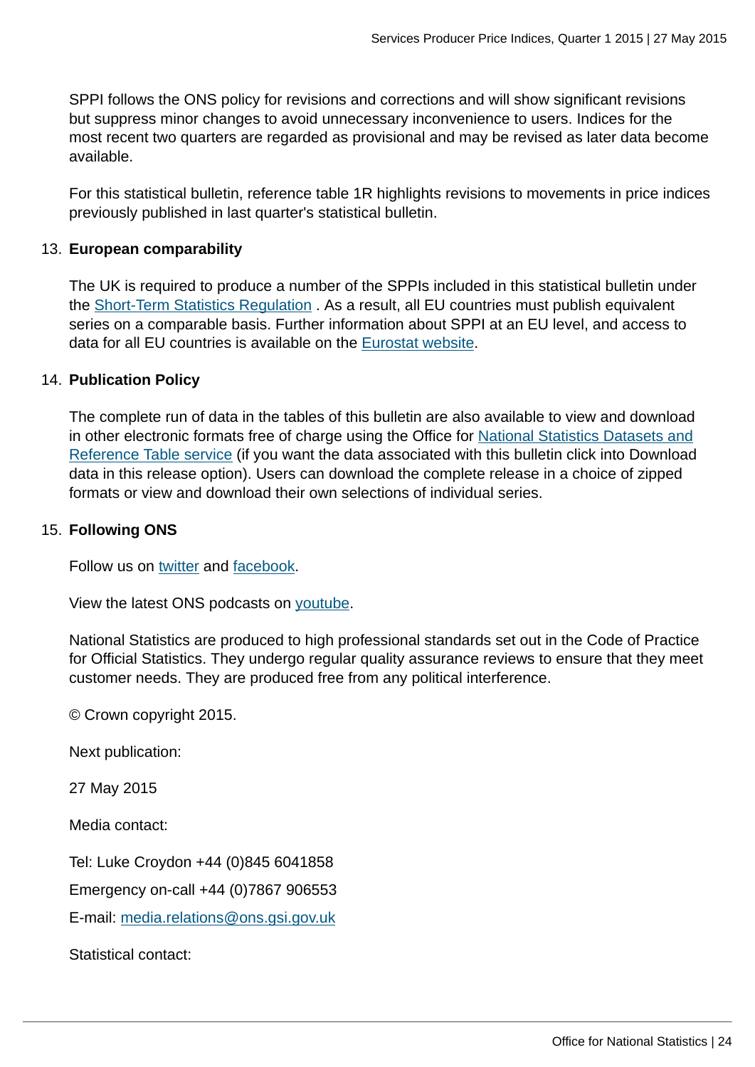SPPI follows the ONS policy for revisions and corrections and will show significant revisions but suppress minor changes to avoid unnecessary inconvenience to users. Indices for the most recent two quarters are regarded as provisional and may be revised as later data become available.

For this statistical bulletin, reference table 1R highlights revisions to movements in price indices previously published in last quarter's statistical bulletin.

13. **European comparability**

    The UK is required to produce a number of the SPPIs included in this statistical bulletin under the Short-Term Statistics Regulation . As a result, all EU countries must publish equivalent series on a comparable basis. Further information about SPPI at an EU level, and access to data for all EU countries is available on the Eurostat website.

14. **Publication Policy**

    The complete run of data in the tables of this bulletin are also available to view and download in other electronic formats free of charge using the Office for National Statistics Datasets and Reference Table service (if you want the data associated with this bulletin click into Download data in this release option). Users can download the complete release in a choice of zipped formats or view and download their own selections of individual series.

15. **Following ONS**

    Follow us on twitter and facebook.

    View the latest ONS podcasts on youtube.

    National Statistics are produced to high professional standards set out in the Code of Practice for Official Statistics. They undergo regular quality assurance reviews to ensure that they meet customer needs. They are produced free from any political interference.

    © Crown copyright 2015.

    Next publication:

    27 May 2015

    Media contact:

    Tel: Luke Croydon +44 (0)845 6041858

    Emergency on-call +44 (0)7867 906553

    E-mail: media.relations@ons.gsi.gov.uk

    Statistical contact: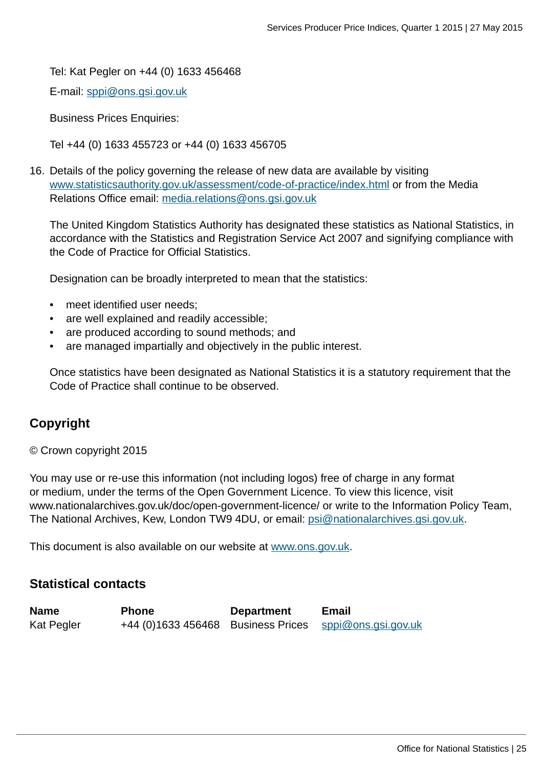Tel: Kat Pegler on +44 (0) 1633 456468

E-mail: sppi@ons.gsi.gov.uk

Business Prices Enquiries:

Tel +44 (0) 1633 455723 or +44 (0) 1633 456705

16. Details of the policy governing the release of new data are available by visiting www.statisticsauthority.gov.uk/assessment/code-of-practice/index.html or from the Media Relations Office email: media.relations@ons.gsi.gov.uk

    The United Kingdom Statistics Authority has designated these statistics as National Statistics, in accordance with the Statistics and Registration Service Act 2007 and signifying compliance with the Code of Practice for Official Statistics.

    Designation can be broadly interpreted to mean that the statistics:

    - meet identified user needs;
    - are well explained and readily accessible;
    - are produced according to sound methods; and
    - are managed impartially and objectively in the public interest.

    Once statistics have been designated as National Statistics it is a statutory requirement that the Code of Practice shall continue to be observed.

## Copyright

© Crown copyright 2015

You may use or re-use this information (not including logos) free of charge in any format or medium, under the terms of the Open Government Licence. To view this licence, visit www.nationalarchives.gov.uk/doc/open-government-licence/ or write to the Information Policy Team, The National Archives, Kew, London TW9 4DU, or email: psi@nationalarchives.gsi.gov.uk.

This document is also available on our website at www.ons.gov.uk.

## Statistical contacts

| Name | Phone | Department | Email |
|---|---|---|---|
| Kat Pegler | +44 (0)1633 456468 | Business Prices | sppi@ons.gsi.gov.uk |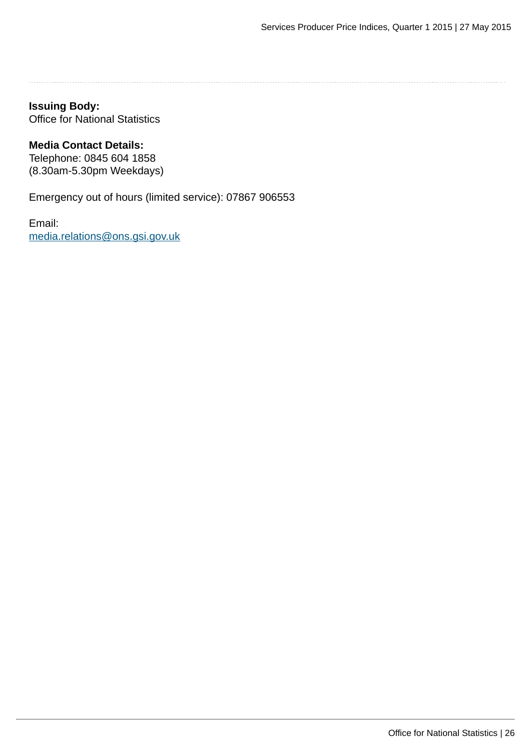**Issuing Body:**
Office for National Statistics

**Media Contact Details:**
Telephone: 0845 604 1858
(8.30am-5.30pm Weekdays)

Emergency out of hours (limited service): 07867 906553

Email:
media.relations@ons.gsi.gov.uk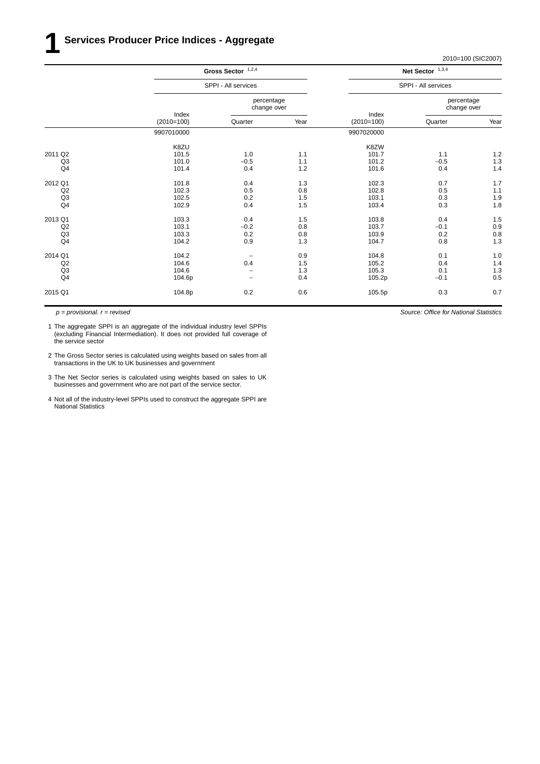# 1 Services Producer Price Indices - Aggregate

2010=100 (SIC2007)

| | Gross Sector [1,2,4] | | | Net Sector [1,3,4] | | |
|---|---|---|---|---|---|---|
| | SPPI - All services | | | SPPI - All services | | |
| | Index (2010=100) | percentage change over Quarter | percentage change over Year | Index (2010=100) | percentage change over Quarter | percentage change over Year |
| | 9907010000 | | | 9907020000 | | |
| | K8ZU | | | K8ZW | | |
| 2011 Q2 | 101.5 | 1.0 | 1.1 | 101.7 | 1.1 | 1.2 |
| Q3 | 101.0 | –0.5 | 1.1 | 101.2 | –0.5 | 1.3 |
| Q4 | 101.4 | 0.4 | 1.2 | 101.6 | 0.4 | 1.4 |
| 2012 Q1 | 101.8 | 0.4 | 1.3 | 102.3 | 0.7 | 1.7 |
| Q2 | 102.3 | 0.5 | 0.8 | 102.8 | 0.5 | 1.1 |
| Q3 | 102.5 | 0.2 | 1.5 | 103.1 | 0.3 | 1.9 |
| Q4 | 102.9 | 0.4 | 1.5 | 103.4 | 0.3 | 1.8 |
| 2013 Q1 | 103.3 | 0.4 | 1.5 | 103.8 | 0.4 | 1.5 |
| Q2 | 103.1 | –0.2 | 0.8 | 103.7 | –0.1 | 0.9 |
| Q3 | 103.3 | 0.2 | 0.8 | 103.9 | 0.2 | 0.8 |
| Q4 | 104.2 | 0.9 | 1.3 | 104.7 | 0.8 | 1.3 |
| 2014 Q1 | 104.2 | – | 0.9 | 104.8 | 0.1 | 1.0 |
| Q2 | 104.6 | 0.4 | 1.5 | 105.2 | 0.4 | 1.4 |
| Q3 | 104.6 | – | 1.3 | 105.3 | 0.1 | 1.3 |
| Q4 | 104.6p | – | 0.4 | 105.2p | –0.1 | 0.5 |
| 2015 Q1 | 104.8p | 0.2 | 0.6 | 105.5p | 0.3 | 0.7 |

*p = provisional. r = revised*

*Source: Office for National Statistics*

1 The aggregate SPPI is an aggregate of the individual industry level SPPIs (excluding Financial Intermediation). It does not provided full coverage of the service sector

2 The Gross Sector series is calculated using weights based on sales from all transactions in the UK to UK businesses and government

3 The Net Sector series is calculated using weights based on sales to UK businesses and government who are not part of the service sector.

4 Not all of the industry-level SPPIs used to construct the aggregate SPPI are National Statistics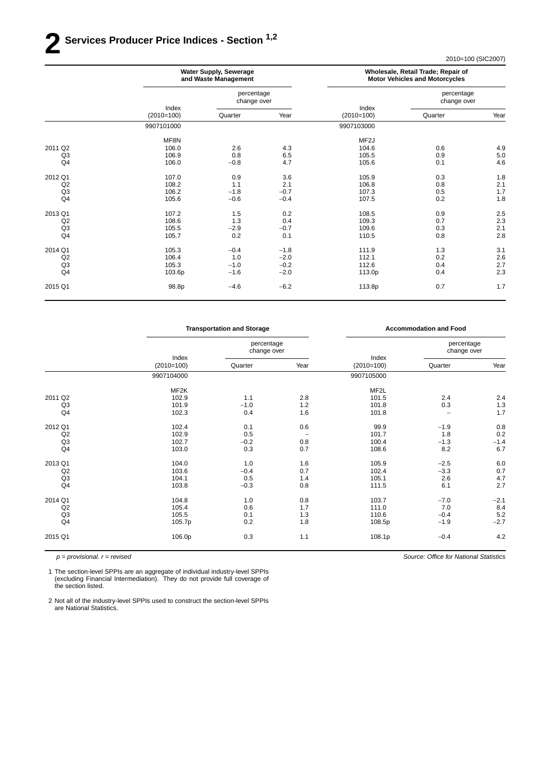# 2 Services Producer Price Indices - Section [1,2]

2010=100 (SIC2007)

| | Water Supply, Sewerage and Waste Management | | | Wholesale, Retail Trade; Repair of Motor Vehicles and Motorcycles | | |
|---|---|---|---|---|---|---|
| | Index (2010=100) | percentage change over Quarter | percentage change over Year | Index (2010=100) | percentage change over Quarter | percentage change over Year |
| | 9907101000 | | | 9907103000 | | |
| | MF8N | | | MF2J | | |
| 2011 Q2 | 106.0 | 2.6 | 4.3 | 104.6 | 0.6 | 4.9 |
| Q3 | 106.9 | 0.8 | 6.5 | 105.5 | 0.9 | 5.0 |
| Q4 | 106.0 | −0.8 | 4.7 | 105.6 | 0.1 | 4.6 |
| 2012 Q1 | 107.0 | 0.9 | 3.6 | 105.9 | 0.3 | 1.8 |
| Q2 | 108.2 | 1.1 | 2.1 | 106.8 | 0.8 | 2.1 |
| Q3 | 106.2 | −1.8 | −0.7 | 107.3 | 0.5 | 1.7 |
| Q4 | 105.6 | −0.6 | −0.4 | 107.5 | 0.2 | 1.8 |
| 2013 Q1 | 107.2 | 1.5 | 0.2 | 108.5 | 0.9 | 2.5 |
| Q2 | 108.6 | 1.3 | 0.4 | 109.3 | 0.7 | 2.3 |
| Q3 | 105.5 | −2.9 | −0.7 | 109.6 | 0.3 | 2.1 |
| Q4 | 105.7 | 0.2 | 0.1 | 110.5 | 0.8 | 2.8 |
| 2014 Q1 | 105.3 | −0.4 | −1.8 | 111.9 | 1.3 | 3.1 |
| Q2 | 106.4 | 1.0 | −2.0 | 112.1 | 0.2 | 2.6 |
| Q3 | 105.3 | −1.0 | −0.2 | 112.6 | 0.4 | 2.7 |
| Q4 | 103.6p | −1.6 | −2.0 | 113.0p | 0.4 | 2.3 |
| 2015 Q1 | 98.8p | −4.6 | −6.2 | 113.8p | 0.7 | 1.7 |

| | Transportation and Storage | | | Accommodation and Food | | |
|---|---|---|---|---|---|---|
| | Index (2010=100) | percentage change over Quarter | percentage change over Year | Index (2010=100) | percentage change over Quarter | percentage change over Year |
| | 9907104000 | | | 9907105000 | | |
| | MF2K | | | MF2L | | |
| 2011 Q2 | 102.9 | 1.1 | 2.8 | 101.5 | 2.4 | 2.4 |
| Q3 | 101.9 | −1.0 | 1.2 | 101.8 | 0.3 | 1.3 |
| Q4 | 102.3 | 0.4 | 1.6 | 101.8 | – | 1.7 |
| 2012 Q1 | 102.4 | 0.1 | 0.6 | 99.9 | −1.9 | 0.8 |
| Q2 | 102.9 | 0.5 | – | 101.7 | 1.8 | 0.2 |
| Q3 | 102.7 | −0.2 | 0.8 | 100.4 | −1.3 | −1.4 |
| Q4 | 103.0 | 0.3 | 0.7 | 108.6 | 8.2 | 6.7 |
| 2013 Q1 | 104.0 | 1.0 | 1.6 | 105.9 | −2.5 | 6.0 |
| Q2 | 103.6 | −0.4 | 0.7 | 102.4 | −3.3 | 0.7 |
| Q3 | 104.1 | 0.5 | 1.4 | 105.1 | 2.6 | 4.7 |
| Q4 | 103.8 | −0.3 | 0.8 | 111.5 | 6.1 | 2.7 |
| 2014 Q1 | 104.8 | 1.0 | 0.8 | 103.7 | −7.0 | −2.1 |
| Q2 | 105.4 | 0.6 | 1.7 | 111.0 | 7.0 | 8.4 |
| Q3 | 105.5 | 0.1 | 1.3 | 110.6 | −0.4 | 5.2 |
| Q4 | 105.7p | 0.2 | 1.8 | 108.5p | −1.9 | −2.7 |
| 2015 Q1 | 106.0p | 0.3 | 1.1 | 108.1p | −0.4 | 4.2 |

*p = provisional. r = revised*

*Source: Office for National Statistics*

1 The section-level SPPIs are an aggregate of individual industry-level SPPIs (excluding Financial Intermediation). They do not provide full coverage of the section listed.

2 Not all of the industry-level SPPIs used to construct the section-level SPPIs are National Statistics.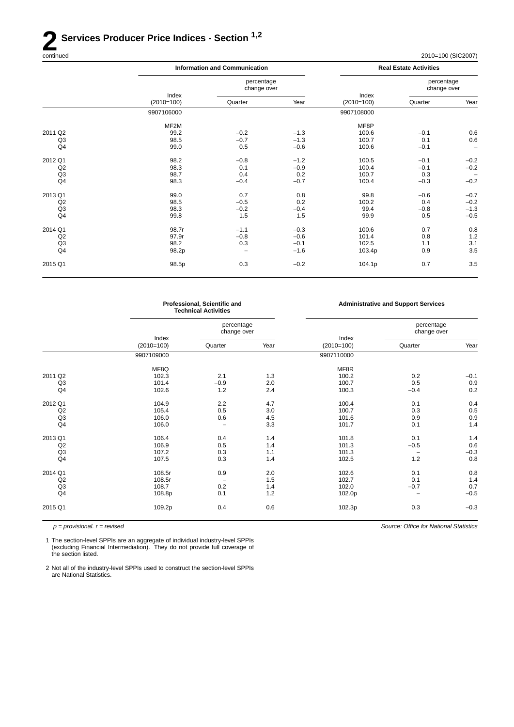# 2 Services Producer Price Indices - Section [1,2]

continued

2010=100 (SIC2007)

| | Information and Communication | | | Real Estate Activities | | |
|---|---|---|---|---|---|---|
| | Index (2010=100) | percentage change over | | Index (2010=100) | percentage change over | |
| | | Quarter | Year | | Quarter | Year |
| | 9907106000 | | | 9907108000 | | |
| | MF2M | | | MF8P | | |
| 2011 Q2 | 99.2 | −0.2 | −1.3 | 100.6 | −0.1 | 0.6 |
| Q3 | 98.5 | −0.7 | −1.3 | 100.7 | 0.1 | 0.6 |
| Q4 | 99.0 | 0.5 | −0.6 | 100.6 | −0.1 | – |
| 2012 Q1 | 98.2 | −0.8 | −1.2 | 100.5 | −0.1 | −0.2 |
| Q2 | 98.3 | 0.1 | −0.9 | 100.4 | −0.1 | −0.2 |
| Q3 | 98.7 | 0.4 | 0.2 | 100.7 | 0.3 | – |
| Q4 | 98.3 | −0.4 | −0.7 | 100.4 | −0.3 | −0.2 |
| 2013 Q1 | 99.0 | 0.7 | 0.8 | 99.8 | −0.6 | −0.7 |
| Q2 | 98.5 | −0.5 | 0.2 | 100.2 | 0.4 | −0.2 |
| Q3 | 98.3 | −0.2 | −0.4 | 99.4 | −0.8 | −1.3 |
| Q4 | 99.8 | 1.5 | 1.5 | 99.9 | 0.5 | −0.5 |
| 2014 Q1 | 98.7r | −1.1 | −0.3 | 100.6 | 0.7 | 0.8 |
| Q2 | 97.9r | −0.8 | −0.6 | 101.4 | 0.8 | 1.2 |
| Q3 | 98.2 | 0.3 | −0.1 | 102.5 | 1.1 | 3.1 |
| Q4 | 98.2p | – | −1.6 | 103.4p | 0.9 | 3.5 |
| 2015 Q1 | 98.5p | 0.3 | −0.2 | 104.1p | 0.7 | 3.5 |

| | Professional, Scientific and Technical Activities | | | Administrative and Support Services | | |
|---|---|---|---|---|---|---|
| | Index (2010=100) | percentage change over | | Index (2010=100) | percentage change over | |
| | | Quarter | Year | | Quarter | Year |
| | 9907109000 | | | 9907110000 | | |
| | MF8Q | | | MF8R | | |
| 2011 Q2 | 102.3 | 2.1 | 1.3 | 100.2 | 0.2 | −0.1 |
| Q3 | 101.4 | −0.9 | 2.0 | 100.7 | 0.5 | 0.9 |
| Q4 | 102.6 | 1.2 | 2.4 | 100.3 | −0.4 | 0.2 |
| 2012 Q1 | 104.9 | 2.2 | 4.7 | 100.4 | 0.1 | 0.4 |
| Q2 | 105.4 | 0.5 | 3.0 | 100.7 | 0.3 | 0.5 |
| Q3 | 106.0 | 0.6 | 4.5 | 101.6 | 0.9 | 0.9 |
| Q4 | 106.0 | – | 3.3 | 101.7 | 0.1 | 1.4 |
| 2013 Q1 | 106.4 | 0.4 | 1.4 | 101.8 | 0.1 | 1.4 |
| Q2 | 106.9 | 0.5 | 1.4 | 101.3 | −0.5 | 0.6 |
| Q3 | 107.2 | 0.3 | 1.1 | 101.3 | – | −0.3 |
| Q4 | 107.5 | 0.3 | 1.4 | 102.5 | 1.2 | 0.8 |
| 2014 Q1 | 108.5r | 0.9 | 2.0 | 102.6 | 0.1 | 0.8 |
| Q2 | 108.5r | – | 1.5 | 102.7 | 0.1 | 1.4 |
| Q3 | 108.7 | 0.2 | 1.4 | 102.0 | −0.7 | 0.7 |
| Q4 | 108.8p | 0.1 | 1.2 | 102.0p | – | −0.5 |
| 2015 Q1 | 109.2p | 0.4 | 0.6 | 102.3p | 0.3 | −0.3 |

*p = provisional. r = revised*

*Source: Office for National Statistics*

1 The section-level SPPIs are an aggregate of individual industry-level SPPIs (excluding Financial Intermediation). They do not provide full coverage of the section listed.

2 Not all of the industry-level SPPIs used to construct the section-level SPPIs are National Statistics.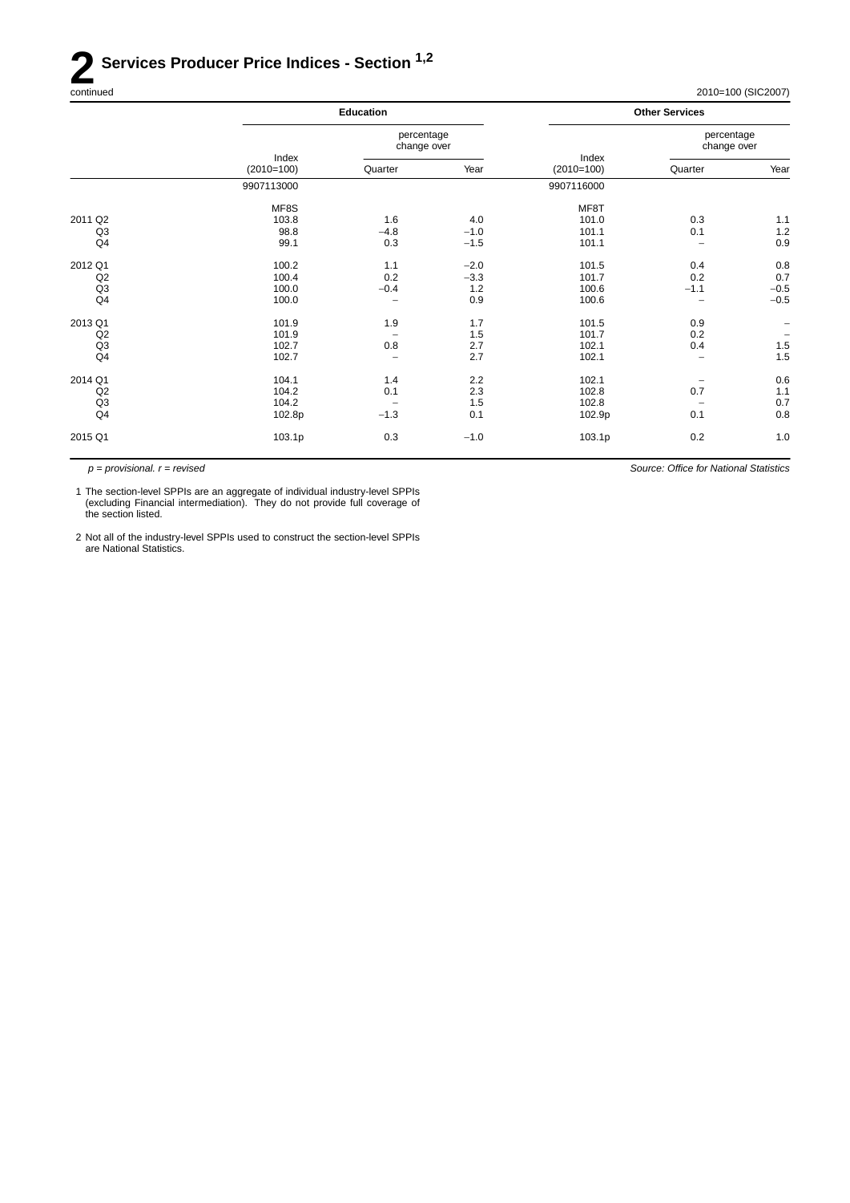# 2 Services Producer Price Indices - Section [1,2]

continued

2010=100 (SIC2007)

| | Education | | | Other Services | | |
|---|---|---|---|---|---|---|
| | | percentage change over | | | percentage change over | |
| | Index (2010=100) | Quarter | Year | Index (2010=100) | Quarter | Year |
| | 9907113000 | | | 9907116000 | | |
| | MF8S | | | MF8T | | |
| 2011 Q2 | 103.8 | 1.6 | 4.0 | 101.0 | 0.3 | 1.1 |
| Q3 | 98.8 | −4.8 | −1.0 | 101.1 | 0.1 | 1.2 |
| Q4 | 99.1 | 0.3 | −1.5 | 101.1 | – | 0.9 |
| 2012 Q1 | 100.2 | 1.1 | −2.0 | 101.5 | 0.4 | 0.8 |
| Q2 | 100.4 | 0.2 | −3.3 | 101.7 | 0.2 | 0.7 |
| Q3 | 100.0 | −0.4 | 1.2 | 100.6 | −1.1 | −0.5 |
| Q4 | 100.0 | – | 0.9 | 100.6 | – | −0.5 |
| 2013 Q1 | 101.9 | 1.9 | 1.7 | 101.5 | 0.9 | – |
| Q2 | 101.9 | – | 1.5 | 101.7 | 0.2 | – |
| Q3 | 102.7 | 0.8 | 2.7 | 102.1 | 0.4 | 1.5 |
| Q4 | 102.7 | – | 2.7 | 102.1 | – | 1.5 |
| 2014 Q1 | 104.1 | 1.4 | 2.2 | 102.1 | – | 0.6 |
| Q2 | 104.2 | 0.1 | 2.3 | 102.8 | 0.7 | 1.1 |
| Q3 | 104.2 | – | 1.5 | 102.8 | – | 0.7 |
| Q4 | 102.8p | −1.3 | 0.1 | 102.9p | 0.1 | 0.8 |
| 2015 Q1 | 103.1p | 0.3 | −1.0 | 103.1p | 0.2 | 1.0 |

*p = provisional. r = revised*

*Source: Office for National Statistics*

1 The section-level SPPIs are an aggregate of individual industry-level SPPIs (excluding Financial intermediation). They do not provide full coverage of the section listed.

2 Not all of the industry-level SPPIs used to construct the section-level SPPIs are National Statistics.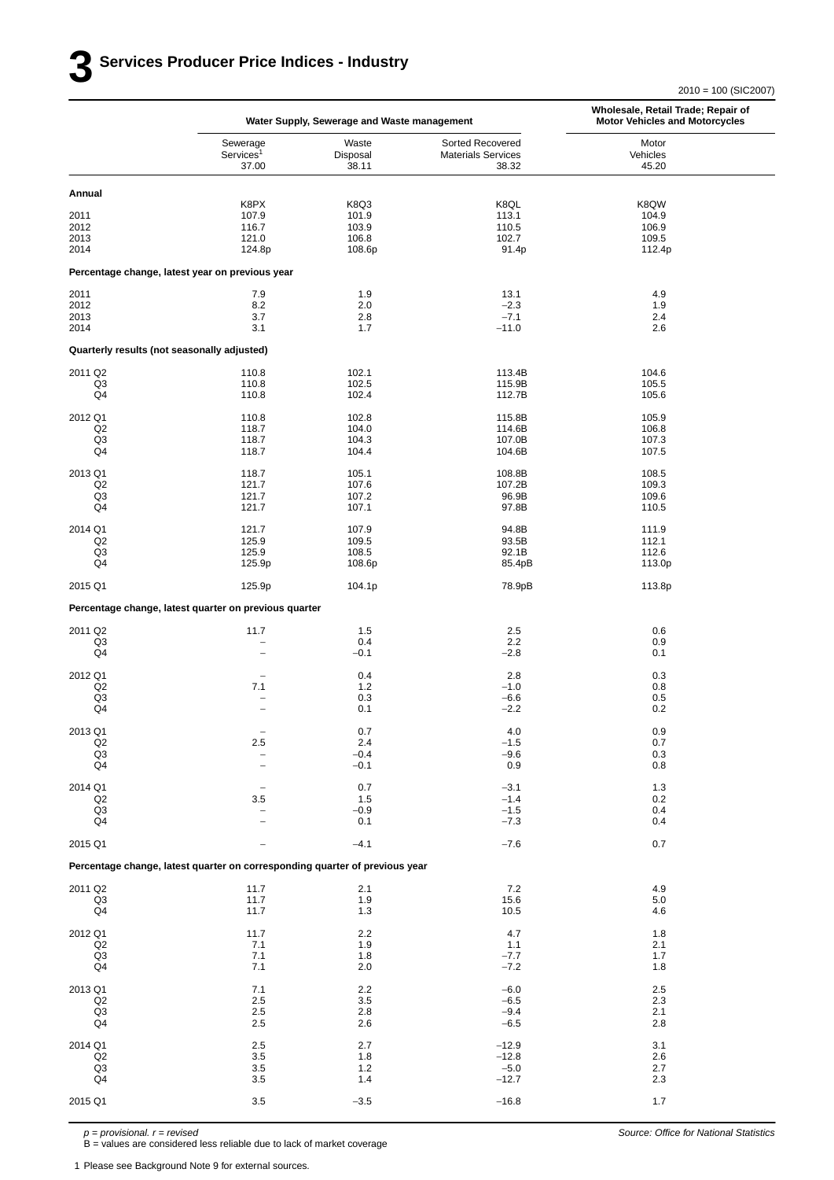# 3 Services Producer Price Indices - Industry

2010 = 100 (SIC2007)

| | Water Supply, Sewerage and Waste management | | | Wholesale, Retail Trade; Repair of Motor Vehicles and Motorcycles |
|---|---|---|---|---|
| | Sewerage Services[1] 37.00 | Waste Disposal 38.11 | Sorted Recovered Materials Services 38.32 | Motor Vehicles 45.20 |
| **Annual** | | | | |
| | K8PX | K8Q3 | K8QL | K8QW |
| 2011 | 107.9 | 101.9 | 113.1 | 104.9 |
| 2012 | 116.7 | 103.9 | 110.5 | 106.9 |
| 2013 | 121.0 | 106.8 | 102.7 | 109.5 |
| 2014 | 124.8p | 108.6p | 91.4p | 112.4p |
| **Percentage change, latest year on previous year** | | | | |
| 2011 | 7.9 | 1.9 | 13.1 | 4.9 |
| 2012 | 8.2 | 2.0 | −2.3 | 1.9 |
| 2013 | 3.7 | 2.8 | −7.1 | 2.4 |
| 2014 | 3.1 | 1.7 | −11.0 | 2.6 |
| **Quarterly results (not seasonally adjusted)** | | | | |
| 2011 Q2 | 110.8 | 102.1 | 113.4B | 104.6 |
| Q3 | 110.8 | 102.5 | 115.9B | 105.5 |
| Q4 | 110.8 | 102.4 | 112.7B | 105.6 |
| 2012 Q1 | 110.8 | 102.8 | 115.8B | 105.9 |
| Q2 | 118.7 | 104.0 | 114.6B | 106.8 |
| Q3 | 118.7 | 104.3 | 107.0B | 107.3 |
| Q4 | 118.7 | 104.4 | 104.6B | 107.5 |
| 2013 Q1 | 118.7 | 105.1 | 108.8B | 108.5 |
| Q2 | 121.7 | 107.6 | 107.2B | 109.3 |
| Q3 | 121.7 | 107.2 | 96.9B | 109.6 |
| Q4 | 121.7 | 107.1 | 97.8B | 110.5 |
| 2014 Q1 | 121.7 | 107.9 | 94.8B | 111.9 |
| Q2 | 125.9 | 109.5 | 93.5B | 112.1 |
| Q3 | 125.9 | 108.5 | 92.1B | 112.6 |
| Q4 | 125.9p | 108.6p | 85.4pB | 113.0p |
| 2015 Q1 | 125.9p | 104.1p | 78.9pB | 113.8p |
| **Percentage change, latest quarter on previous quarter** | | | | |
| 2011 Q2 | 11.7 | 1.5 | 2.5 | 0.6 |
| Q3 | – | 0.4 | 2.2 | 0.9 |
| Q4 | – | −0.1 | −2.8 | 0.1 |
| 2012 Q1 | – | 0.4 | 2.8 | 0.3 |
| Q2 | 7.1 | 1.2 | −1.0 | 0.8 |
| Q3 | – | 0.3 | −6.6 | 0.5 |
| Q4 | – | 0.1 | −2.2 | 0.2 |
| 2013 Q1 | – | 0.7 | 4.0 | 0.9 |
| Q2 | 2.5 | 2.4 | −1.5 | 0.7 |
| Q3 | – | −0.4 | −9.6 | 0.3 |
| Q4 | – | −0.1 | 0.9 | 0.8 |
| 2014 Q1 | – | 0.7 | −3.1 | 1.3 |
| Q2 | 3.5 | 1.5 | −1.4 | 0.2 |
| Q3 | – | −0.9 | −1.5 | 0.4 |
| Q4 | – | 0.1 | −7.3 | 0.4 |
| 2015 Q1 | – | −4.1 | −7.6 | 0.7 |
| **Percentage change, latest quarter on corresponding quarter of previous year** | | | | |
| 2011 Q2 | 11.7 | 2.1 | 7.2 | 4.9 |
| Q3 | 11.7 | 1.9 | 15.6 | 5.0 |
| Q4 | 11.7 | 1.3 | 10.5 | 4.6 |
| 2012 Q1 | 11.7 | 2.2 | 4.7 | 1.8 |
| Q2 | 7.1 | 1.9 | 1.1 | 2.1 |
| Q3 | 7.1 | 1.8 | −7.7 | 1.7 |
| Q4 | 7.1 | 2.0 | −7.2 | 1.8 |
| 2013 Q1 | 7.1 | 2.2 | −6.0 | 2.5 |
| Q2 | 2.5 | 3.5 | −6.5 | 2.3 |
| Q3 | 2.5 | 2.8 | −9.4 | 2.1 |
| Q4 | 2.5 | 2.6 | −6.5 | 2.8 |
| 2014 Q1 | 2.5 | 2.7 | −12.9 | 3.1 |
| Q2 | 3.5 | 1.8 | −12.8 | 2.6 |
| Q3 | 3.5 | 1.2 | −5.0 | 2.7 |
| Q4 | 3.5 | 1.4 | −12.7 | 2.3 |
| 2015 Q1 | 3.5 | −3.5 | −16.8 | 1.7 |

*p = provisional. r = revised*
B = values are considered less reliable due to lack of market coverage

*Source: Office for National Statistics*

1 Please see Background Note 9 for external sources.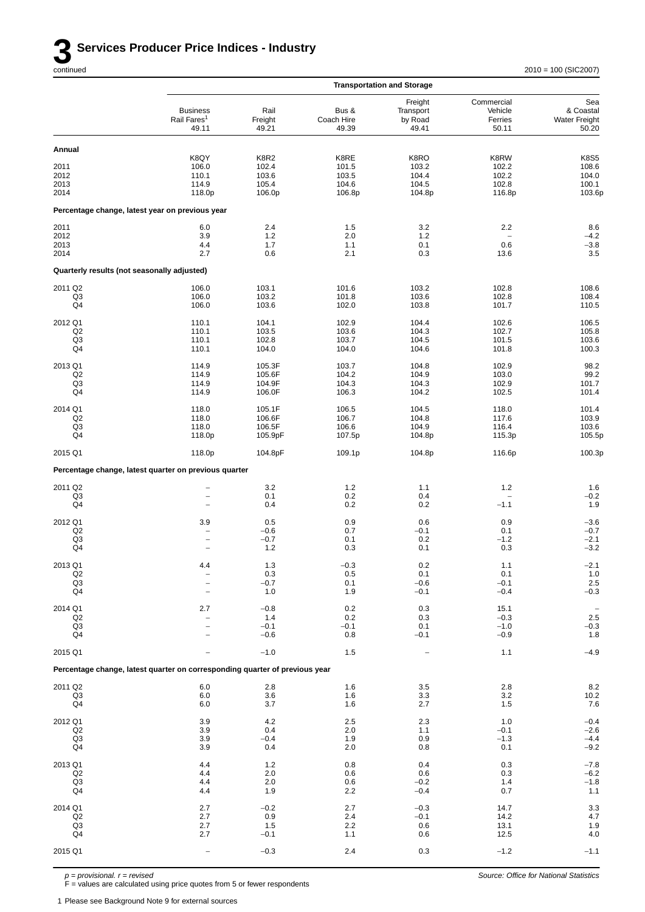# 3 Services Producer Price Indices - Industry

continued

2010 = 100 (SIC2007)

| | Transportation and Storage | | | | | |
|---|---|---|---|---|---|---|
| | Business Rail Fares[1] 49.11 | Rail Freight 49.21 | Bus & Coach Hire 49.39 | Freight Transport by Road 49.41 | Commercial Vehicle Ferries 50.11 | Sea & Coastal Water Freight 50.20 |
| **Annual** | | | | | | |
| | K8QY | K8R2 | K8RE | K8RO | K8RW | K8S5 |
| 2011 | 106.0 | 102.4 | 101.5 | 103.2 | 102.2 | 108.6 |
| 2012 | 110.1 | 103.6 | 103.5 | 104.4 | 102.2 | 104.0 |
| 2013 | 114.9 | 105.4 | 104.6 | 104.5 | 102.8 | 100.1 |
| 2014 | 118.0p | 106.0p | 106.8p | 104.8p | 116.8p | 103.6p |
| **Percentage change, latest year on previous year** | | | | | | |
| 2011 | 6.0 | 2.4 | 1.5 | 3.2 | 2.2 | 8.6 |
| 2012 | 3.9 | 1.2 | 2.0 | 1.2 | – | –4.2 |
| 2013 | 4.4 | 1.7 | 1.1 | 0.1 | 0.6 | –3.8 |
| 2014 | 2.7 | 0.6 | 2.1 | 0.3 | 13.6 | 3.5 |
| **Quarterly results (not seasonally adjusted)** | | | | | | |
| 2011 Q2 | 106.0 | 103.1 | 101.6 | 103.2 | 102.8 | 108.6 |
| Q3 | 106.0 | 103.2 | 101.8 | 103.6 | 102.8 | 108.4 |
| Q4 | 106.0 | 103.6 | 102.0 | 103.8 | 101.7 | 110.5 |
| 2012 Q1 | 110.1 | 104.1 | 102.9 | 104.4 | 102.6 | 106.5 |
| Q2 | 110.1 | 103.5 | 103.6 | 104.3 | 102.7 | 105.8 |
| Q3 | 110.1 | 102.8 | 103.7 | 104.5 | 101.5 | 103.6 |
| Q4 | 110.1 | 104.0 | 104.0 | 104.6 | 101.8 | 100.3 |
| 2013 Q1 | 114.9 | 105.3F | 103.7 | 104.8 | 102.9 | 98.2 |
| Q2 | 114.9 | 105.6F | 104.2 | 104.9 | 103.0 | 99.2 |
| Q3 | 114.9 | 104.9F | 104.3 | 104.3 | 102.9 | 101.7 |
| Q4 | 114.9 | 106.0F | 106.3 | 104.2 | 102.5 | 101.4 |
| 2014 Q1 | 118.0 | 105.1F | 106.5 | 104.5 | 118.0 | 101.4 |
| Q2 | 118.0 | 106.6F | 106.7 | 104.8 | 117.6 | 103.9 |
| Q3 | 118.0 | 106.5F | 106.6 | 104.9 | 116.4 | 103.6 |
| Q4 | 118.0p | 105.9pF | 107.5p | 104.8p | 115.3p | 105.5p |
| 2015 Q1 | 118.0p | 104.8pF | 109.1p | 104.8p | 116.6p | 100.3p |
| **Percentage change, latest quarter on previous quarter** | | | | | | |
| 2011 Q2 | – | 3.2 | 1.2 | 1.1 | 1.2 | 1.6 |
| Q3 | – | 0.1 | 0.2 | 0.4 | – | –0.2 |
| Q4 | – | 0.4 | 0.2 | 0.2 | –1.1 | 1.9 |
| 2012 Q1 | 3.9 | 0.5 | 0.9 | 0.6 | 0.9 | –3.6 |
| Q2 | – | –0.6 | 0.7 | –0.1 | 0.1 | –0.7 |
| Q3 | – | –0.7 | 0.1 | 0.2 | –1.2 | –2.1 |
| Q4 | – | 1.2 | 0.3 | 0.1 | 0.3 | –3.2 |
| 2013 Q1 | 4.4 | 1.3 | –0.3 | 0.2 | 1.1 | –2.1 |
| Q2 | – | 0.3 | 0.5 | 0.1 | 0.1 | 1.0 |
| Q3 | – | –0.7 | 0.1 | –0.6 | –0.1 | 2.5 |
| Q4 | – | 1.0 | 1.9 | –0.1 | –0.4 | –0.3 |
| 2014 Q1 | 2.7 | –0.8 | 0.2 | 0.3 | 15.1 | – |
| Q2 | – | 1.4 | 0.2 | 0.3 | –0.3 | 2.5 |
| Q3 | – | –0.1 | –0.1 | 0.1 | –1.0 | –0.3 |
| Q4 | – | –0.6 | 0.8 | –0.1 | –0.9 | 1.8 |
| 2015 Q1 | – | –1.0 | 1.5 | – | 1.1 | –4.9 |
| **Percentage change, latest quarter on corresponding quarter of previous year** | | | | | | |
| 2011 Q2 | 6.0 | 2.8 | 1.6 | 3.5 | 2.8 | 8.2 |
| Q3 | 6.0 | 3.6 | 1.6 | 3.3 | 3.2 | 10.2 |
| Q4 | 6.0 | 3.7 | 1.6 | 2.7 | 1.5 | 7.6 |
| 2012 Q1 | 3.9 | 4.2 | 2.5 | 2.3 | 1.0 | –0.4 |
| Q2 | 3.9 | 0.4 | 2.0 | 1.1 | –0.1 | –2.6 |
| Q3 | 3.9 | –0.4 | 1.9 | 0.9 | –1.3 | –4.4 |
| Q4 | 3.9 | 0.4 | 2.0 | 0.8 | 0.1 | –9.2 |
| 2013 Q1 | 4.4 | 1.2 | 0.8 | 0.4 | 0.3 | –7.8 |
| Q2 | 4.4 | 2.0 | 0.6 | 0.6 | 0.3 | –6.2 |
| Q3 | 4.4 | 2.0 | 0.6 | –0.2 | 1.4 | –1.8 |
| Q4 | 4.4 | 1.9 | 2.2 | –0.4 | 0.7 | 1.1 |
| 2014 Q1 | 2.7 | –0.2 | 2.7 | –0.3 | 14.7 | 3.3 |
| Q2 | 2.7 | 0.9 | 2.4 | –0.1 | 14.2 | 4.7 |
| Q3 | 2.7 | 1.5 | 2.2 | 0.6 | 13.1 | 1.9 |
| Q4 | 2.7 | –0.1 | 1.1 | 0.6 | 12.5 | 4.0 |
| 2015 Q1 | – | –0.3 | 2.4 | 0.3 | –1.2 | –1.1 |

*p = provisional. r = revised*
F = values are calculated using price quotes from 5 or fewer respondents

*Source: Office for National Statistics*

1 Please see Background Note 9 for external sources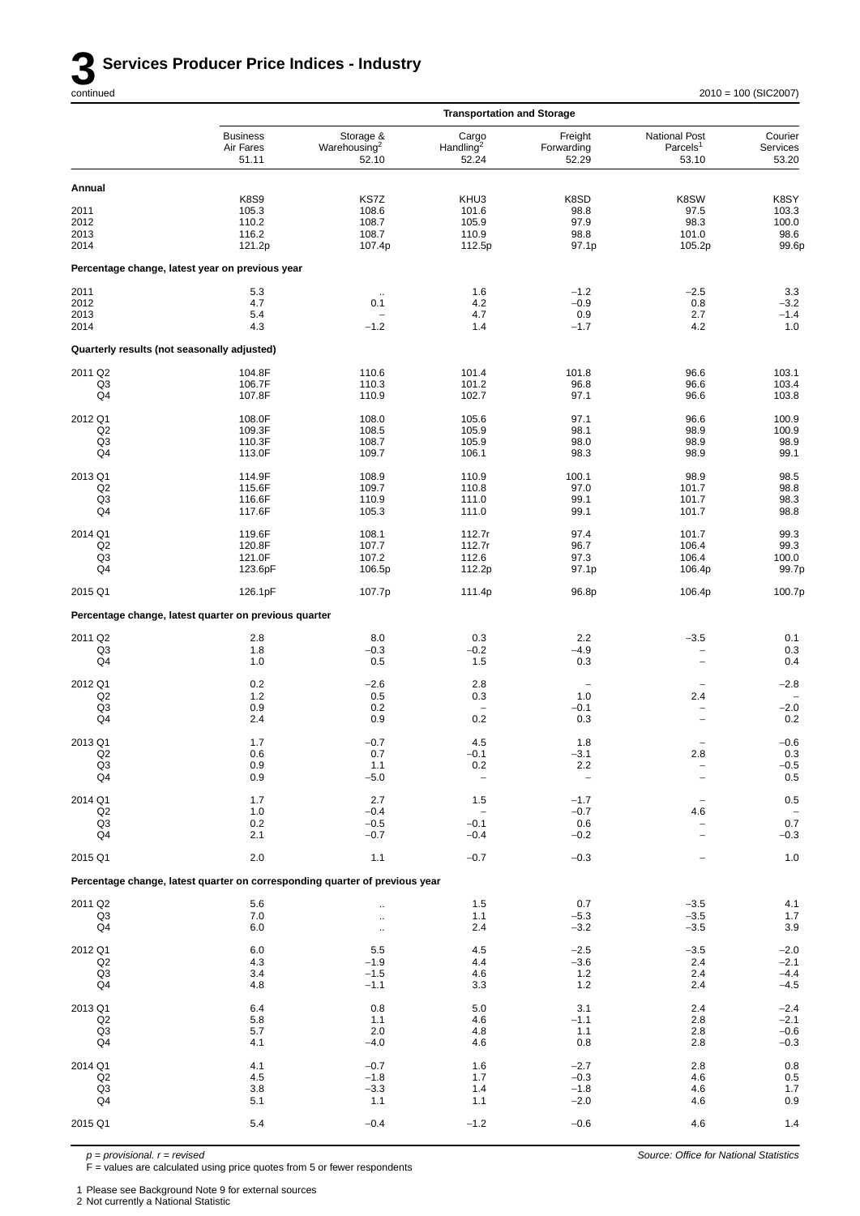# 3 Services Producer Price Indices - Industry

continued

2010 = 100 (SIC2007)

| | Transportation and Storage | | | | | |
|---|---|---|---|---|---|---|
| | Business Air Fares 51.11 | Storage & Warehousing[2] 52.10 | Cargo Handling[2] 52.24 | Freight Forwarding 52.29 | National Post Parcels[1] 53.10 | Courier Services 53.20 |
| **Annual** | | | | | | |
| | K8S9 | KS7Z | KHU3 | K8SD | K8SW | K8SY |
| 2011 | 105.3 | 108.6 | 101.6 | 98.8 | 97.5 | 103.3 |
| 2012 | 110.2 | 108.7 | 105.9 | 97.9 | 98.3 | 100.0 |
| 2013 | 116.2 | 108.7 | 110.9 | 98.8 | 101.0 | 98.6 |
| 2014 | 121.2p | 107.4p | 112.5p | 97.1p | 105.2p | 99.6p |
| **Percentage change, latest year on previous year** | | | | | | |
| 2011 | 5.3 | .. | 1.6 | −1.2 | −2.5 | 3.3 |
| 2012 | 4.7 | 0.1 | 4.2 | −0.9 | 0.8 | −3.2 |
| 2013 | 5.4 | – | 4.7 | 0.9 | 2.7 | −1.4 |
| 2014 | 4.3 | −1.2 | 1.4 | −1.7 | 4.2 | 1.0 |
| **Quarterly results (not seasonally adjusted)** | | | | | | |
| 2011 Q2 | 104.8F | 110.6 | 101.4 | 101.8 | 96.6 | 103.1 |
| Q3 | 106.7F | 110.3 | 101.2 | 96.8 | 96.6 | 103.4 |
| Q4 | 107.8F | 110.9 | 102.7 | 97.1 | 96.6 | 103.8 |
| 2012 Q1 | 108.0F | 108.0 | 105.6 | 97.1 | 96.6 | 100.9 |
| Q2 | 109.3F | 108.5 | 105.9 | 98.1 | 98.9 | 100.9 |
| Q3 | 110.3F | 108.7 | 105.9 | 98.0 | 98.9 | 98.9 |
| Q4 | 113.0F | 109.7 | 106.1 | 98.3 | 98.9 | 99.1 |
| 2013 Q1 | 114.9F | 108.9 | 110.9 | 100.1 | 98.9 | 98.5 |
| Q2 | 115.6F | 109.7 | 110.8 | 97.0 | 101.7 | 98.8 |
| Q3 | 116.6F | 110.9 | 111.0 | 99.1 | 101.7 | 98.3 |
| Q4 | 117.6F | 105.3 | 111.0 | 99.1 | 101.7 | 98.8 |
| 2014 Q1 | 119.6F | 108.1 | 112.7r | 97.4 | 101.7 | 99.3 |
| Q2 | 120.8F | 107.7 | 112.7r | 96.7 | 106.4 | 99.3 |
| Q3 | 121.0F | 107.2 | 112.6 | 97.3 | 106.4 | 100.0 |
| Q4 | 123.6pF | 106.5p | 112.2p | 97.1p | 106.4p | 99.7p |
| 2015 Q1 | 126.1pF | 107.7p | 111.4p | 96.8p | 106.4p | 100.7p |
| **Percentage change, latest quarter on previous quarter** | | | | | | |
| 2011 Q2 | 2.8 | 8.0 | 0.3 | 2.2 | −3.5 | 0.1 |
| Q3 | 1.8 | −0.3 | −0.2 | −4.9 | – | 0.3 |
| Q4 | 1.0 | 0.5 | 1.5 | 0.3 | – | 0.4 |
| 2012 Q1 | 0.2 | −2.6 | 2.8 | – | – | −2.8 |
| Q2 | 1.2 | 0.5 | 0.3 | 1.0 | 2.4 | – |
| Q3 | 0.9 | 0.2 | – | −0.1 | – | −2.0 |
| Q4 | 2.4 | 0.9 | 0.2 | 0.3 | – | 0.2 |
| 2013 Q1 | 1.7 | −0.7 | 4.5 | 1.8 | – | −0.6 |
| Q2 | 0.6 | 0.7 | −0.1 | −3.1 | 2.8 | 0.3 |
| Q3 | 0.9 | 1.1 | 0.2 | 2.2 | – | −0.5 |
| Q4 | 0.9 | −5.0 | – | – | – | 0.5 |
| 2014 Q1 | 1.7 | 2.7 | 1.5 | −1.7 | – | 0.5 |
| Q2 | 1.0 | −0.4 | – | −0.7 | 4.6 | – |
| Q3 | 0.2 | −0.5 | −0.1 | 0.6 | – | 0.7 |
| Q4 | 2.1 | −0.7 | −0.4 | −0.2 | – | −0.3 |
| 2015 Q1 | 2.0 | 1.1 | −0.7 | −0.3 | – | 1.0 |
| **Percentage change, latest quarter on corresponding quarter of previous year** | | | | | | |
| 2011 Q2 | 5.6 | .. | 1.5 | 0.7 | −3.5 | 4.1 |
| Q3 | 7.0 | .. | 1.1 | −5.3 | −3.5 | 1.7 |
| Q4 | 6.0 | .. | 2.4 | −3.2 | −3.5 | 3.9 |
| 2012 Q1 | 6.0 | 5.5 | 4.5 | −2.5 | −3.5 | −2.0 |
| Q2 | 4.3 | −1.9 | 4.4 | −3.6 | 2.4 | −2.1 |
| Q3 | 3.4 | −1.5 | 4.6 | 1.2 | 2.4 | −4.4 |
| Q4 | 4.8 | −1.1 | 3.3 | 1.2 | 2.4 | −4.5 |
| 2013 Q1 | 6.4 | 0.8 | 5.0 | 3.1 | 2.4 | −2.4 |
| Q2 | 5.8 | 1.1 | 4.6 | −1.1 | 2.8 | −2.1 |
| Q3 | 5.7 | 2.0 | 4.8 | 1.1 | 2.8 | −0.6 |
| Q4 | 4.1 | −4.0 | 4.6 | 0.8 | 2.8 | −0.3 |
| 2014 Q1 | 4.1 | −0.7 | 1.6 | −2.7 | 2.8 | 0.8 |
| Q2 | 4.5 | −1.8 | 1.7 | −0.3 | 4.6 | 0.5 |
| Q3 | 3.8 | −3.3 | 1.4 | −1.8 | 4.6 | 1.7 |
| Q4 | 5.1 | 1.1 | 1.1 | −2.0 | 4.6 | 0.9 |
| 2015 Q1 | 5.4 | −0.4 | −1.2 | −0.6 | 4.6 | 1.4 |

*p = provisional. r = revised*

F = values are calculated using price quotes from 5 or fewer respondents

*Source: Office for National Statistics*

1 Please see Background Note 9 for external sources

2 Not currently a National Statistic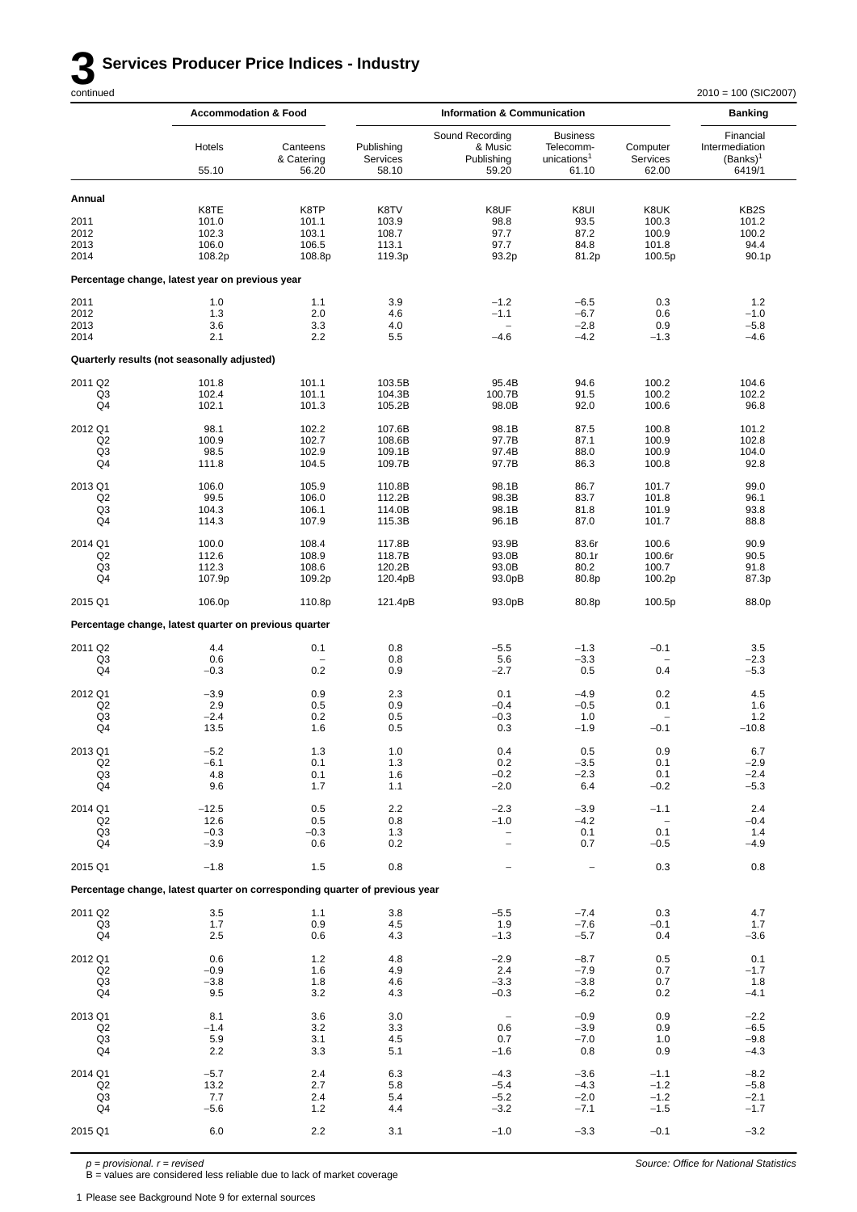# 3 Services Producer Price Indices - Industry

continued

2010 = 100 (SIC2007)

| | Accommodation & Food | | Information & Communication | | | | Banking |
|---|---|---|---|---|---|---|---|
| | Hotels | Canteens & Catering | Publishing Services | Sound Recording & Music Publishing | Business Telecomm-unications[1] | Computer Services | Financial Intermediation (Banks)[1] |
| | 55.10 | 56.20 | 58.10 | 59.20 | 61.10 | 62.00 | 6419/1 |
| **Annual** | | | | | | | |
| | K8TE | K8TP | K8TV | K8UF | K8UI | K8UK | KB2S |
| 2011 | 101.0 | 101.1 | 103.9 | 98.8 | 93.5 | 100.3 | 101.2 |
| 2012 | 102.3 | 103.1 | 108.7 | 97.7 | 87.2 | 100.9 | 100.2 |
| 2013 | 106.0 | 106.5 | 113.1 | 97.7 | 84.8 | 101.8 | 94.4 |
| 2014 | 108.2p | 108.8p | 119.3p | 93.2p | 81.2p | 100.5p | 90.1p |
| **Percentage change, latest year on previous year** | | | | | | | |
| 2011 | 1.0 | 1.1 | 3.9 | −1.2 | −6.5 | 0.3 | 1.2 |
| 2012 | 1.3 | 2.0 | 4.6 | −1.1 | −6.7 | 0.6 | −1.0 |
| 2013 | 3.6 | 3.3 | 4.0 | – | −2.8 | 0.9 | −5.8 |
| 2014 | 2.1 | 2.2 | 5.5 | −4.6 | −4.2 | −1.3 | −4.6 |
| **Quarterly results (not seasonally adjusted)** | | | | | | | |
| 2011 Q2 | 101.8 | 101.1 | 103.5B | 95.4B | 94.6 | 100.2 | 104.6 |
| Q3 | 102.4 | 101.1 | 104.3B | 100.7B | 91.5 | 100.2 | 102.2 |
| Q4 | 102.1 | 101.3 | 105.2B | 98.0B | 92.0 | 100.6 | 96.8 |
| 2012 Q1 | 98.1 | 102.2 | 107.6B | 98.1B | 87.5 | 100.8 | 101.2 |
| Q2 | 100.9 | 102.7 | 108.6B | 97.7B | 87.1 | 100.9 | 102.8 |
| Q3 | 98.5 | 102.9 | 109.1B | 97.4B | 88.0 | 100.9 | 104.0 |
| Q4 | 111.8 | 104.5 | 109.7B | 97.7B | 86.3 | 100.8 | 92.8 |
| 2013 Q1 | 106.0 | 105.9 | 110.8B | 98.1B | 86.7 | 101.7 | 99.0 |
| Q2 | 99.5 | 106.0 | 112.2B | 98.3B | 83.7 | 101.8 | 96.1 |
| Q3 | 104.3 | 106.1 | 114.0B | 98.1B | 81.8 | 101.9 | 93.8 |
| Q4 | 114.3 | 107.9 | 115.3B | 96.1B | 87.0 | 101.7 | 88.8 |
| 2014 Q1 | 100.0 | 108.4 | 117.8B | 93.9B | 83.6r | 100.6 | 90.9 |
| Q2 | 112.6 | 108.9 | 118.7B | 93.0B | 80.1r | 100.6r | 90.5 |
| Q3 | 112.3 | 108.6 | 120.2B | 93.0B | 80.2 | 100.7 | 91.8 |
| Q4 | 107.9p | 109.2p | 120.4pB | 93.0pB | 80.8p | 100.2p | 87.3p |
| 2015 Q1 | 106.0p | 110.8p | 121.4pB | 93.0pB | 80.8p | 100.5p | 88.0p |
| **Percentage change, latest quarter on previous quarter** | | | | | | | |
| 2011 Q2 | 4.4 | 0.1 | 0.8 | −5.5 | −1.3 | −0.1 | 3.5 |
| Q3 | 0.6 | – | 0.8 | 5.6 | −3.3 | – | −2.3 |
| Q4 | −0.3 | 0.2 | 0.9 | −2.7 | 0.5 | 0.4 | −5.3 |
| 2012 Q1 | −3.9 | 0.9 | 2.3 | 0.1 | −4.9 | 0.2 | 4.5 |
| Q2 | 2.9 | 0.5 | 0.9 | −0.4 | −0.5 | 0.1 | 1.6 |
| Q3 | −2.4 | 0.2 | 0.5 | −0.3 | 1.0 | – | 1.2 |
| Q4 | 13.5 | 1.6 | 0.5 | 0.3 | −1.9 | −0.1 | −10.8 |
| 2013 Q1 | −5.2 | 1.3 | 1.0 | 0.4 | 0.5 | 0.9 | 6.7 |
| Q2 | −6.1 | 0.1 | 1.3 | 0.2 | −3.5 | 0.1 | −2.9 |
| Q3 | 4.8 | 0.1 | 1.6 | −0.2 | −2.3 | 0.1 | −2.4 |
| Q4 | 9.6 | 1.7 | 1.1 | −2.0 | 6.4 | −0.2 | −5.3 |
| 2014 Q1 | −12.5 | 0.5 | 2.2 | −2.3 | −3.9 | −1.1 | 2.4 |
| Q2 | 12.6 | 0.5 | 0.8 | −1.0 | −4.2 | – | −0.4 |
| Q3 | −0.3 | −0.3 | 1.3 | – | 0.1 | 0.1 | 1.4 |
| Q4 | −3.9 | 0.6 | 0.2 | – | 0.7 | −0.5 | −4.9 |
| 2015 Q1 | −1.8 | 1.5 | 0.8 | – | – | 0.3 | 0.8 |
| **Percentage change, latest quarter on corresponding quarter of previous year** | | | | | | | |
| 2011 Q2 | 3.5 | 1.1 | 3.8 | −5.5 | −7.4 | 0.3 | 4.7 |
| Q3 | 1.7 | 0.9 | 4.5 | 1.9 | −7.6 | −0.1 | 1.7 |
| Q4 | 2.5 | 0.6 | 4.3 | −1.3 | −5.7 | 0.4 | −3.6 |
| 2012 Q1 | 0.6 | 1.2 | 4.8 | −2.9 | −8.7 | 0.5 | 0.1 |
| Q2 | −0.9 | 1.6 | 4.9 | 2.4 | −7.9 | 0.7 | −1.7 |
| Q3 | −3.8 | 1.8 | 4.6 | −3.3 | −3.8 | 0.7 | 1.8 |
| Q4 | 9.5 | 3.2 | 4.3 | −0.3 | −6.2 | 0.2 | −4.1 |
| 2013 Q1 | 8.1 | 3.6 | 3.0 | – | −0.9 | 0.9 | −2.2 |
| Q2 | −1.4 | 3.2 | 3.3 | 0.6 | −3.9 | 0.9 | −6.5 |
| Q3 | 5.9 | 3.1 | 4.5 | 0.7 | −7.0 | 1.0 | −9.8 |
| Q4 | 2.2 | 3.3 | 5.1 | −1.6 | 0.8 | 0.9 | −4.3 |
| 2014 Q1 | −5.7 | 2.4 | 6.3 | −4.3 | −3.6 | −1.1 | −8.2 |
| Q2 | 13.2 | 2.7 | 5.8 | −5.4 | −4.3 | −1.2 | −5.8 |
| Q3 | 7.7 | 2.4 | 5.4 | −5.2 | −2.0 | −1.2 | −2.1 |
| Q4 | −5.6 | 1.2 | 4.4 | −3.2 | −7.1 | −1.5 | −1.7 |
| 2015 Q1 | 6.0 | 2.2 | 3.1 | −1.0 | −3.3 | −0.1 | −3.2 |

*p = provisional. r = revised*
B = values are considered less reliable due to lack of market coverage

*Source: Office for National Statistics*

1 Please see Background Note 9 for external sources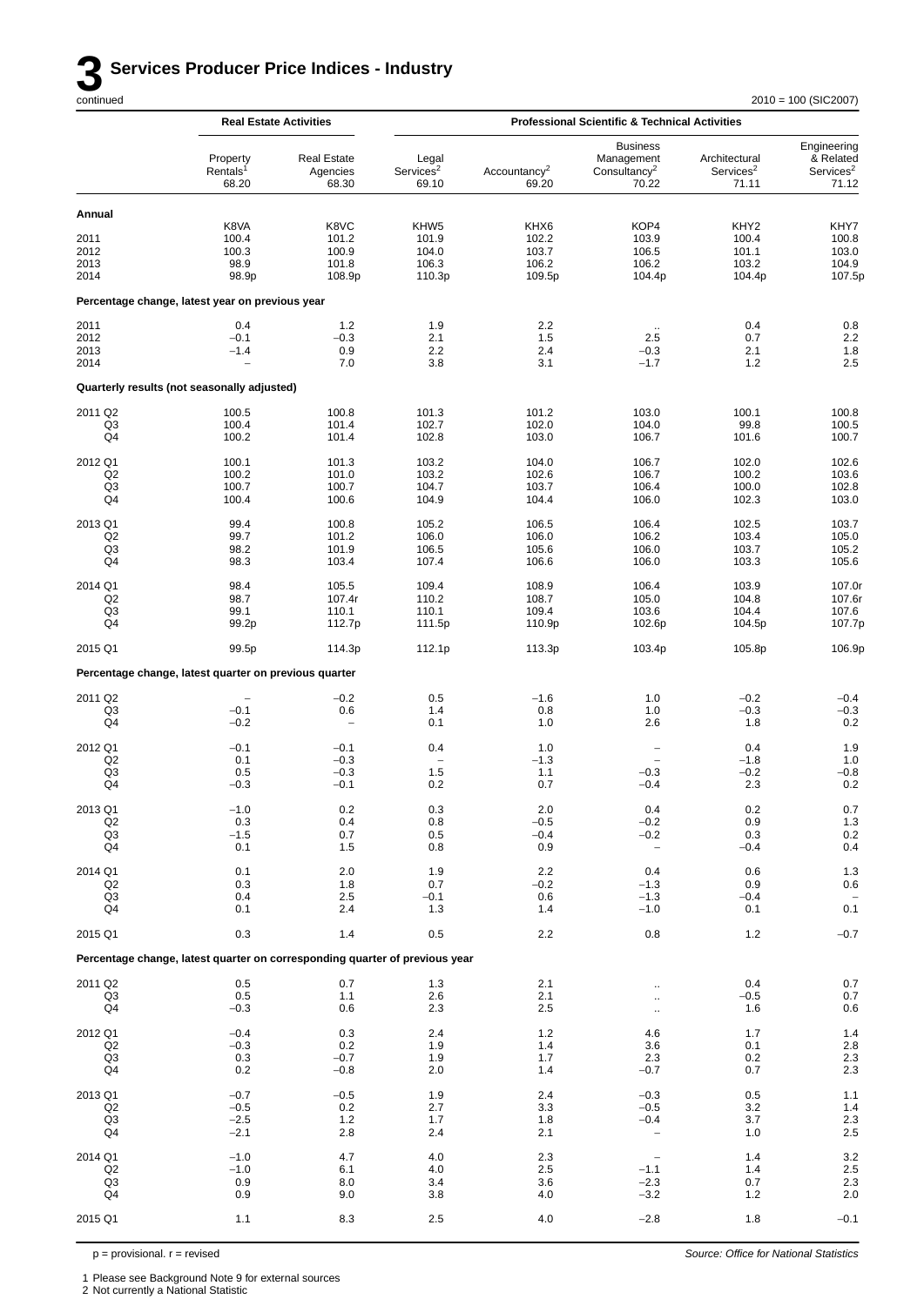# 3 Services Producer Price Indices - Industry

continued

2010 = 100 (SIC2007)

| | Real Estate Activities | | Professional Scientific & Technical Activities | | | | |
|---|---|---|---|---|---|---|---|
| | Property Rentals[1] 68.20 | Real Estate Agencies 68.30 | Legal Services[2] 69.10 | Accountancy[2] 69.20 | Business Management Consultancy[2] 70.22 | Architectural Services[2] 71.11 | Engineering & Related Services[2] 71.12 |
| **Annual** | | | | | | | |
| | K8VA | K8VC | KHW5 | KHX6 | KOP4 | KHY2 | KHY7 |
| 2011 | 100.4 | 101.2 | 101.9 | 102.2 | 103.9 | 100.4 | 100.8 |
| 2012 | 100.3 | 100.9 | 104.0 | 103.7 | 106.5 | 101.1 | 103.0 |
| 2013 | 98.9 | 101.8 | 106.3 | 106.2 | 106.2 | 103.2 | 104.9 |
| 2014 | 98.9p | 108.9p | 110.3p | 109.5p | 104.4p | 104.4p | 107.5p |
| **Percentage change, latest year on previous year** | | | | | | | |
| 2011 | 0.4 | 1.2 | 1.9 | 2.2 | .. | 0.4 | 0.8 |
| 2012 | −0.1 | −0.3 | 2.1 | 1.5 | 2.5 | 0.7 | 2.2 |
| 2013 | −1.4 | 0.9 | 2.2 | 2.4 | −0.3 | 2.1 | 1.8 |
| 2014 | – | 7.0 | 3.8 | 3.1 | −1.7 | 1.2 | 2.5 |
| **Quarterly results (not seasonally adjusted)** | | | | | | | |
| 2011 Q2 | 100.5 | 100.8 | 101.3 | 101.2 | 103.0 | 100.1 | 100.8 |
| Q3 | 100.4 | 101.4 | 102.7 | 102.0 | 104.0 | 99.8 | 100.5 |
| Q4 | 100.2 | 101.4 | 102.8 | 103.0 | 106.7 | 101.6 | 100.7 |
| 2012 Q1 | 100.1 | 101.3 | 103.2 | 104.0 | 106.7 | 102.0 | 102.6 |
| Q2 | 100.2 | 101.0 | 103.2 | 102.6 | 106.7 | 100.2 | 103.6 |
| Q3 | 100.7 | 100.7 | 104.7 | 103.7 | 106.4 | 100.0 | 102.8 |
| Q4 | 100.4 | 100.6 | 104.9 | 104.4 | 106.0 | 102.3 | 103.0 |
| 2013 Q1 | 99.4 | 100.8 | 105.2 | 106.5 | 106.4 | 102.5 | 103.7 |
| Q2 | 99.7 | 101.2 | 106.0 | 106.0 | 106.2 | 103.4 | 105.0 |
| Q3 | 98.2 | 101.9 | 106.5 | 105.6 | 106.0 | 103.7 | 105.2 |
| Q4 | 98.3 | 103.4 | 107.4 | 106.6 | 106.0 | 103.3 | 105.6 |
| 2014 Q1 | 98.4 | 105.5 | 109.4 | 108.9 | 106.4 | 103.9 | 107.0r |
| Q2 | 98.7 | 107.4r | 110.2 | 108.7 | 105.0 | 104.8 | 107.6r |
| Q3 | 99.1 | 110.1 | 110.1 | 109.4 | 103.6 | 104.4 | 107.6 |
| Q4 | 99.2p | 112.7p | 111.5p | 110.9p | 102.6p | 104.5p | 107.7p |
| 2015 Q1 | 99.5p | 114.3p | 112.1p | 113.3p | 103.4p | 105.8p | 106.9p |
| **Percentage change, latest quarter on previous quarter** | | | | | | | |
| 2011 Q2 | – | −0.2 | 0.5 | −1.6 | 1.0 | −0.2 | −0.4 |
| Q3 | −0.1 | 0.6 | 1.4 | 0.8 | 1.0 | −0.3 | −0.3 |
| Q4 | −0.2 | – | 0.1 | 1.0 | 2.6 | 1.8 | 0.2 |
| 2012 Q1 | −0.1 | −0.1 | 0.4 | 1.0 | – | 0.4 | 1.9 |
| Q2 | 0.1 | −0.3 | – | −1.3 | – | −1.8 | 1.0 |
| Q3 | 0.5 | −0.3 | 1.5 | 1.1 | −0.3 | −0.2 | −0.8 |
| Q4 | −0.3 | −0.1 | 0.2 | 0.7 | −0.4 | 2.3 | 0.2 |
| 2013 Q1 | −1.0 | 0.2 | 0.3 | 2.0 | 0.4 | 0.2 | 0.7 |
| Q2 | 0.3 | 0.4 | 0.8 | −0.5 | −0.2 | 0.9 | 1.3 |
| Q3 | −1.5 | 0.7 | 0.5 | −0.4 | −0.2 | 0.3 | 0.2 |
| Q4 | 0.1 | 1.5 | 0.8 | 0.9 | – | −0.4 | 0.4 |
| 2014 Q1 | 0.1 | 2.0 | 1.9 | 2.2 | 0.4 | 0.6 | 1.3 |
| Q2 | 0.3 | 1.8 | 0.7 | −0.2 | −1.3 | 0.9 | 0.6 |
| Q3 | 0.4 | 2.5 | −0.1 | 0.6 | −1.3 | −0.4 | – |
| Q4 | 0.1 | 2.4 | 1.3 | 1.4 | −1.0 | 0.1 | 0.1 |
| 2015 Q1 | 0.3 | 1.4 | 0.5 | 2.2 | 0.8 | 1.2 | −0.7 |
| **Percentage change, latest quarter on corresponding quarter of previous year** | | | | | | | |
| 2011 Q2 | 0.5 | 0.7 | 1.3 | 2.1 | .. | 0.4 | 0.7 |
| Q3 | 0.5 | 1.1 | 2.6 | 2.1 | .. | −0.5 | 0.7 |
| Q4 | −0.3 | 0.6 | 2.3 | 2.5 | .. | 1.6 | 0.6 |
| 2012 Q1 | −0.4 | 0.3 | 2.4 | 1.2 | 4.6 | 1.7 | 1.4 |
| Q2 | −0.3 | 0.2 | 1.9 | 1.4 | 3.6 | 0.1 | 2.8 |
| Q3 | 0.3 | −0.7 | 1.9 | 1.7 | 2.3 | 0.2 | 2.3 |
| Q4 | 0.2 | −0.8 | 2.0 | 1.4 | −0.7 | 0.7 | 2.3 |
| 2013 Q1 | −0.7 | −0.5 | 1.9 | 2.4 | −0.3 | 0.5 | 1.1 |
| Q2 | −0.5 | 0.2 | 2.7 | 3.3 | −0.5 | 3.2 | 1.4 |
| Q3 | −2.5 | 1.2 | 1.7 | 1.8 | −0.4 | 3.7 | 2.3 |
| Q4 | −2.1 | 2.8 | 2.4 | 2.1 | – | 1.0 | 2.5 |
| 2014 Q1 | −1.0 | 4.7 | 4.0 | 2.3 | – | 1.4 | 3.2 |
| Q2 | −1.0 | 6.1 | 4.0 | 2.5 | −1.1 | 1.4 | 2.5 |
| Q3 | 0.9 | 8.0 | 3.4 | 3.6 | −2.3 | 0.7 | 2.3 |
| Q4 | 0.9 | 9.0 | 3.8 | 4.0 | −3.2 | 1.2 | 2.0 |
| 2015 Q1 | 1.1 | 8.3 | 2.5 | 4.0 | −2.8 | 1.8 | −0.1 |

p = provisional. r = revised

*Source: Office for National Statistics*

1 Please see Background Note 9 for external sources
2 Not currently a National Statistic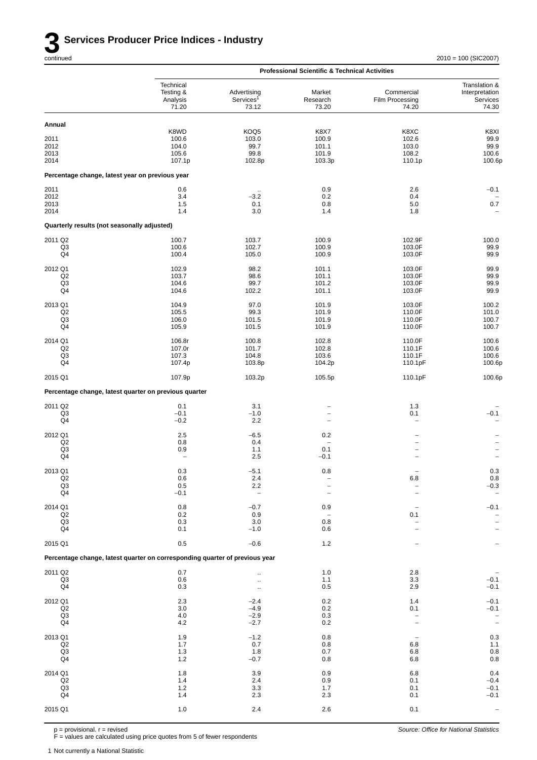# 3 Services Producer Price Indices - Industry

continued

2010 = 100 (SIC2007)

| | Professional Scientific & Technical Activities | | | | |
|---|---|---|---|---|---|
| | Technical Testing & Analysis 71.20 | Advertising Services[1] 73.12 | Market Research 73.20 | Commercial Film Processing 74.20 | Translation & Interpretation Services 74.30 |
| **Annual** | | | | | |
| | K8WD | KOQ5 | K8X7 | K8XC | K8XI |
| 2011 | 100.6 | 103.0 | 100.9 | 102.6 | 99.9 |
| 2012 | 104.0 | 99.7 | 101.1 | 103.0 | 99.9 |
| 2013 | 105.6 | 99.8 | 101.9 | 108.2 | 100.6 |
| 2014 | 107.1p | 102.8p | 103.3p | 110.1p | 100.6p |
| **Percentage change, latest year on previous year** | | | | | |
| 2011 | 0.6 | .. | 0.9 | 2.6 | −0.1 |
| 2012 | 3.4 | −3.2 | 0.2 | 0.4 | – |
| 2013 | 1.5 | 0.1 | 0.8 | 5.0 | 0.7 |
| 2014 | 1.4 | 3.0 | 1.4 | 1.8 | – |
| **Quarterly results (not seasonally adjusted)** | | | | | |
| 2011 Q2 | 100.7 | 103.7 | 100.9 | 102.9F | 100.0 |
| Q3 | 100.6 | 102.7 | 100.9 | 103.0F | 99.9 |
| Q4 | 100.4 | 105.0 | 100.9 | 103.0F | 99.9 |
| 2012 Q1 | 102.9 | 98.2 | 101.1 | 103.0F | 99.9 |
| Q2 | 103.7 | 98.6 | 101.1 | 103.0F | 99.9 |
| Q3 | 104.6 | 99.7 | 101.2 | 103.0F | 99.9 |
| Q4 | 104.6 | 102.2 | 101.1 | 103.0F | 99.9 |
| 2013 Q1 | 104.9 | 97.0 | 101.9 | 103.0F | 100.2 |
| Q2 | 105.5 | 99.3 | 101.9 | 110.0F | 101.0 |
| Q3 | 106.0 | 101.5 | 101.9 | 110.0F | 100.7 |
| Q4 | 105.9 | 101.5 | 101.9 | 110.0F | 100.7 |
| 2014 Q1 | 106.8r | 100.8 | 102.8 | 110.0F | 100.6 |
| Q2 | 107.0r | 101.7 | 102.8 | 110.1F | 100.6 |
| Q3 | 107.3 | 104.8 | 103.6 | 110.1F | 100.6 |
| Q4 | 107.4p | 103.8p | 104.2p | 110.1pF | 100.6p |
| 2015 Q1 | 107.9p | 103.2p | 105.5p | 110.1pF | 100.6p |
| **Percentage change, latest quarter on previous quarter** | | | | | |
| 2011 Q2 | 0.1 | 3.1 | – | 1.3 | – |
| Q3 | −0.1 | −1.0 | – | 0.1 | −0.1 |
| Q4 | −0.2 | 2.2 | – | – | – |
| 2012 Q1 | 2.5 | −6.5 | 0.2 | – | – |
| Q2 | 0.8 | 0.4 | – | – | – |
| Q3 | 0.9 | 1.1 | 0.1 | – | – |
| Q4 | – | 2.5 | −0.1 | – | – |
| 2013 Q1 | 0.3 | −5.1 | 0.8 | – | 0.3 |
| Q2 | 0.6 | 2.4 | – | 6.8 | 0.8 |
| Q3 | 0.5 | 2.2 | – | – | −0.3 |
| Q4 | −0.1 | – | – | – | – |
| 2014 Q1 | 0.8 | −0.7 | 0.9 | – | −0.1 |
| Q2 | 0.2 | 0.9 | – | 0.1 | – |
| Q3 | 0.3 | 3.0 | 0.8 | – | – |
| Q4 | 0.1 | −1.0 | 0.6 | – | – |
| 2015 Q1 | 0.5 | −0.6 | 1.2 | – | – |
| **Percentage change, latest quarter on corresponding quarter of previous year** | | | | | |
| 2011 Q2 | 0.7 | .. | 1.0 | 2.8 | – |
| Q3 | 0.6 | .. | 1.1 | 3.3 | −0.1 |
| Q4 | 0.3 | .. | 0.5 | 2.9 | −0.1 |
| 2012 Q1 | 2.3 | −2.4 | 0.2 | 1.4 | −0.1 |
| Q2 | 3.0 | −4.9 | 0.2 | 0.1 | −0.1 |
| Q3 | 4.0 | −2.9 | 0.3 | – | – |
| Q4 | 4.2 | −2.7 | 0.2 | – | – |
| 2013 Q1 | 1.9 | −1.2 | 0.8 | – | 0.3 |
| Q2 | 1.7 | 0.7 | 0.8 | 6.8 | 1.1 |
| Q3 | 1.3 | 1.8 | 0.7 | 6.8 | 0.8 |
| Q4 | 1.2 | −0.7 | 0.8 | 6.8 | 0.8 |
| 2014 Q1 | 1.8 | 3.9 | 0.9 | 6.8 | 0.4 |
| Q2 | 1.4 | 2.4 | 0.9 | 0.1 | −0.4 |
| Q3 | 1.2 | 3.3 | 1.7 | 0.1 | −0.1 |
| Q4 | 1.4 | 2.3 | 2.3 | 0.1 | −0.1 |
| 2015 Q1 | 1.0 | 2.4 | 2.6 | 0.1 | – |

p = provisional. r = revised
F = values are calculated using price quotes from 5 of fewer respondents

*Source: Office for National Statistics*

1 Not currently a National Statistic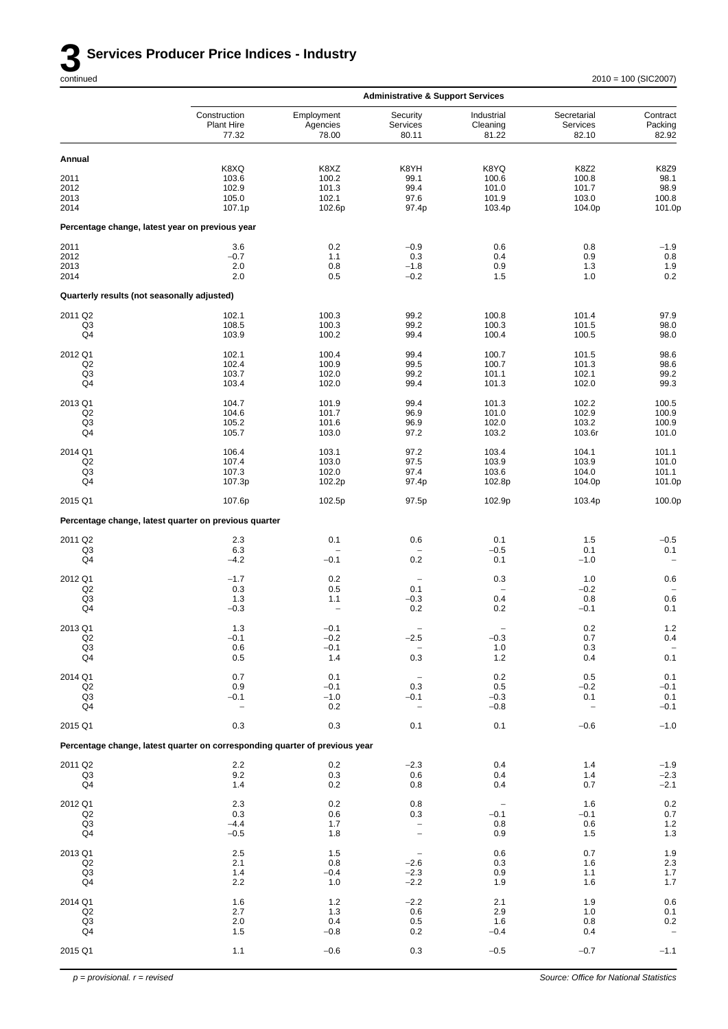# 3 Services Producer Price Indices - Industry

continued

2010 = 100 (SIC2007)

| | Administrative & Support Services | | | | | |
|---|---|---|---|---|---|---|
| | Construction Plant Hire 77.32 | Employment Agencies 78.00 | Security Services 80.11 | Industrial Cleaning 81.22 | Secretarial Services 82.10 | Contract Packing 82.92 |
| **Annual** | | | | | | |
| | K8XQ | K8XZ | K8YH | K8YQ | K8Z2 | K8Z9 |
| 2011 | 103.6 | 100.2 | 99.1 | 100.6 | 100.8 | 98.1 |
| 2012 | 102.9 | 101.3 | 99.4 | 101.0 | 101.7 | 98.9 |
| 2013 | 105.0 | 102.1 | 97.6 | 101.9 | 103.0 | 100.8 |
| 2014 | 107.1p | 102.6p | 97.4p | 103.4p | 104.0p | 101.0p |
| **Percentage change, latest year on previous year** | | | | | | |
| 2011 | 3.6 | 0.2 | −0.9 | 0.6 | 0.8 | −1.9 |
| 2012 | −0.7 | 1.1 | 0.3 | 0.4 | 0.9 | 0.8 |
| 2013 | 2.0 | 0.8 | −1.8 | 0.9 | 1.3 | 1.9 |
| 2014 | 2.0 | 0.5 | −0.2 | 1.5 | 1.0 | 0.2 |
| **Quarterly results (not seasonally adjusted)** | | | | | | |
| 2011 Q2 | 102.1 | 100.3 | 99.2 | 100.8 | 101.4 | 97.9 |
| Q3 | 108.5 | 100.3 | 99.2 | 100.3 | 101.5 | 98.0 |
| Q4 | 103.9 | 100.2 | 99.4 | 100.4 | 100.5 | 98.0 |
| 2012 Q1 | 102.1 | 100.4 | 99.4 | 100.7 | 101.5 | 98.6 |
| Q2 | 102.4 | 100.9 | 99.5 | 100.7 | 101.3 | 98.6 |
| Q3 | 103.7 | 102.0 | 99.2 | 101.1 | 102.1 | 99.2 |
| Q4 | 103.4 | 102.0 | 99.4 | 101.3 | 102.0 | 99.3 |
| 2013 Q1 | 104.7 | 101.9 | 99.4 | 101.3 | 102.2 | 100.5 |
| Q2 | 104.6 | 101.7 | 96.9 | 101.0 | 102.9 | 100.9 |
| Q3 | 105.2 | 101.6 | 96.9 | 102.0 | 103.2 | 100.9 |
| Q4 | 105.7 | 103.0 | 97.2 | 103.2 | 103.6r | 101.0 |
| 2014 Q1 | 106.4 | 103.1 | 97.2 | 103.4 | 104.1 | 101.1 |
| Q2 | 107.4 | 103.0 | 97.5 | 103.9 | 103.9 | 101.0 |
| Q3 | 107.3 | 102.0 | 97.4 | 103.6 | 104.0 | 101.1 |
| Q4 | 107.3p | 102.2p | 97.4p | 102.8p | 104.0p | 101.0p |
| 2015 Q1 | 107.6p | 102.5p | 97.5p | 102.9p | 103.4p | 100.0p |
| **Percentage change, latest quarter on previous quarter** | | | | | | |
| 2011 Q2 | 2.3 | 0.1 | 0.6 | 0.1 | 1.5 | −0.5 |
| Q3 | 6.3 | − | − | −0.5 | 0.1 | 0.1 |
| Q4 | −4.2 | −0.1 | 0.2 | 0.1 | −1.0 | − |
| 2012 Q1 | −1.7 | 0.2 | − | 0.3 | 1.0 | 0.6 |
| Q2 | 0.3 | 0.5 | 0.1 | − | −0.2 | − |
| Q3 | 1.3 | 1.1 | −0.3 | 0.4 | 0.8 | 0.6 |
| Q4 | −0.3 | − | 0.2 | 0.2 | −0.1 | 0.1 |
| 2013 Q1 | 1.3 | −0.1 | − | − | 0.2 | 1.2 |
| Q2 | −0.1 | −0.2 | −2.5 | −0.3 | 0.7 | 0.4 |
| Q3 | 0.6 | −0.1 | − | 1.0 | 0.3 | − |
| Q4 | 0.5 | 1.4 | 0.3 | 1.2 | 0.4 | 0.1 |
| 2014 Q1 | 0.7 | 0.1 | − | 0.2 | 0.5 | 0.1 |
| Q2 | 0.9 | −0.1 | 0.3 | 0.5 | −0.2 | −0.1 |
| Q3 | −0.1 | −1.0 | −0.1 | −0.3 | 0.1 | 0.1 |
| Q4 | − | 0.2 | − | −0.8 | − | −0.1 |
| 2015 Q1 | 0.3 | 0.3 | 0.1 | 0.1 | −0.6 | −1.0 |
| **Percentage change, latest quarter on corresponding quarter of previous year** | | | | | | |
| 2011 Q2 | 2.2 | 0.2 | −2.3 | 0.4 | 1.4 | −1.9 |
| Q3 | 9.2 | 0.3 | 0.6 | 0.4 | 1.4 | −2.3 |
| Q4 | 1.4 | 0.2 | 0.8 | 0.4 | 0.7 | −2.1 |
| 2012 Q1 | 2.3 | 0.2 | 0.8 | − | 1.6 | 0.2 |
| Q2 | 0.3 | 0.6 | 0.3 | −0.1 | −0.1 | 0.7 |
| Q3 | −4.4 | 1.7 | − | 0.8 | 0.6 | 1.2 |
| Q4 | −0.5 | 1.8 | − | 0.9 | 1.5 | 1.3 |
| 2013 Q1 | 2.5 | 1.5 | − | 0.6 | 0.7 | 1.9 |
| Q2 | 2.1 | 0.8 | −2.6 | 0.3 | 1.6 | 2.3 |
| Q3 | 1.4 | −0.4 | −2.3 | 0.9 | 1.1 | 1.7 |
| Q4 | 2.2 | 1.0 | −2.2 | 1.9 | 1.6 | 1.7 |
| 2014 Q1 | 1.6 | 1.2 | −2.2 | 2.1 | 1.9 | 0.6 |
| Q2 | 2.7 | 1.3 | 0.6 | 2.9 | 1.0 | 0.1 |
| Q3 | 2.0 | 0.4 | 0.5 | 1.6 | 0.8 | 0.2 |
| Q4 | 1.5 | −0.8 | 0.2 | −0.4 | 0.4 | − |
| 2015 Q1 | 1.1 | −0.6 | 0.3 | −0.5 | −0.7 | −1.1 |

*p = provisional. r = revised*

*Source: Office for National Statistics*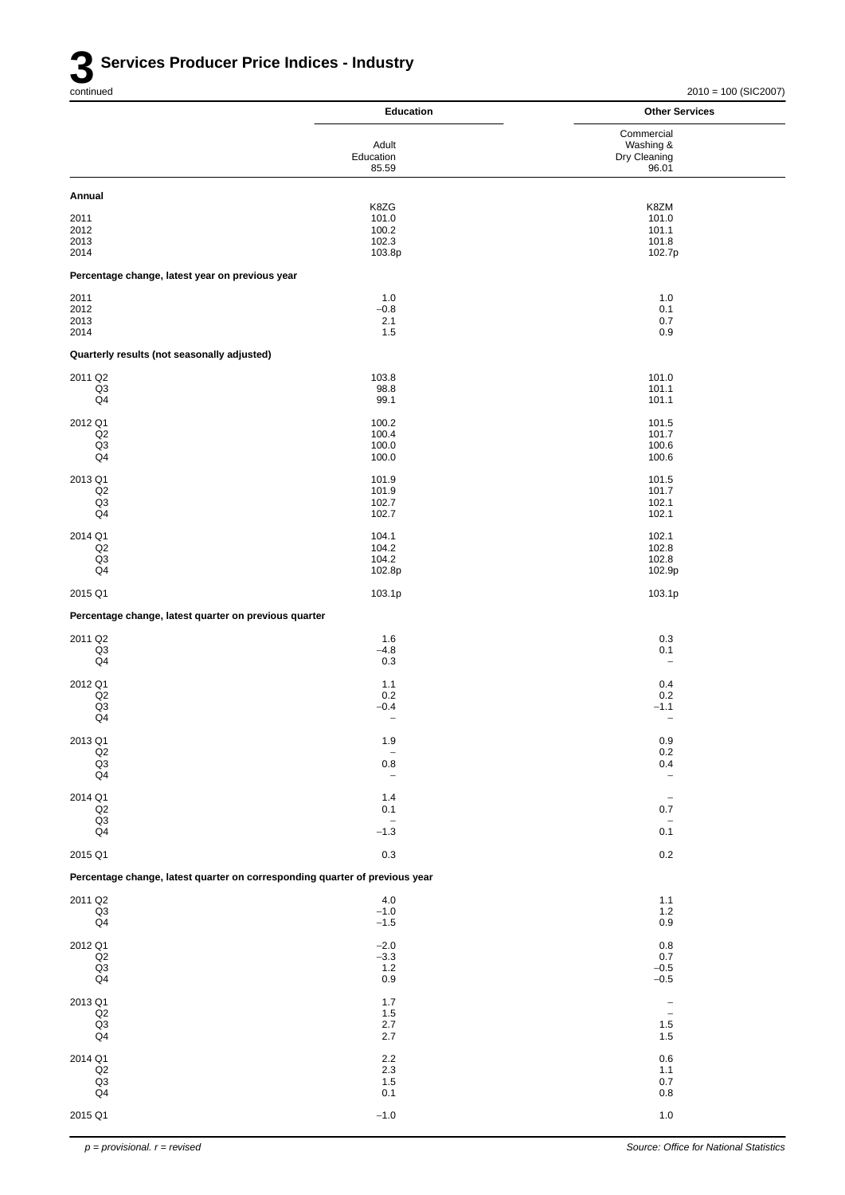# 3 Services Producer Price Indices - Industry

continued

2010 = 100 (SIC2007)

| | Education | Other Services |
|---|---|---|
| | Adult Education 85.59 | Commercial Washing & Dry Cleaning 96.01 |
| **Annual** | | |
| | K8ZG | K8ZM |
| 2011 | 101.0 | 101.0 |
| 2012 | 100.2 | 101.1 |
| 2013 | 102.3 | 101.8 |
| 2014 | 103.8p | 102.7p |
| **Percentage change, latest year on previous year** | | |
| 2011 | 1.0 | 1.0 |
| 2012 | −0.8 | 0.1 |
| 2013 | 2.1 | 0.7 |
| 2014 | 1.5 | 0.9 |
| **Quarterly results (not seasonally adjusted)** | | |
| 2011 Q2 | 103.8 | 101.0 |
| Q3 | 98.8 | 101.1 |
| Q4 | 99.1 | 101.1 |
| 2012 Q1 | 100.2 | 101.5 |
| Q2 | 100.4 | 101.7 |
| Q3 | 100.0 | 100.6 |
| Q4 | 100.0 | 100.6 |
| 2013 Q1 | 101.9 | 101.5 |
| Q2 | 101.9 | 101.7 |
| Q3 | 102.7 | 102.1 |
| Q4 | 102.7 | 102.1 |
| 2014 Q1 | 104.1 | 102.1 |
| Q2 | 104.2 | 102.8 |
| Q3 | 104.2 | 102.8 |
| Q4 | 102.8p | 102.9p |
| 2015 Q1 | 103.1p | 103.1p |
| **Percentage change, latest quarter on previous quarter** | | |
| 2011 Q2 | 1.6 | 0.3 |
| Q3 | −4.8 | 0.1 |
| Q4 | 0.3 | – |
| 2012 Q1 | 1.1 | 0.4 |
| Q2 | 0.2 | 0.2 |
| Q3 | −0.4 | −1.1 |
| Q4 | – | – |
| 2013 Q1 | 1.9 | 0.9 |
| Q2 | – | 0.2 |
| Q3 | 0.8 | 0.4 |
| Q4 | – | – |
| 2014 Q1 | 1.4 | – |
| Q2 | 0.1 | 0.7 |
| Q3 | – | – |
| Q4 | −1.3 | 0.1 |
| 2015 Q1 | 0.3 | 0.2 |
| **Percentage change, latest quarter on corresponding quarter of previous year** | | |
| 2011 Q2 | 4.0 | 1.1 |
| Q3 | −1.0 | 1.2 |
| Q4 | −1.5 | 0.9 |
| 2012 Q1 | −2.0 | 0.8 |
| Q2 | −3.3 | 0.7 |
| Q3 | 1.2 | −0.5 |
| Q4 | 0.9 | −0.5 |
| 2013 Q1 | 1.7 | – |
| Q2 | 1.5 | – |
| Q3 | 2.7 | 1.5 |
| Q4 | 2.7 | 1.5 |
| 2014 Q1 | 2.2 | 0.6 |
| Q2 | 2.3 | 1.1 |
| Q3 | 1.5 | 0.7 |
| Q4 | 0.1 | 0.8 |
| 2015 Q1 | −1.0 | 1.0 |

*p = provisional. r = revised*

*Source: Office for National Statistics*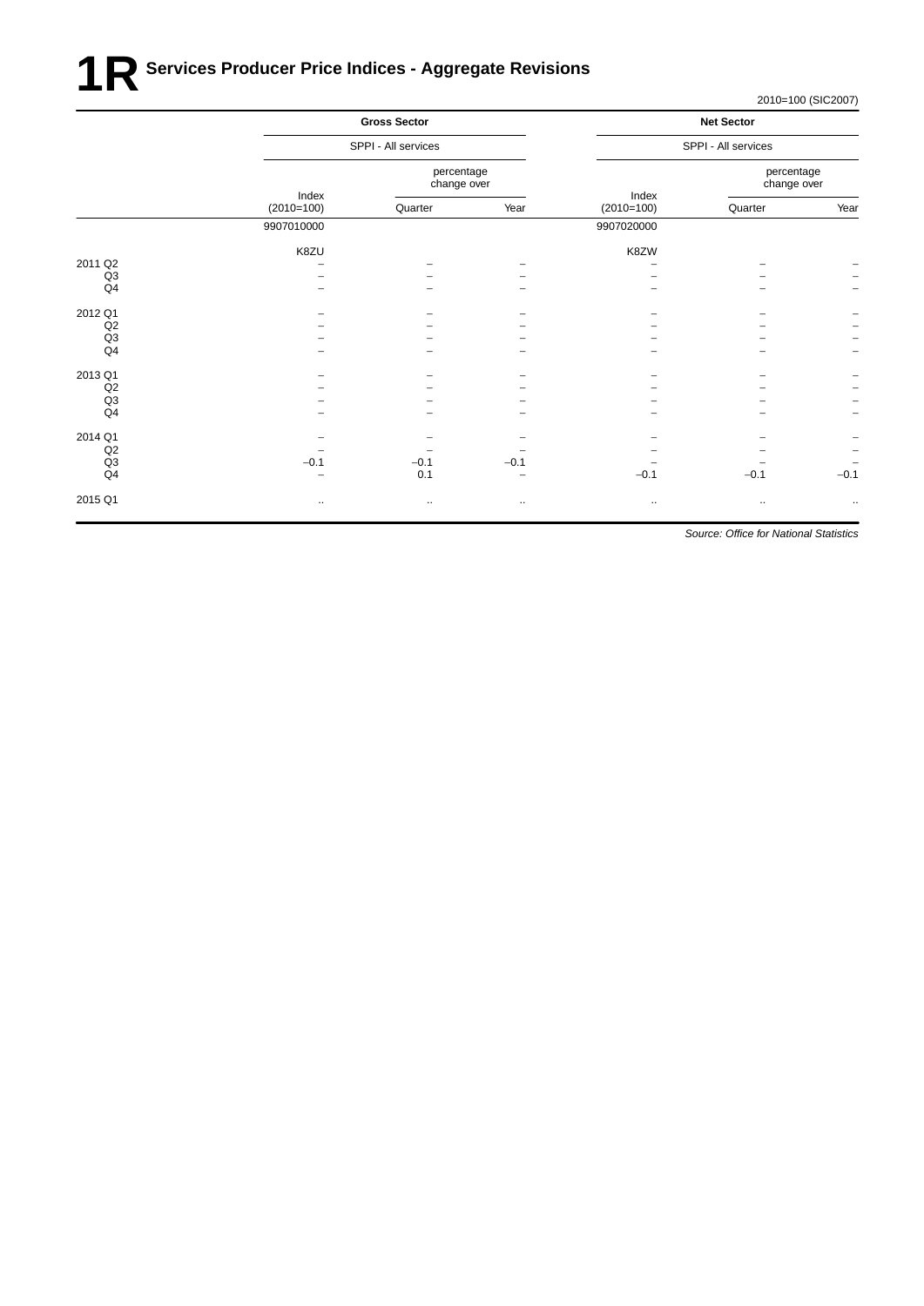# 1R Services Producer Price Indices - Aggregate Revisions

2010=100 (SIC2007)

| | Gross Sector | | | Net Sector | | |
|---|---|---|---|---|---|---|
| | SPPI - All services | | | SPPI - All services | | |
| | Index (2010=100) | percentage change over Quarter | Year | Index (2010=100) | percentage change over Quarter | Year |
| | 9907010000 | | | 9907020000 | | |
| | K8ZU | | | K8ZW | | |
| 2011 Q2 | – | – | – | – | – | – |
| Q3 | – | – | – | – | – | – |
| Q4 | – | – | – | – | – | – |
| 2012 Q1 | – | – | – | – | – | – |
| Q2 | – | – | – | – | – | – |
| Q3 | – | – | – | – | – | – |
| Q4 | – | – | – | – | – | – |
| 2013 Q1 | – | – | – | – | – | – |
| Q2 | – | – | – | – | – | – |
| Q3 | – | – | – | – | – | – |
| Q4 | – | – | – | – | – | – |
| 2014 Q1 | – | – | – | – | – | – |
| Q2 | – | – | – | – | – | – |
| Q3 | −0.1 | −0.1 | −0.1 | – | – | – |
| Q4 | – | 0.1 | – | −0.1 | −0.1 | −0.1 |
| 2015 Q1 | .. | .. | .. | .. | .. | .. |

*Source: Office for National Statistics*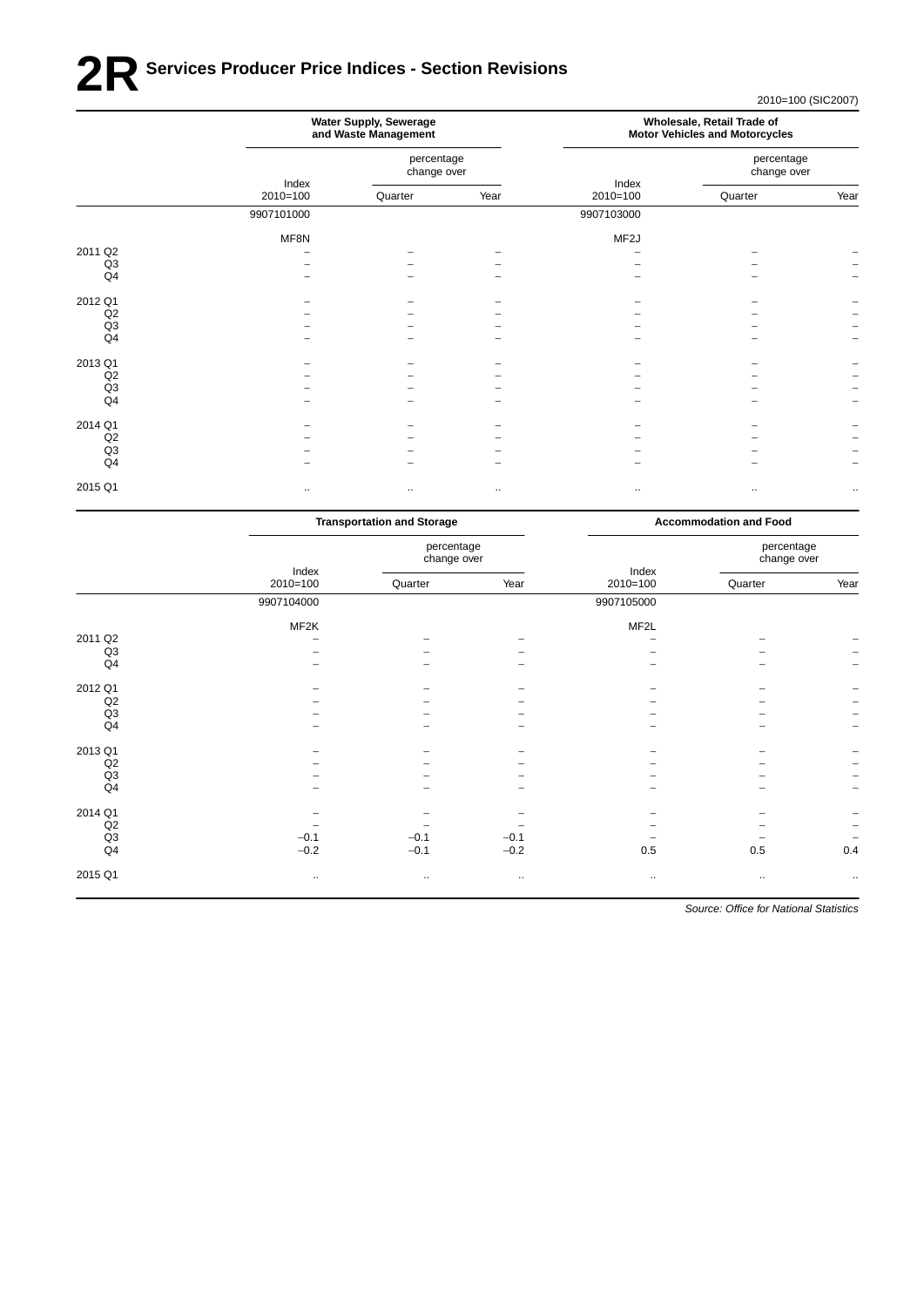# 2R Services Producer Price Indices - Section Revisions

2010=100 (SIC2007)

| | Water Supply, Sewerage and Waste Management | | | Wholesale, Retail Trade of Motor Vehicles and Motorcycles | | |
|---|---|---|---|---|---|---|
| | | percentage change over | | | percentage change over | |
| | Index 2010=100 | Quarter | Year | Index 2010=100 | Quarter | Year |
| | 9907101000 | | | 9907103000 | | |
| | MF8N | | | MF2J | | |
| 2011 Q2 | – | – | – | – | – | – |
| Q3 | – | – | – | – | – | – |
| Q4 | – | – | – | – | – | – |
| 2012 Q1 | – | – | – | – | – | – |
| Q2 | – | – | – | – | – | – |
| Q3 | – | – | – | – | – | – |
| Q4 | – | – | – | – | – | – |
| 2013 Q1 | – | – | – | – | – | – |
| Q2 | – | – | – | – | – | – |
| Q3 | – | – | – | – | – | – |
| Q4 | – | – | – | – | – | – |
| 2014 Q1 | – | – | – | – | – | – |
| Q2 | – | – | – | – | – | – |
| Q3 | – | – | – | – | – | – |
| Q4 | – | – | – | – | – | – |
| 2015 Q1 | .. | .. | .. | .. | .. | .. |

| | Transportation and Storage | | | Accommodation and Food | | |
|---|---|---|---|---|---|---|
| | | percentage change over | | | percentage change over | |
| | Index 2010=100 | Quarter | Year | Index 2010=100 | Quarter | Year |
| | 9907104000 | | | 9907105000 | | |
| | MF2K | | | MF2L | | |
| 2011 Q2 | – | – | – | – | – | – |
| Q3 | – | – | – | – | – | – |
| Q4 | – | – | – | – | – | – |
| 2012 Q1 | – | – | – | – | – | – |
| Q2 | – | – | – | – | – | – |
| Q3 | – | – | – | – | – | – |
| Q4 | – | – | – | – | – | – |
| 2013 Q1 | – | – | – | – | – | – |
| Q2 | – | – | – | – | – | – |
| Q3 | – | – | – | – | – | – |
| Q4 | – | – | – | – | – | – |
| 2014 Q1 | – | – | – | – | – | – |
| Q2 | – | – | – | – | – | – |
| Q3 | –0.1 | –0.1 | –0.1 | – | – | – |
| Q4 | –0.2 | –0.1 | –0.2 | 0.5 | 0.5 | 0.4 |
| 2015 Q1 | .. | .. | .. | .. | .. | .. |

*Source: Office for National Statistics*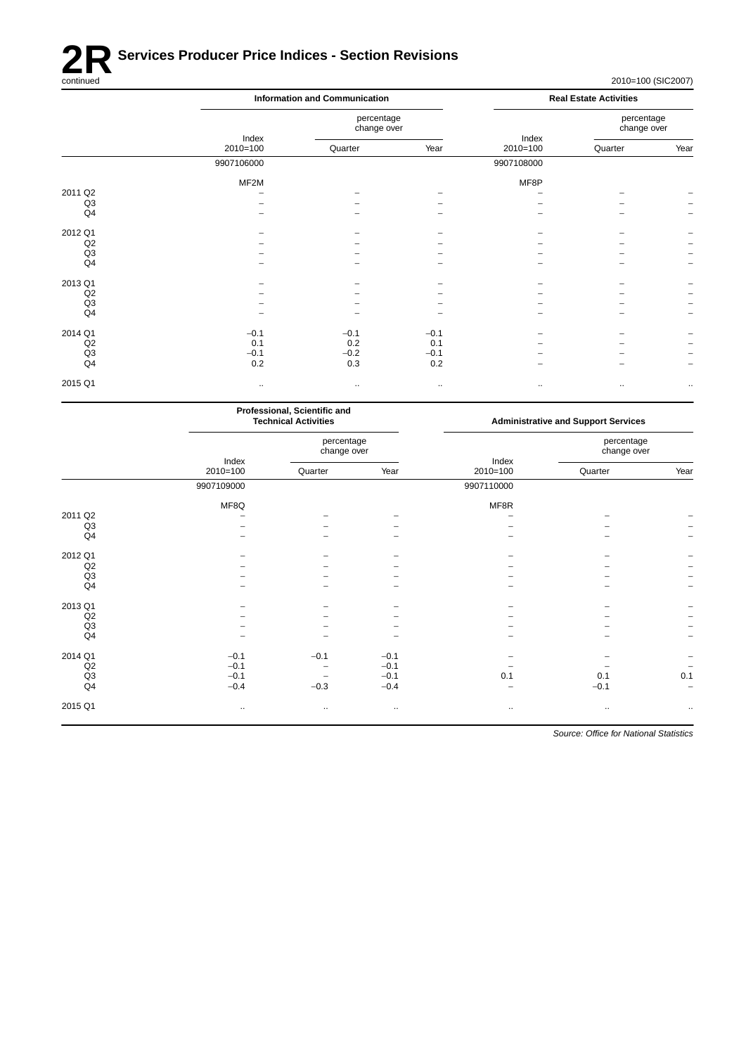# 2R Services Producer Price Indices - Section Revisions

continued

2010=100 (SIC2007)

| | Information and Communication | | | Real Estate Activities | | |
|---|---|---|---|---|---|---|
| | Index 2010=100 | percentage change over Quarter | Year | Index 2010=100 | percentage change over Quarter | Year |
| | 9907106000 | | | 9907108000 | | |
| | MF2M | | | MF8P | | |
| 2011 Q2 | – | – | – | – | – | – |
| Q3 | – | – | – | – | – | – |
| Q4 | – | – | – | – | – | – |
| 2012 Q1 | – | – | – | – | – | – |
| Q2 | – | – | – | – | – | – |
| Q3 | – | – | – | – | – | – |
| Q4 | – | – | – | – | – | – |
| 2013 Q1 | – | – | – | – | – | – |
| Q2 | – | – | – | – | – | – |
| Q3 | – | – | – | – | – | – |
| Q4 | – | – | – | – | – | – |
| 2014 Q1 | −0.1 | −0.1 | −0.1 | – | – | – |
| Q2 | 0.1 | 0.2 | 0.1 | – | – | – |
| Q3 | −0.1 | −0.2 | −0.1 | – | – | – |
| Q4 | 0.2 | 0.3 | 0.2 | – | – | – |
| 2015 Q1 | .. | .. | .. | .. | .. | .. |

| | Professional, Scientific and Technical Activities | | | Administrative and Support Services | | |
|---|---|---|---|---|---|---|
| | Index 2010=100 | percentage change over Quarter | Year | Index 2010=100 | percentage change over Quarter | Year |
| | 9907109000 | | | 9907110000 | | |
| | MF8Q | | | MF8R | | |
| 2011 Q2 | – | – | – | – | – | – |
| Q3 | – | – | – | – | – | – |
| Q4 | – | – | – | – | – | – |
| 2012 Q1 | – | – | – | – | – | – |
| Q2 | – | – | – | – | – | – |
| Q3 | – | – | – | – | – | – |
| Q4 | – | – | – | – | – | – |
| 2013 Q1 | – | – | – | – | – | – |
| Q2 | – | – | – | – | – | – |
| Q3 | – | – | – | – | – | – |
| Q4 | – | – | – | – | – | – |
| 2014 Q1 | −0.1 | −0.1 | −0.1 | – | – | – |
| Q2 | −0.1 | – | −0.1 | – | – | – |
| Q3 | −0.1 | – | −0.1 | 0.1 | 0.1 | 0.1 |
| Q4 | −0.4 | −0.3 | −0.4 | – | −0.1 | – |
| 2015 Q1 | .. | .. | .. | .. | .. | .. |

*Source: Office for National Statistics*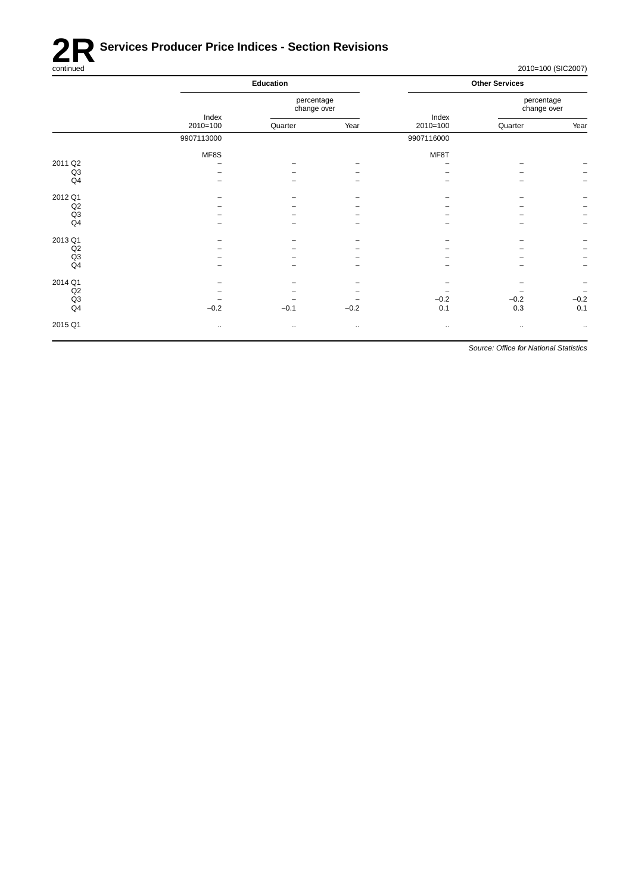# 2R Services Producer Price Indices - Section Revisions

continued

2010=100 (SIC2007)

| | Education | | | Other Services | | |
|---|---|---|---|---|---|---|
| | | percentage change over | | | percentage change over | |
| | Index 2010=100 | Quarter | Year | Index 2010=100 | Quarter | Year |
| | 9907113000 | | | 9907116000 | | |
| | MF8S | | | MF8T | | |
| 2011 Q2 | – | – | – | – | – | – |
| Q3 | – | – | – | – | – | – |
| Q4 | – | – | – | – | – | – |
| 2012 Q1 | – | – | – | – | – | – |
| Q2 | – | – | – | – | – | – |
| Q3 | – | – | – | – | – | – |
| Q4 | – | – | – | – | – | – |
| 2013 Q1 | – | – | – | – | – | – |
| Q2 | – | – | – | – | – | – |
| Q3 | – | – | – | – | – | – |
| Q4 | – | – | – | – | – | – |
| 2014 Q1 | – | – | – | – | – | – |
| Q2 | – | – | – | – | – | – |
| Q3 | – | – | – | −0.2 | −0.2 | −0.2 |
| Q4 | −0.2 | −0.1 | −0.2 | 0.1 | 0.3 | 0.1 |
| 2015 Q1 | .. | .. | .. | .. | .. | .. |

*Source: Office for National Statistics*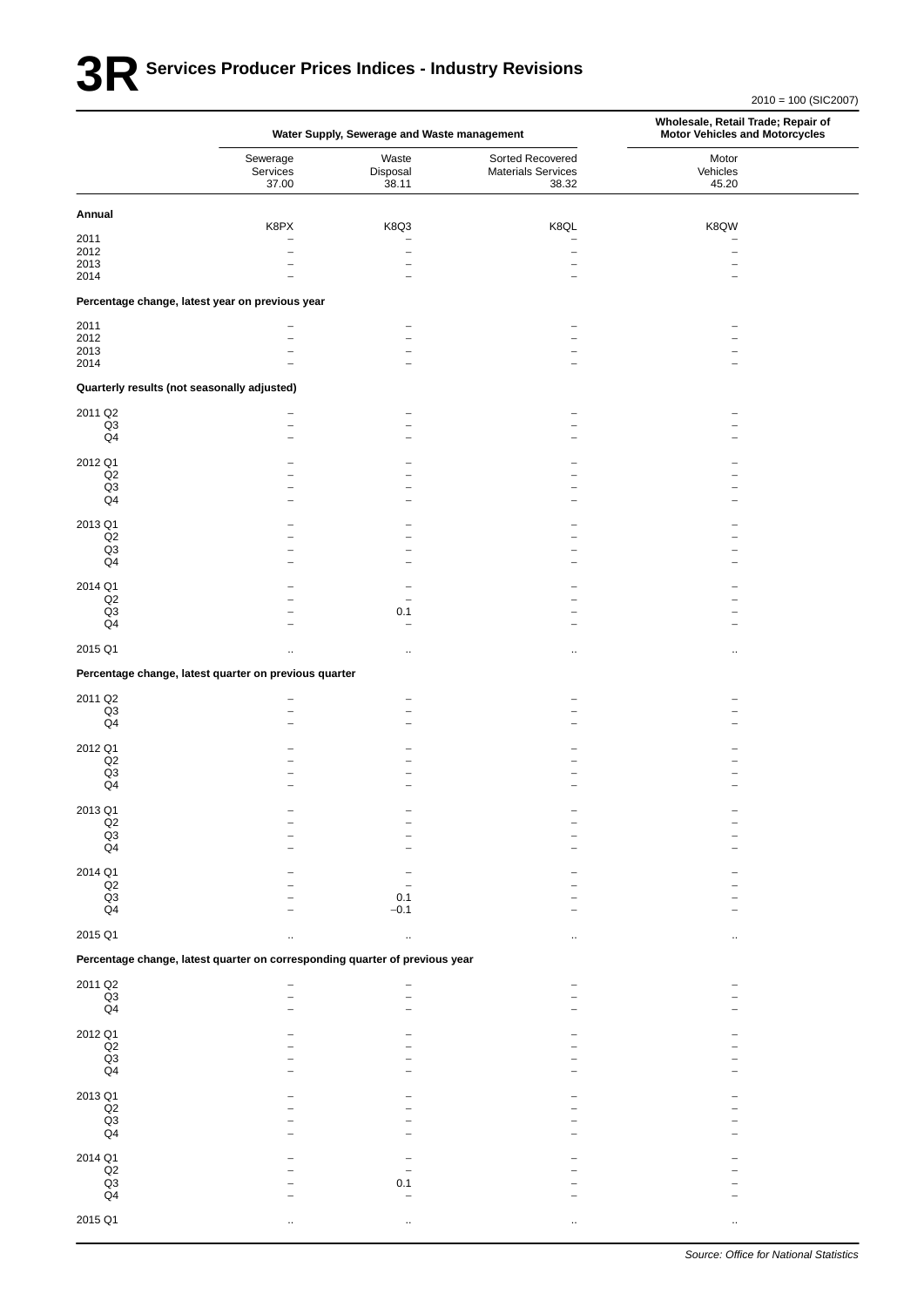# 3R Services Producer Prices Indices - Industry Revisions

2010 = 100 (SIC2007)

| | Water Supply, Sewerage and Waste management | | | Wholesale, Retail Trade; Repair of Motor Vehicles and Motorcycles |
|---|---|---|---|---|
| | Sewerage Services 37.00 | Waste Disposal 38.11 | Sorted Recovered Materials Services 38.32 | Motor Vehicles 45.20 |
| **Annual** | K8PX | K8Q3 | K8QL | K8QW |
| 2011 | – | – | – | – |
| 2012 | – | – | – | – |
| 2013 | – | – | – | – |
| 2014 | – | – | – | – |
| **Percentage change, latest year on previous year** | | | | |
| 2011 | – | – | – | – |
| 2012 | – | – | – | – |
| 2013 | – | – | – | – |
| 2014 | – | – | – | – |
| **Quarterly results (not seasonally adjusted)** | | | | |
| 2011 Q2 | – | – | – | – |
| Q3 | – | – | – | – |
| Q4 | – | – | – | – |
| 2012 Q1 | – | – | – | – |
| Q2 | – | – | – | – |
| Q3 | – | – | – | – |
| Q4 | – | – | – | – |
| 2013 Q1 | – | – | – | – |
| Q2 | – | – | – | – |
| Q3 | – | – | – | – |
| Q4 | – | – | – | – |
| 2014 Q1 | – | – | – | – |
| Q2 | – | – | – | – |
| Q3 | – | 0.1 | – | – |
| Q4 | – | – | – | – |
| 2015 Q1 | .. | .. | .. | .. |
| **Percentage change, latest quarter on previous quarter** | | | | |
| 2011 Q2 | – | – | – | – |
| Q3 | – | – | – | – |
| Q4 | – | – | – | – |
| 2012 Q1 | – | – | – | – |
| Q2 | – | – | – | – |
| Q3 | – | – | – | – |
| Q4 | – | – | – | – |
| 2013 Q1 | – | – | – | – |
| Q2 | – | – | – | – |
| Q3 | – | – | – | – |
| Q4 | – | – | – | – |
| 2014 Q1 | – | – | – | – |
| Q2 | – | – | – | – |
| Q3 | – | 0.1 | – | – |
| Q4 | – | −0.1 | – | – |
| 2015 Q1 | .. | .. | .. | .. |
| **Percentage change, latest quarter on corresponding quarter of previous year** | | | | |
| 2011 Q2 | – | – | – | – |
| Q3 | – | – | – | – |
| Q4 | – | – | – | – |
| 2012 Q1 | – | – | – | – |
| Q2 | – | – | – | – |
| Q3 | – | – | – | – |
| Q4 | – | – | – | – |
| 2013 Q1 | – | – | – | – |
| Q2 | – | – | – | – |
| Q3 | – | – | – | – |
| Q4 | – | – | – | – |
| 2014 Q1 | – | – | – | – |
| Q2 | – | – | – | – |
| Q3 | – | 0.1 | – | – |
| Q4 | – | – | – | – |
| 2015 Q1 | .. | .. | .. | .. |

*Source: Office for National Statistics*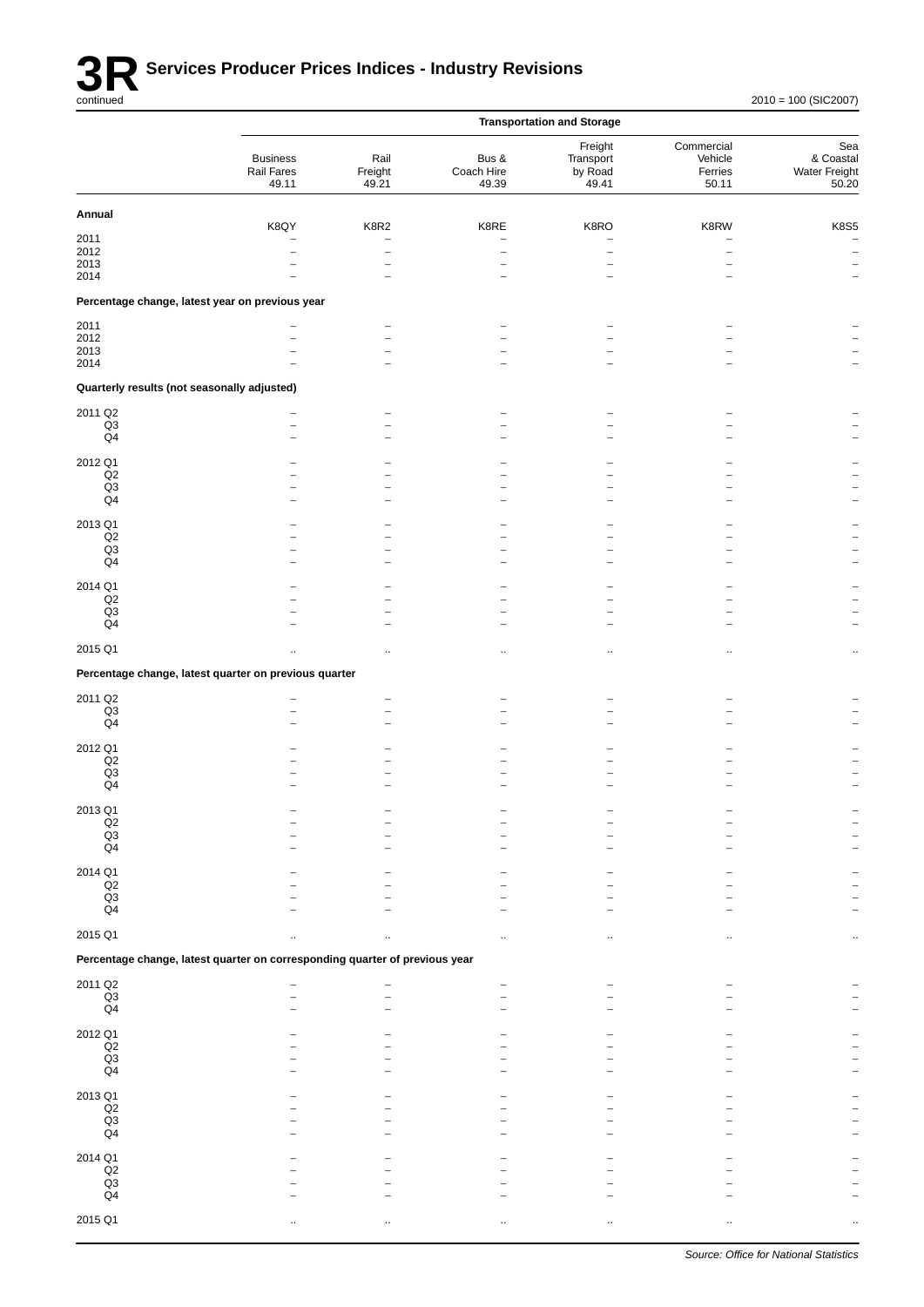# 3R Services Producer Prices Indices - Industry Revisions

continued

2010 = 100 (SIC2007)

| | Transportation and Storage | | | | | |
|---|---|---|---|---|---|---|
| | Business Rail Fares 49.11 | Rail Freight 49.21 | Bus & Coach Hire 49.39 | Freight Transport by Road 49.41 | Commercial Vehicle Ferries 50.11 | Sea & Coastal Water Freight 50.20 |
| **Annual** | K8QY | K8R2 | K8RE | K8RO | K8RW | K8S5 |
| 2011 | – | – | – | – | – | – |
| 2012 | – | – | – | – | – | – |
| 2013 | – | – | – | – | – | – |
| 2014 | – | – | – | – | – | – |
| **Percentage change, latest year on previous year** | | | | | | |
| 2011 | – | – | – | – | – | – |
| 2012 | – | – | – | – | – | – |
| 2013 | – | – | – | – | – | – |
| 2014 | – | – | – | – | – | – |
| **Quarterly results (not seasonally adjusted)** | | | | | | |
| 2011 Q2 | – | – | – | – | – | – |
| Q3 | – | – | – | – | – | – |
| Q4 | – | – | – | – | – | – |
| 2012 Q1 | – | – | – | – | – | – |
| Q2 | – | – | – | – | – | – |
| Q3 | – | – | – | – | – | – |
| Q4 | – | – | – | – | – | – |
| 2013 Q1 | – | – | – | – | – | – |
| Q2 | – | – | – | – | – | – |
| Q3 | – | – | – | – | – | – |
| Q4 | – | – | – | – | – | – |
| 2014 Q1 | – | – | – | – | – | – |
| Q2 | – | – | – | – | – | – |
| Q3 | – | – | – | – | – | – |
| Q4 | – | – | – | – | – | – |
| 2015 Q1 | .. | .. | .. | .. | .. | .. |
| **Percentage change, latest quarter on previous quarter** | | | | | | |
| 2011 Q2 | – | – | – | – | – | – |
| Q3 | – | – | – | – | – | – |
| Q4 | – | – | – | – | – | – |
| 2012 Q1 | – | – | – | – | – | – |
| Q2 | – | – | – | – | – | – |
| Q3 | – | – | – | – | – | – |
| Q4 | – | – | – | – | – | – |
| 2013 Q1 | – | – | – | – | – | – |
| Q2 | – | – | – | – | – | – |
| Q3 | – | – | – | – | – | – |
| Q4 | – | – | – | – | – | – |
| 2014 Q1 | – | – | – | – | – | – |
| Q2 | – | – | – | – | – | – |
| Q3 | – | – | – | – | – | – |
| Q4 | – | – | – | – | – | – |
| 2015 Q1 | .. | .. | .. | .. | .. | .. |
| **Percentage change, latest quarter on corresponding quarter of previous year** | | | | | | |
| 2011 Q2 | – | – | – | – | – | – |
| Q3 | – | – | – | – | – | – |
| Q4 | – | – | – | – | – | – |
| 2012 Q1 | – | – | – | – | – | – |
| Q2 | – | – | – | – | – | – |
| Q3 | – | – | – | – | – | – |
| Q4 | – | – | – | – | – | – |
| 2013 Q1 | – | – | – | – | – | – |
| Q2 | – | – | – | – | – | – |
| Q3 | – | – | – | – | – | – |
| Q4 | – | – | – | – | – | – |
| 2014 Q1 | – | – | – | – | – | – |
| Q2 | – | – | – | – | – | – |
| Q3 | – | – | – | – | – | – |
| Q4 | – | – | – | – | – | – |
| 2015 Q1 | .. | .. | .. | .. | .. | .. |

*Source: Office for National Statistics*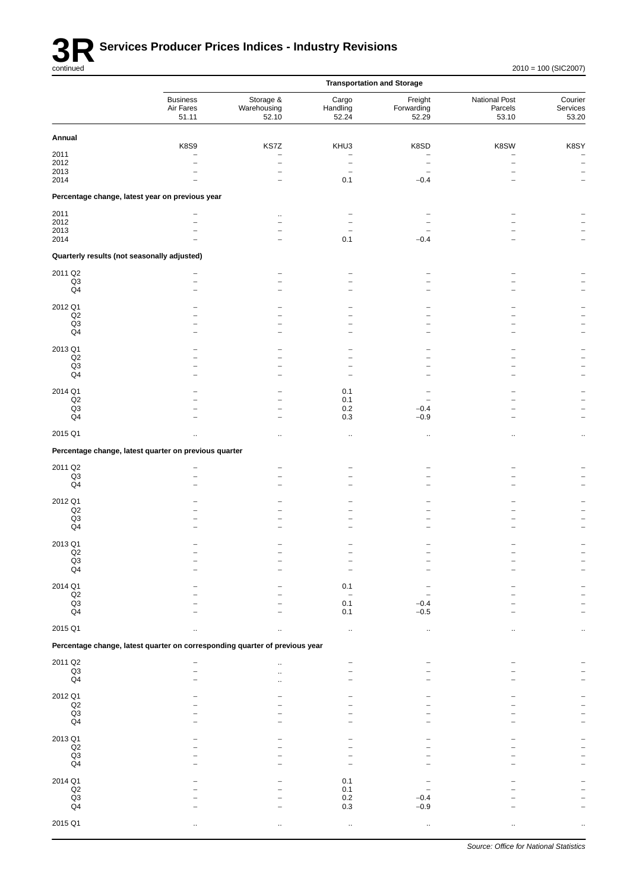# 3R Services Producer Prices Indices - Industry Revisions

continued

2010 = 100 (SIC2007)

| | Transportation and Storage | | | | | |
|---|---|---|---|---|---|---|
| | Business Air Fares 51.11 | Storage & Warehousing 52.10 | Cargo Handling 52.24 | Freight Forwarding 52.29 | National Post Parcels 53.10 | Courier Services 53.20 |
| **Annual** | | | | | | |
| | K8S9 | KS7Z | KHU3 | K8SD | K8SW | K8SY |
| 2011 | – | – | – | – | – | – |
| 2012 | – | – | – | – | – | – |
| 2013 | – | – | – | – | – | – |
| 2014 | – | – | 0.1 | −0.4 | – | – |
| **Percentage change, latest year on previous year** | | | | | | |
| 2011 | – | .. | – | – | – | – |
| 2012 | – | – | – | – | – | – |
| 2013 | – | – | – | – | – | – |
| 2014 | – | – | 0.1 | −0.4 | – | – |
| **Quarterly results (not seasonally adjusted)** | | | | | | |
| 2011 Q2 | – | – | – | – | – | – |
| Q3 | – | – | – | – | – | – |
| Q4 | – | – | – | – | – | – |
| 2012 Q1 | – | – | – | – | – | – |
| Q2 | – | – | – | – | – | – |
| Q3 | – | – | – | – | – | – |
| Q4 | – | – | – | – | – | – |
| 2013 Q1 | – | – | – | – | – | – |
| Q2 | – | – | – | – | – | – |
| Q3 | – | – | – | – | – | – |
| Q4 | – | – | – | – | – | – |
| 2014 Q1 | – | – | 0.1 | – | – | – |
| Q2 | – | – | 0.1 | – | – | – |
| Q3 | – | – | 0.2 | −0.4 | – | – |
| Q4 | – | – | 0.3 | −0.9 | – | – |
| 2015 Q1 | .. | .. | .. | .. | .. | .. |
| **Percentage change, latest quarter on previous quarter** | | | | | | |
| 2011 Q2 | – | – | – | – | – | – |
| Q3 | – | – | – | – | – | – |
| Q4 | – | – | – | – | – | – |
| 2012 Q1 | – | – | – | – | – | – |
| Q2 | – | – | – | – | – | – |
| Q3 | – | – | – | – | – | – |
| Q4 | – | – | – | – | – | – |
| 2013 Q1 | – | – | – | – | – | – |
| Q2 | – | – | – | – | – | – |
| Q3 | – | – | – | – | – | – |
| Q4 | – | – | – | – | – | – |
| 2014 Q1 | – | – | 0.1 | – | – | – |
| Q2 | – | – | – | – | – | – |
| Q3 | – | – | 0.1 | −0.4 | – | – |
| Q4 | – | – | 0.1 | −0.5 | – | – |
| 2015 Q1 | .. | .. | .. | .. | .. | .. |
| **Percentage change, latest quarter on corresponding quarter of previous year** | | | | | | |
| 2011 Q2 | – | .. | – | – | – | – |
| Q3 | – | .. | – | – | – | – |
| Q4 | – | .. | – | – | – | – |
| 2012 Q1 | – | – | – | – | – | – |
| Q2 | – | – | – | – | – | – |
| Q3 | – | – | – | – | – | – |
| Q4 | – | – | – | – | – | – |
| 2013 Q1 | – | – | – | – | – | – |
| Q2 | – | – | – | – | – | – |
| Q3 | – | – | – | – | – | – |
| Q4 | – | – | – | – | – | – |
| 2014 Q1 | – | – | 0.1 | – | – | – |
| Q2 | – | – | 0.1 | – | – | – |
| Q3 | – | – | 0.2 | −0.4 | – | – |
| Q4 | – | – | 0.3 | −0.9 | – | – |
| 2015 Q1 | .. | .. | .. | .. | .. | .. |

*Source: Office for National Statistics*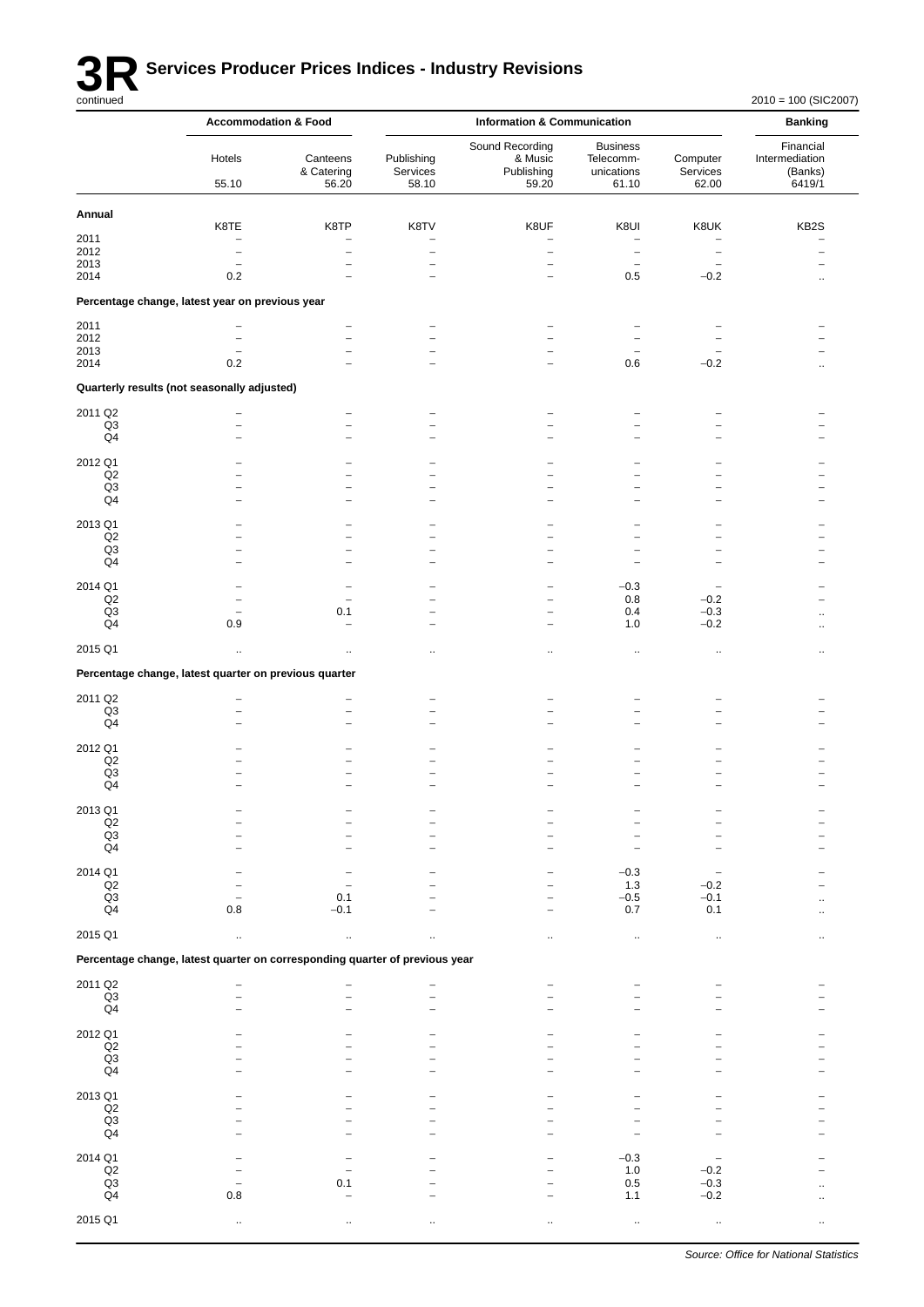# 3R Services Producer Prices Indices - Industry Revisions

continued

2010 = 100 (SIC2007)

| | Accommodation & Food | | Information & Communication | | | | Banking |
|---|---|---|---|---|---|---|---|
| | Hotels | Canteens & Catering | Publishing Services | Sound Recording & Music Publishing | Business Telecomm-unications | Computer Services | Financial Intermediation (Banks) |
| | 55.10 | 56.20 | 58.10 | 59.20 | 61.10 | 62.00 | 6419/1 |
| **Annual** | | | | | | | |
| | K8TE | K8TP | K8TV | K8UF | K8UI | K8UK | KB2S |
| 2011 | – | – | – | – | – | – | – |
| 2012 | – | – | – | – | – | – | – |
| 2013 | – | – | – | – | – | – | – |
| 2014 | 0.2 | – | – | – | 0.5 | −0.2 | .. |
| **Percentage change, latest year on previous year** | | | | | | | |
| 2011 | – | – | – | – | – | – | – |
| 2012 | – | – | – | – | – | – | – |
| 2013 | – | – | – | – | – | – | – |
| 2014 | 0.2 | – | – | – | 0.6 | −0.2 | .. |
| **Quarterly results (not seasonally adjusted)** | | | | | | | |
| 2011 Q2 | – | – | – | – | – | – | – |
| Q3 | – | – | – | – | – | – | – |
| Q4 | – | – | – | – | – | – | – |
| 2012 Q1 | – | – | – | – | – | – | – |
| Q2 | – | – | – | – | – | – | – |
| Q3 | – | – | – | – | – | – | – |
| Q4 | – | – | – | – | – | – | – |
| 2013 Q1 | – | – | – | – | – | – | – |
| Q2 | – | – | – | – | – | – | – |
| Q3 | – | – | – | – | – | – | – |
| Q4 | – | – | – | – | – | – | – |
| 2014 Q1 | – | – | – | – | −0.3 | – | – |
| Q2 | – | – | – | – | 0.8 | −0.2 | – |
| Q3 | – | 0.1 | – | – | 0.4 | −0.3 | .. |
| Q4 | 0.9 | – | – | – | 1.0 | −0.2 | .. |
| 2015 Q1 | .. | .. | .. | .. | .. | .. | .. |
| **Percentage change, latest quarter on previous quarter** | | | | | | | |
| 2011 Q2 | – | – | – | – | – | – | – |
| Q3 | – | – | – | – | – | – | – |
| Q4 | – | – | – | – | – | – | – |
| 2012 Q1 | – | – | – | – | – | – | – |
| Q2 | – | – | – | – | – | – | – |
| Q3 | – | – | – | – | – | – | – |
| Q4 | – | – | – | – | – | – | – |
| 2013 Q1 | – | – | – | – | – | – | – |
| Q2 | – | – | – | – | – | – | – |
| Q3 | – | – | – | – | – | – | – |
| Q4 | – | – | – | – | – | – | – |
| 2014 Q1 | – | – | – | – | −0.3 | – | – |
| Q2 | – | – | – | – | 1.3 | −0.2 | – |
| Q3 | – | 0.1 | – | – | −0.5 | −0.1 | .. |
| Q4 | 0.8 | −0.1 | – | – | 0.7 | 0.1 | .. |
| 2015 Q1 | .. | .. | .. | .. | .. | .. | .. |
| **Percentage change, latest quarter on corresponding quarter of previous year** | | | | | | | |
| 2011 Q2 | – | – | – | – | – | – | – |
| Q3 | – | – | – | – | – | – | – |
| Q4 | – | – | – | – | – | – | – |
| 2012 Q1 | – | – | – | – | – | – | – |
| Q2 | – | – | – | – | – | – | – |
| Q3 | – | – | – | – | – | – | – |
| Q4 | – | – | – | – | – | – | – |
| 2013 Q1 | – | – | – | – | – | – | – |
| Q2 | – | – | – | – | – | – | – |
| Q3 | – | – | – | – | – | – | – |
| Q4 | – | – | – | – | – | – | – |
| 2014 Q1 | – | – | – | – | −0.3 | – | – |
| Q2 | – | – | – | – | 1.0 | −0.2 | – |
| Q3 | – | 0.1 | – | – | 0.5 | −0.3 | .. |
| Q4 | 0.8 | – | – | – | 1.1 | −0.2 | .. |
| 2015 Q1 | .. | .. | .. | .. | .. | .. | .. |

*Source: Office for National Statistics*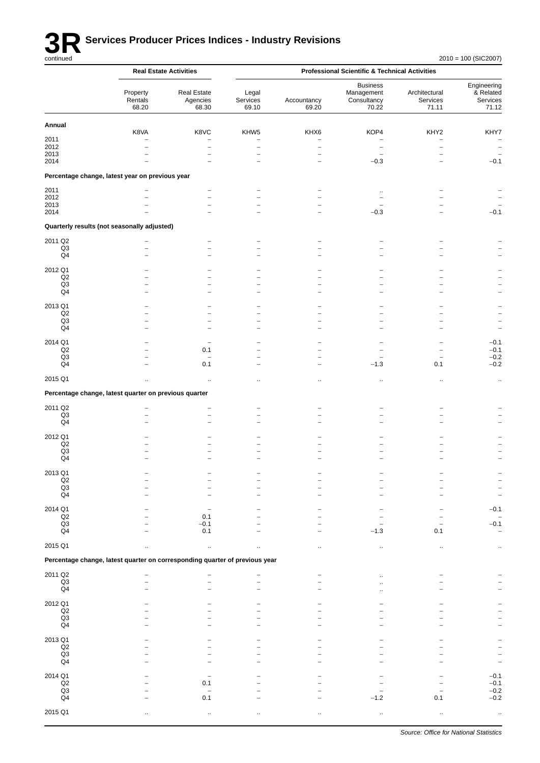# 3R Services Producer Prices Indices - Industry Revisions

continued

2010 = 100 (SIC2007)

| | Real Estate Activities | | Professional Scientific & Technical Activities | | | | |
|---|---|---|---|---|---|---|---|
| | Property Rentals 68.20 | Real Estate Agencies 68.30 | Legal Services 69.10 | Accountancy 69.20 | Business Management Consultancy 70.22 | Architectural Services 71.11 | Engineering & Related Services 71.12 |
| **Annual** | | | | | | | |
| | K8VA | K8VC | KHW5 | KHX6 | KOP4 | KHY2 | KHY7 |
| 2011 | – | – | – | – | – | – | – |
| 2012 | – | – | – | – | – | – | – |
| 2013 | – | – | – | – | – | – | – |
| 2014 | – | – | – | – | −0.3 | – | −0.1 |
| **Percentage change, latest year on previous year** | | | | | | | |
| 2011 | – | – | – | – | .. | – | – |
| 2012 | – | – | – | – | – | – | – |
| 2013 | – | – | – | – | – | – | – |
| 2014 | – | – | – | – | −0.3 | – | −0.1 |
| **Quarterly results (not seasonally adjusted)** | | | | | | | |
| 2011 Q2 | – | – | – | – | – | – | – |
| Q3 | – | – | – | – | – | – | – |
| Q4 | – | – | – | – | – | – | – |
| 2012 Q1 | – | – | – | – | – | – | – |
| Q2 | – | – | – | – | – | – | – |
| Q3 | – | – | – | – | – | – | – |
| Q4 | – | – | – | – | – | – | – |
| 2013 Q1 | – | – | – | – | – | – | – |
| Q2 | – | – | – | – | – | – | – |
| Q3 | – | – | – | – | – | – | – |
| Q4 | – | – | – | – | – | – | – |
| 2014 Q1 | – | – | – | – | – | – | −0.1 |
| Q2 | – | 0.1 | – | – | – | – | −0.1 |
| Q3 | – | – | – | – | – | – | −0.2 |
| Q4 | – | 0.1 | – | – | −1.3 | 0.1 | −0.2 |
| 2015 Q1 | .. | .. | .. | .. | .. | .. | .. |
| **Percentage change, latest quarter on previous quarter** | | | | | | | |
| 2011 Q2 | – | – | – | – | – | – | – |
| Q3 | – | – | – | – | – | – | – |
| Q4 | – | – | – | – | – | – | – |
| 2012 Q1 | – | – | – | – | – | – | – |
| Q2 | – | – | – | – | – | – | – |
| Q3 | – | – | – | – | – | – | – |
| Q4 | – | – | – | – | – | – | – |
| 2013 Q1 | – | – | – | – | – | – | – |
| Q2 | – | – | – | – | – | – | – |
| Q3 | – | – | – | – | – | – | – |
| Q4 | – | – | – | – | – | – | – |
| 2014 Q1 | – | – | – | – | – | – | −0.1 |
| Q2 | – | 0.1 | – | – | – | – | – |
| Q3 | – | −0.1 | – | – | – | – | −0.1 |
| Q4 | – | 0.1 | – | – | −1.3 | 0.1 | – |
| 2015 Q1 | .. | .. | .. | .. | .. | .. | .. |
| **Percentage change, latest quarter on corresponding quarter of previous year** | | | | | | | |
| 2011 Q2 | – | – | – | – | .. | – | – |
| Q3 | – | – | – | – | .. | – | – |
| Q4 | – | – | – | – | .. | – | – |
| 2012 Q1 | – | – | – | – | – | – | – |
| Q2 | – | – | – | – | – | – | – |
| Q3 | – | – | – | – | – | – | – |
| Q4 | – | – | – | – | – | – | – |
| 2013 Q1 | – | – | – | – | – | – | – |
| Q2 | – | – | – | – | – | – | – |
| Q3 | – | – | – | – | – | – | – |
| Q4 | – | – | – | – | – | – | – |
| 2014 Q1 | – | – | – | – | – | – | −0.1 |
| Q2 | – | 0.1 | – | – | – | – | −0.1 |
| Q3 | – | – | – | – | – | – | −0.2 |
| Q4 | – | 0.1 | – | – | −1.2 | 0.1 | −0.2 |
| 2015 Q1 | .. | .. | .. | .. | .. | .. | .. |

*Source: Office for National Statistics*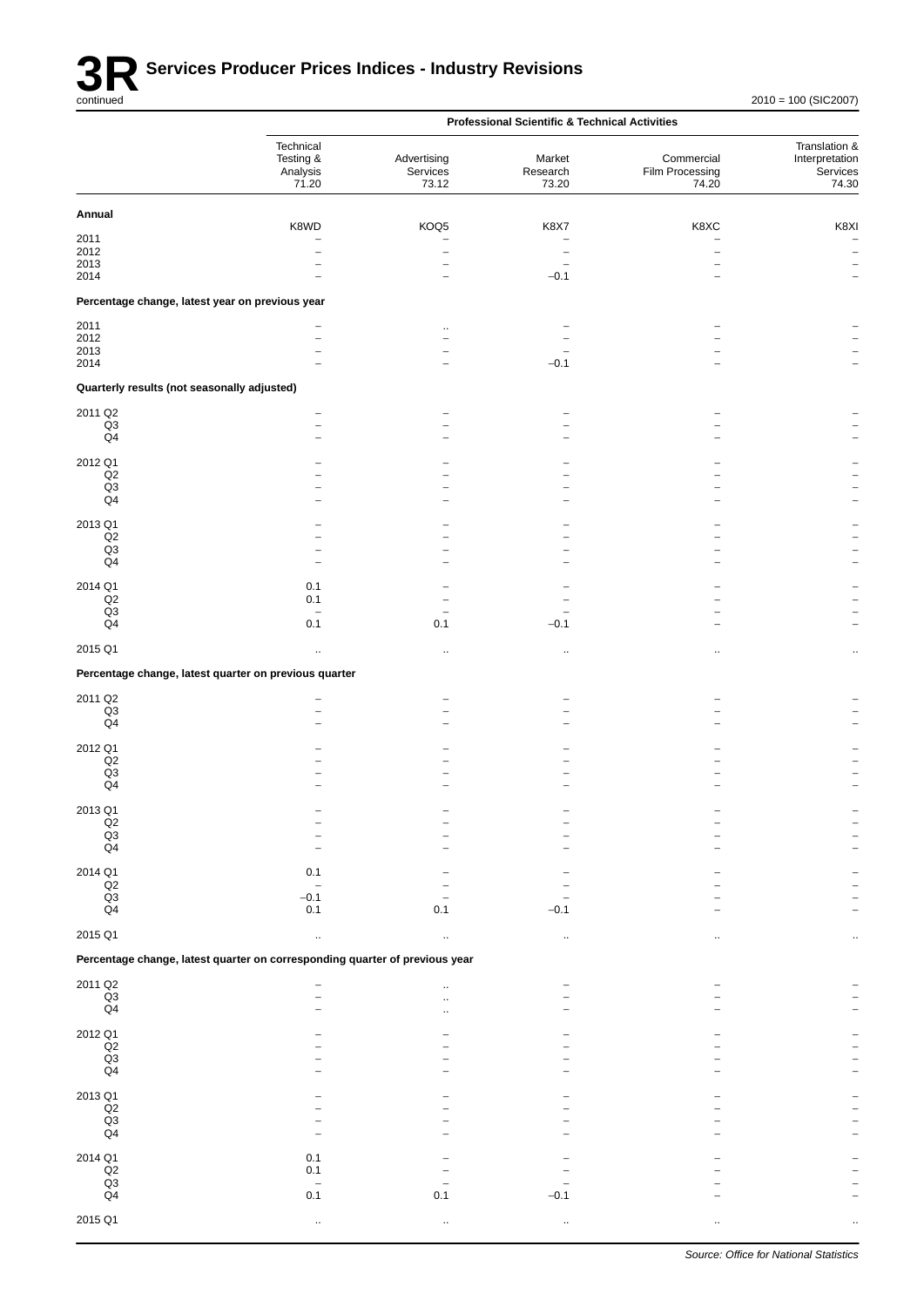# 3R Services Producer Prices Indices - Industry Revisions

continued

2010 = 100 (SIC2007)

| | Professional Scientific & Technical Activities | | | | |
|---|---|---|---|---|---|
| | Technical Testing & Analysis 71.20 | Advertising Services 73.12 | Market Research 73.20 | Commercial Film Processing 74.20 | Translation & Interpretation Services 74.30 |
| **Annual** | K8WD | KOQ5 | K8X7 | K8XC | K8XI |
| 2011 | – | – | – | – | – |
| 2012 | – | – | – | – | – |
| 2013 | – | – | – | – | – |
| 2014 | – | – | –0.1 | – | – |
| **Percentage change, latest year on previous year** | | | | | |
| 2011 | – | .. | – | – | – |
| 2012 | – | – | – | – | – |
| 2013 | – | – | – | – | – |
| 2014 | – | – | –0.1 | – | – |
| **Quarterly results (not seasonally adjusted)** | | | | | |
| 2011 Q2 | – | – | – | – | – |
| Q3 | – | – | – | – | – |
| Q4 | – | – | – | – | – |
| 2012 Q1 | – | – | – | – | – |
| Q2 | – | – | – | – | – |
| Q3 | – | – | – | – | – |
| Q4 | – | – | – | – | – |
| 2013 Q1 | – | – | – | – | – |
| Q2 | – | – | – | – | – |
| Q3 | – | – | – | – | – |
| Q4 | – | – | – | – | – |
| 2014 Q1 | 0.1 | – | – | – | – |
| Q2 | 0.1 | – | – | – | – |
| Q3 | – | – | – | – | – |
| Q4 | 0.1 | 0.1 | –0.1 | – | – |
| 2015 Q1 | .. | .. | .. | .. | .. |
| **Percentage change, latest quarter on previous quarter** | | | | | |
| 2011 Q2 | – | – | – | – | – |
| Q3 | – | – | – | – | – |
| Q4 | – | – | – | – | – |
| 2012 Q1 | – | – | – | – | – |
| Q2 | – | – | – | – | – |
| Q3 | – | – | – | – | – |
| Q4 | – | – | – | – | – |
| 2013 Q1 | – | – | – | – | – |
| Q2 | – | – | – | – | – |
| Q3 | – | – | – | – | – |
| Q4 | – | – | – | – | – |
| 2014 Q1 | 0.1 | – | – | – | – |
| Q2 | – | – | – | – | – |
| Q3 | –0.1 | – | – | – | – |
| Q4 | 0.1 | 0.1 | –0.1 | – | – |
| 2015 Q1 | .. | .. | .. | .. | .. |
| **Percentage change, latest quarter on corresponding quarter of previous year** | | | | | |
| 2011 Q2 | – | .. | – | – | – |
| Q3 | – | .. | – | – | – |
| Q4 | – | .. | – | – | – |
| 2012 Q1 | – | – | – | – | – |
| Q2 | – | – | – | – | – |
| Q3 | – | – | – | – | – |
| Q4 | – | – | – | – | – |
| 2013 Q1 | – | – | – | – | – |
| Q2 | – | – | – | – | – |
| Q3 | – | – | – | – | – |
| Q4 | – | – | – | – | – |
| 2014 Q1 | 0.1 | – | – | – | – |
| Q2 | 0.1 | – | – | – | – |
| Q3 | – | – | – | – | – |
| Q4 | 0.1 | 0.1 | –0.1 | – | – |
| 2015 Q1 | .. | .. | .. | .. | .. |

*Source: Office for National Statistics*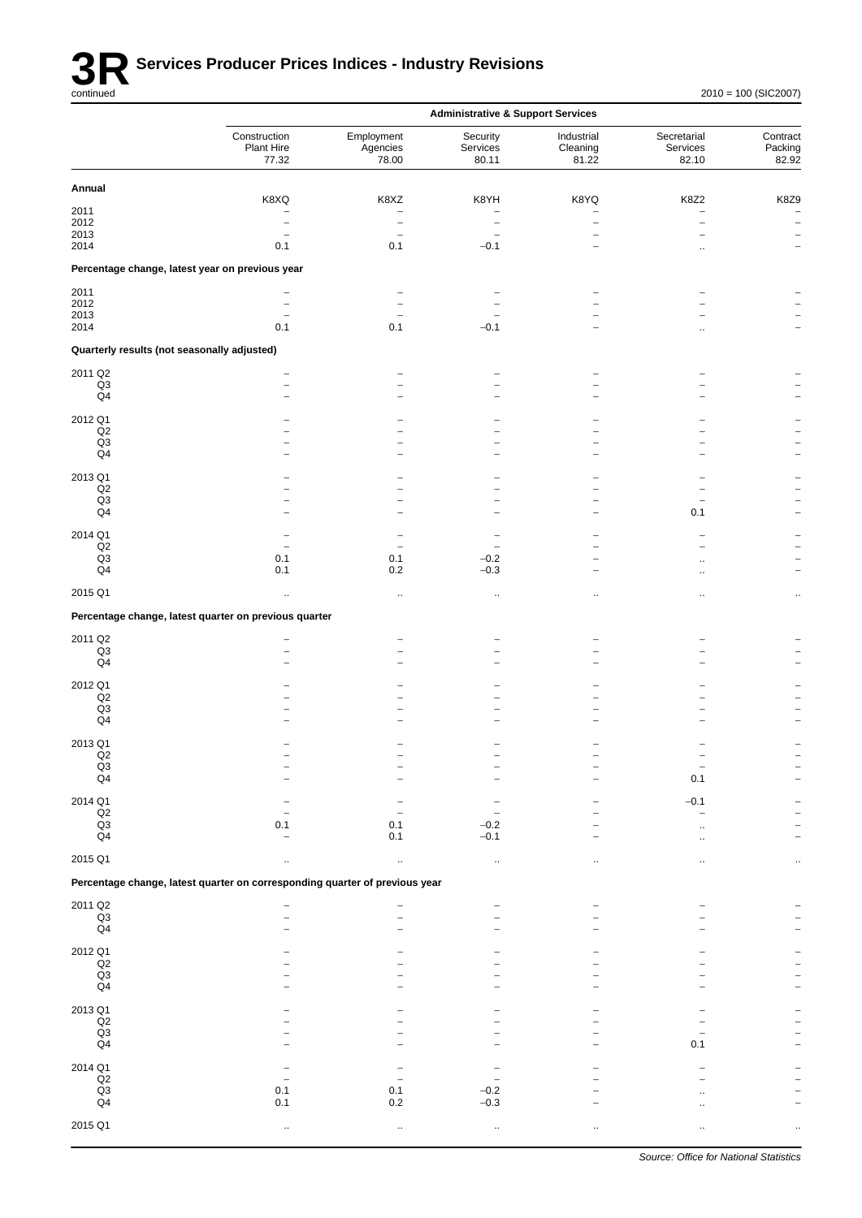# 3R Services Producer Prices Indices - Industry Revisions

continued

2010 = 100 (SIC2007)

| | Administrative & Support Services | | | | | |
|---|---|---|---|---|---|---|
| | Construction Plant Hire 77.32 | Employment Agencies 78.00 | Security Services 80.11 | Industrial Cleaning 81.22 | Secretarial Services 82.10 | Contract Packing 82.92 |
| **Annual** | | | | | | |
| | K8XQ | K8XZ | K8YH | K8YQ | K8Z2 | K8Z9 |
| 2011 | – | – | – | – | – | – |
| 2012 | – | – | – | – | – | – |
| 2013 | – | – | – | – | – | – |
| 2014 | 0.1 | 0.1 | −0.1 | – | .. | – |
| **Percentage change, latest year on previous year** | | | | | | |
| 2011 | – | – | – | – | – | – |
| 2012 | – | – | – | – | – | – |
| 2013 | – | – | – | – | – | – |
| 2014 | 0.1 | 0.1 | −0.1 | – | .. | – |
| **Quarterly results (not seasonally adjusted)** | | | | | | |
| 2011 Q2 | – | – | – | – | – | – |
| Q3 | – | – | – | – | – | – |
| Q4 | – | – | – | – | – | – |
| 2012 Q1 | – | – | – | – | – | – |
| Q2 | – | – | – | – | – | – |
| Q3 | – | – | – | – | – | – |
| Q4 | – | – | – | – | – | – |
| 2013 Q1 | – | – | – | – | – | – |
| Q2 | – | – | – | – | – | – |
| Q3 | – | – | – | – | – | – |
| Q4 | – | – | – | – | 0.1 | – |
| 2014 Q1 | – | – | – | – | – | – |
| Q2 | – | – | – | – | – | – |
| Q3 | 0.1 | 0.1 | −0.2 | – | .. | – |
| Q4 | 0.1 | 0.2 | −0.3 | – | .. | – |
| 2015 Q1 | .. | .. | .. | .. | .. | .. |
| **Percentage change, latest quarter on previous quarter** | | | | | | |
| 2011 Q2 | – | – | – | – | – | – |
| Q3 | – | – | – | – | – | – |
| Q4 | – | – | – | – | – | – |
| 2012 Q1 | – | – | – | – | – | – |
| Q2 | – | – | – | – | – | – |
| Q3 | – | – | – | – | – | – |
| Q4 | – | – | – | – | – | – |
| 2013 Q1 | – | – | – | – | – | – |
| Q2 | – | – | – | – | – | – |
| Q3 | – | – | – | – | – | – |
| Q4 | – | – | – | – | 0.1 | – |
| 2014 Q1 | – | – | – | – | −0.1 | – |
| Q2 | – | – | – | – | – | – |
| Q3 | 0.1 | 0.1 | −0.2 | – | .. | – |
| Q4 | – | 0.1 | −0.1 | – | .. | – |
| 2015 Q1 | .. | .. | .. | .. | .. | .. |
| **Percentage change, latest quarter on corresponding quarter of previous year** | | | | | | |
| 2011 Q2 | – | – | – | – | – | – |
| Q3 | – | – | – | – | – | – |
| Q4 | – | – | – | – | – | – |
| 2012 Q1 | – | – | – | – | – | – |
| Q2 | – | – | – | – | – | – |
| Q3 | – | – | – | – | – | – |
| Q4 | – | – | – | – | – | – |
| 2013 Q1 | – | – | – | – | – | – |
| Q2 | – | – | – | – | – | – |
| Q3 | – | – | – | – | – | – |
| Q4 | – | – | – | – | 0.1 | – |
| 2014 Q1 | – | – | – | – | – | – |
| Q2 | – | – | – | – | – | – |
| Q3 | 0.1 | 0.1 | −0.2 | – | .. | – |
| Q4 | 0.1 | 0.2 | −0.3 | – | .. | – |
| 2015 Q1 | .. | .. | .. | .. | .. | .. |

*Source: Office for National Statistics*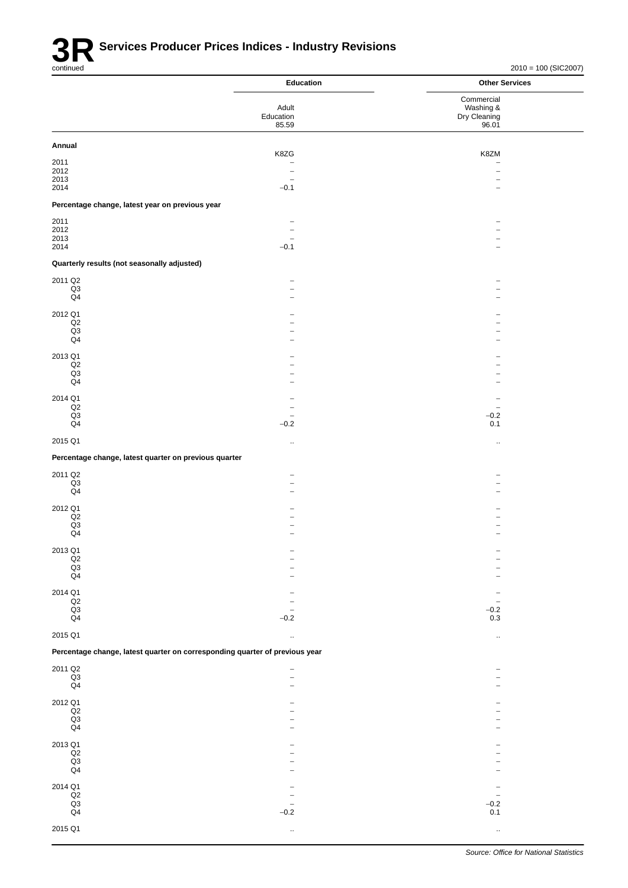# 3R Services Producer Prices Indices - Industry Revisions

continued

2010 = 100 (SIC2007)

| | Education | Other Services |
|---|---|---|
| | Adult Education 85.59 | Commercial Washing & Dry Cleaning 96.01 |
| **Annual** | K8ZG | K8ZM |
| 2011 | – | – |
| 2012 | – | – |
| 2013 | – | – |
| 2014 | −0.1 | – |
| **Percentage change, latest year on previous year** | | |
| 2011 | – | – |
| 2012 | – | – |
| 2013 | – | – |
| 2014 | −0.1 | – |
| **Quarterly results (not seasonally adjusted)** | | |
| 2011 Q2 | – | – |
| Q3 | – | – |
| Q4 | – | – |
| 2012 Q1 | – | – |
| Q2 | – | – |
| Q3 | – | – |
| Q4 | – | – |
| 2013 Q1 | – | – |
| Q2 | – | – |
| Q3 | – | – |
| Q4 | – | – |
| 2014 Q1 | – | – |
| Q2 | – | – |
| Q3 | – | −0.2 |
| Q4 | −0.2 | 0.1 |
| 2015 Q1 | .. | .. |
| **Percentage change, latest quarter on previous quarter** | | |
| 2011 Q2 | – | – |
| Q3 | – | – |
| Q4 | – | – |
| 2012 Q1 | – | – |
| Q2 | – | – |
| Q3 | – | – |
| Q4 | – | – |
| 2013 Q1 | – | – |
| Q2 | – | – |
| Q3 | – | – |
| Q4 | – | – |
| 2014 Q1 | – | – |
| Q2 | – | – |
| Q3 | – | −0.2 |
| Q4 | −0.2 | 0.3 |
| 2015 Q1 | .. | .. |
| **Percentage change, latest quarter on corresponding quarter of previous year** | | |
| 2011 Q2 | – | – |
| Q3 | – | – |
| Q4 | – | – |
| 2012 Q1 | – | – |
| Q2 | – | – |
| Q3 | – | – |
| Q4 | – | – |
| 2013 Q1 | – | – |
| Q2 | – | – |
| Q3 | – | – |
| Q4 | – | – |
| 2014 Q1 | – | – |
| Q2 | – | – |
| Q3 | – | −0.2 |
| Q4 | −0.2 | 0.1 |
| 2015 Q1 | .. | .. |

*Source: Office for National Statistics*